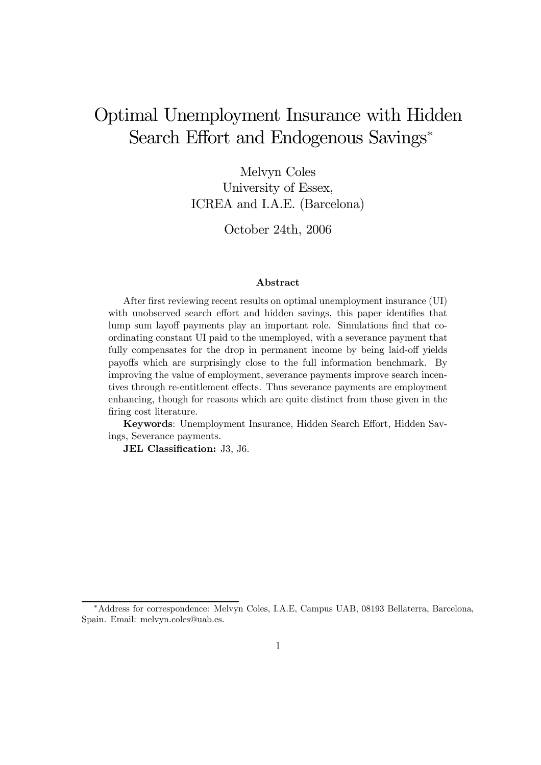# Optimal Unemployment Insurance with Hidden Search Effort and Endogenous Savings*

Melvyn Coles
University of Essex,
ICREA and I.A.E. (Barcelona)

October 24th, 2006

### Abstract

After first reviewing recent results on optimal unemployment insurance (UI) with unobserved search effort and hidden savings, this paper identifies that lump sum layoff payments play an important role. Simulations find that coordinating constant UI paid to the unemployed, with a severance payment that fully compensates for the drop in permanent income by being laid-off yields payoffs which are surprisingly close to the full information benchmark. By improving the value of employment, severance payments improve search incentives through re-entitlement effects. Thus severance payments are employment enhancing, though for reasons which are quite distinct from those given in the firing cost literature.

**Keywords**: Unemployment Insurance, Hidden Search Effort, Hidden Savings, Severance payments.

**JEL Classification:** J3, J6.

*Address for correspondence: Melvyn Coles, I.A.E, Campus UAB, 08193 Bellaterra, Barcelona, Spain. Email: melvyn.coles@uab.es.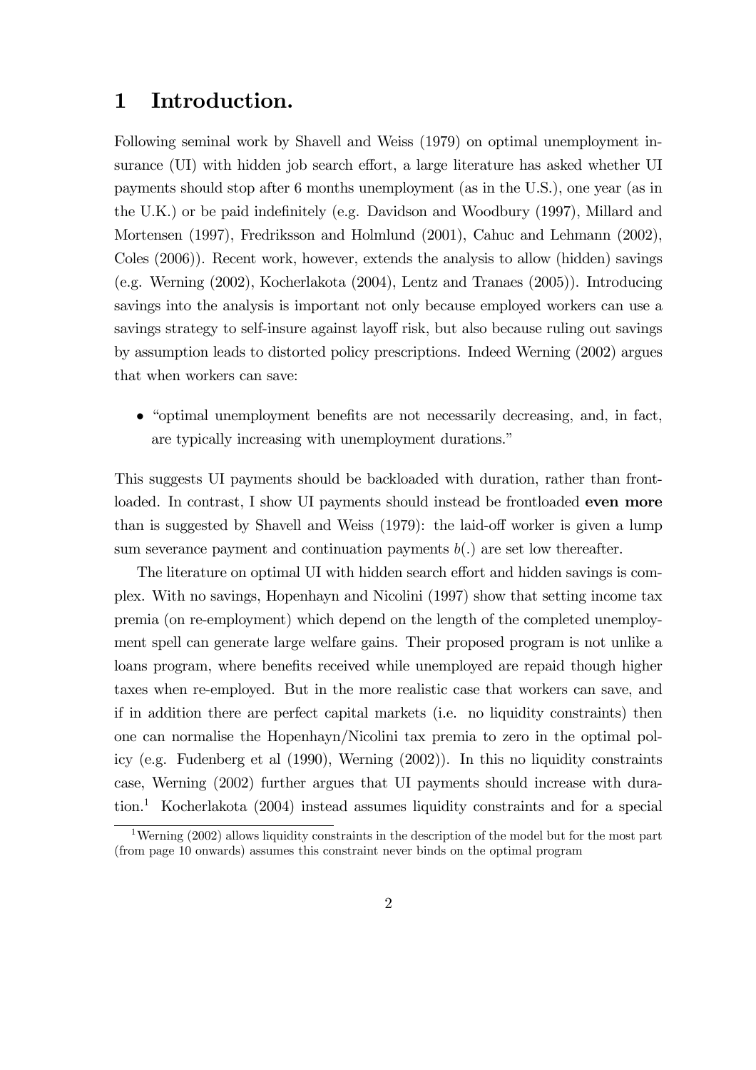# 1 Introduction.

Following seminal work by Shavell and Weiss (1979) on optimal unemployment insurance (UI) with hidden job search effort, a large literature has asked whether UI payments should stop after 6 months unemployment (as in the U.S.), one year (as in the U.K.) or be paid indefinitely (e.g. Davidson and Woodbury (1997), Millard and Mortensen (1997), Fredriksson and Holmlund (2001), Cahuc and Lehmann (2002), Coles (2006)). Recent work, however, extends the analysis to allow (hidden) savings (e.g. Werning (2002), Kocherlakota (2004), Lentz and Tranaes (2005)). Introducing savings into the analysis is important not only because employed workers can use a savings strategy to self-insure against layoff risk, but also because ruling out savings by assumption leads to distorted policy prescriptions. Indeed Werning (2002) argues that when workers can save:

- "optimal unemployment benefits are not necessarily decreasing, and, in fact, are typically increasing with unemployment durations."

This suggests UI payments should be backloaded with duration, rather than frontloaded. In contrast, I show UI payments should instead be frontloaded **even more** than is suggested by Shavell and Weiss (1979): the laid-off worker is given a lump sum severance payment and continuation payments $b(.)$ are set low thereafter.

The literature on optimal UI with hidden search effort and hidden savings is complex. With no savings, Hopenhayn and Nicolini (1997) show that setting income tax premia (on re-employment) which depend on the length of the completed unemployment spell can generate large welfare gains. Their proposed program is not unlike a loans program, where benefits received while unemployed are repaid though higher taxes when re-employed. But in the more realistic case that workers can save, and if in addition there are perfect capital markets (i.e. no liquidity constraints) then one can normalise the Hopenhayn/Nicolini tax premia to zero in the optimal policy (e.g. Fudenberg et al (1990), Werning (2002)). In this no liquidity constraints case, Werning (2002) further argues that UI payments should increase with duration.[1] Kocherlakota (2004) instead assumes liquidity constraints and for a special

[1] Werning (2002) allows liquidity constraints in the description of the model but for the most part (from page 10 onwards) assumes this constraint never binds on the optimal program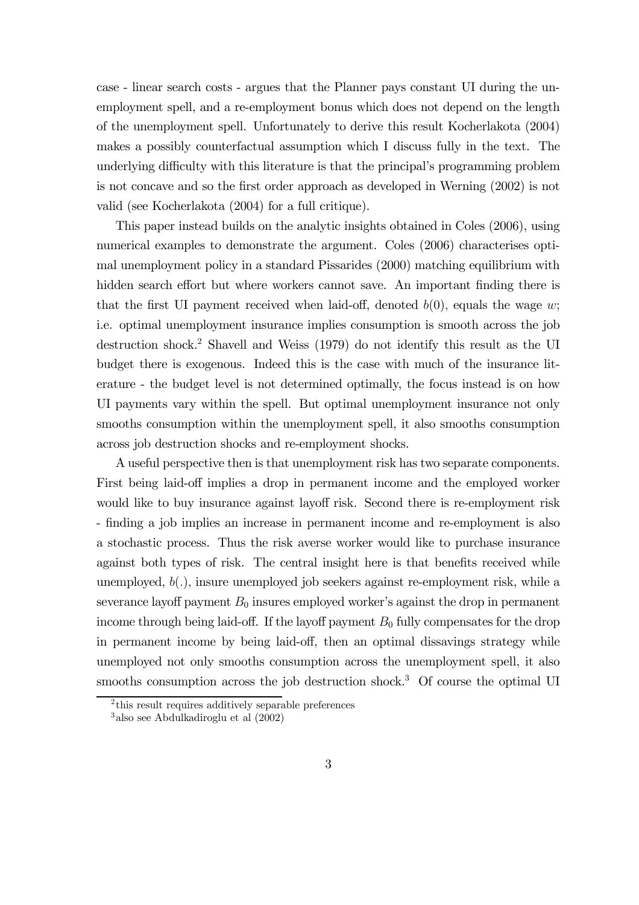case - linear search costs - argues that the Planner pays constant UI during the unemployment spell, and a re-employment bonus which does not depend on the length of the unemployment spell. Unfortunately to derive this result Kocherlakota (2004) makes a possibly counterfactual assumption which I discuss fully in the text. The underlying difficulty with this literature is that the principal's programming problem is not concave and so the first order approach as developed in Werning (2002) is not valid (see Kocherlakota (2004) for a full critique).

This paper instead builds on the analytic insights obtained in Coles (2006), using numerical examples to demonstrate the argument. Coles (2006) characterises optimal unemployment policy in a standard Pissarides (2000) matching equilibrium with hidden search effort but where workers cannot save. An important finding there is that the first UI payment received when laid-off, denoted $b(0)$, equals the wage $w$; i.e. optimal unemployment insurance implies consumption is smooth across the job destruction shock.[2] Shavell and Weiss (1979) do not identify this result as the UI budget there is exogenous. Indeed this is the case with much of the insurance literature - the budget level is not determined optimally, the focus instead is on how UI payments vary within the spell. But optimal unemployment insurance not only smooths consumption within the unemployment spell, it also smooths consumption across job destruction shocks and re-employment shocks.

A useful perspective then is that unemployment risk has two separate components. First being laid-off implies a drop in permanent income and the employed worker would like to buy insurance against layoff risk. Second there is re-employment risk - finding a job implies an increase in permanent income and re-employment is also a stochastic process. Thus the risk averse worker would like to purchase insurance against both types of risk. The central insight here is that benefits received while unemployed, $b(.)$, insure unemployed job seekers against re-employment risk, while a severance layoff payment $B_0$ insures employed worker's against the drop in permanent income through being laid-off. If the layoff payment $B_0$ fully compensates for the drop in permanent income by being laid-off, then an optimal dissavings strategy while unemployed not only smooths consumption across the unemployment spell, it also smooths consumption across the job destruction shock.[3] Of course the optimal UI

[2] this result requires additively separable preferences

[3] also see Abdulkadiroglu et al (2002)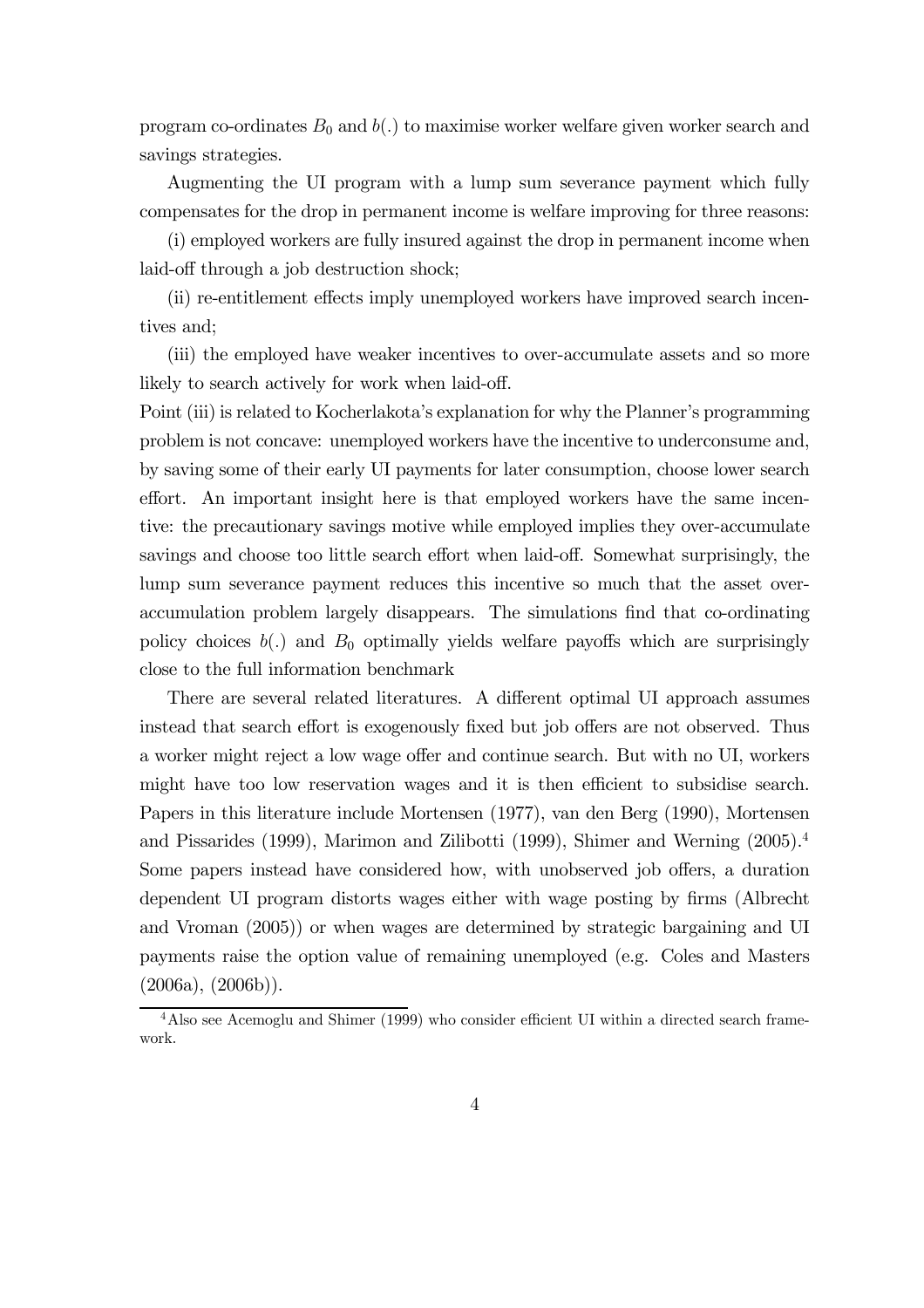program co-ordinates $B_0$ and $b(.)$ to maximise worker welfare given worker search and savings strategies.

Augmenting the UI program with a lump sum severance payment which fully compensates for the drop in permanent income is welfare improving for three reasons:

(i) employed workers are fully insured against the drop in permanent income when laid-off through a job destruction shock;

(ii) re-entitlement effects imply unemployed workers have improved search incentives and;

(iii) the employed have weaker incentives to over-accumulate assets and so more likely to search actively for work when laid-off.

Point (iii) is related to Kocherlakota's explanation for why the Planner's programming problem is not concave: unemployed workers have the incentive to underconsume and, by saving some of their early UI payments for later consumption, choose lower search effort. An important insight here is that employed workers have the same incentive: the precautionary savings motive while employed implies they over-accumulate savings and choose too little search effort when laid-off. Somewhat surprisingly, the lump sum severance payment reduces this incentive so much that the asset over-accumulation problem largely disappears. The simulations find that co-ordinating policy choices $b(.)$ and $B_0$ optimally yields welfare payoffs which are surprisingly close to the full information benchmark

There are several related literatures. A different optimal UI approach assumes instead that search effort is exogenously fixed but job offers are not observed. Thus a worker might reject a low wage offer and continue search. But with no UI, workers might have too low reservation wages and it is then efficient to subsidise search. Papers in this literature include Mortensen (1977), van den Berg (1990), Mortensen and Pissarides (1999), Marimon and Zilibotti (1999), Shimer and Werning (2005).[4] Some papers instead have considered how, with unobserved job offers, a duration dependent UI program distorts wages either with wage posting by firms (Albrecht and Vroman (2005)) or when wages are determined by strategic bargaining and UI payments raise the option value of remaining unemployed (e.g. Coles and Masters (2006a), (2006b)).

[4] Also see Acemoglu and Shimer (1999) who consider efficient UI within a directed search framework.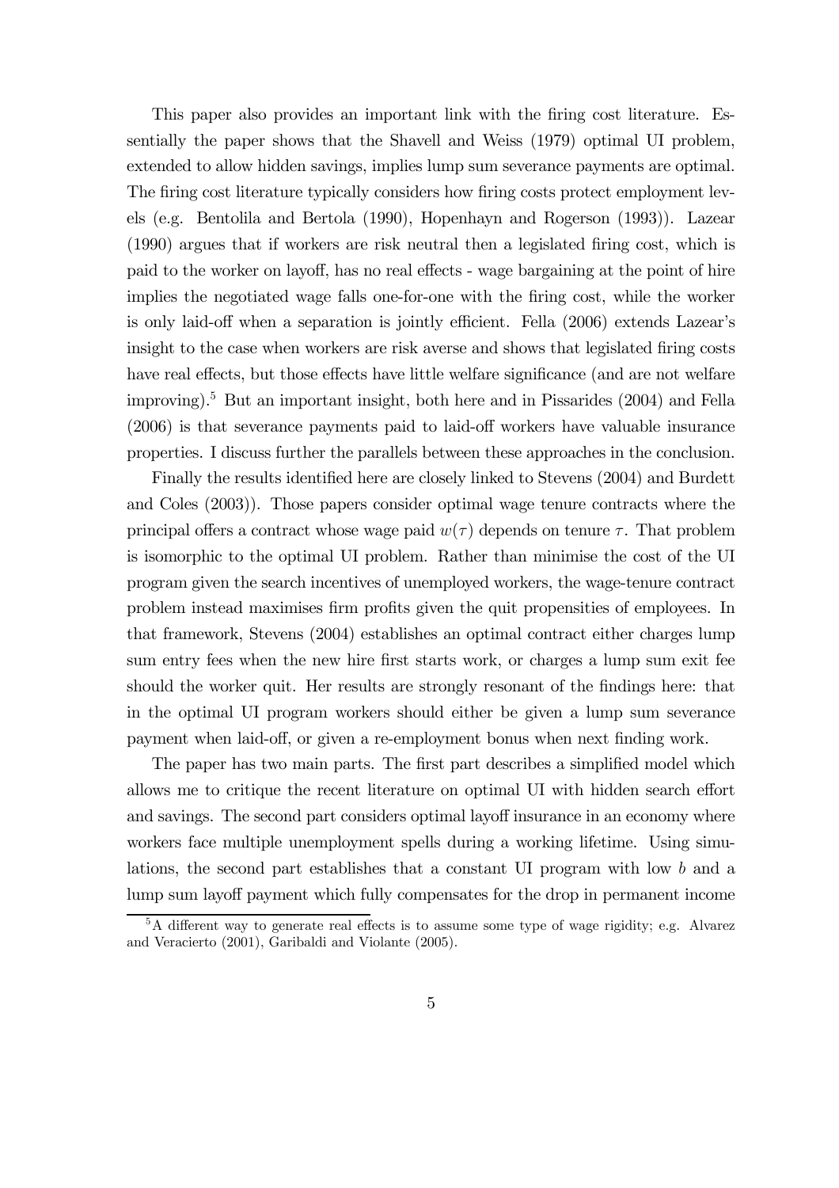This paper also provides an important link with the firing cost literature. Essentially the paper shows that the Shavell and Weiss (1979) optimal UI problem, extended to allow hidden savings, implies lump sum severance payments are optimal. The firing cost literature typically considers how firing costs protect employment levels (e.g. Bentolila and Bertola (1990), Hopenhayn and Rogerson (1993)). Lazear (1990) argues that if workers are risk neutral then a legislated firing cost, which is paid to the worker on layoff, has no real effects - wage bargaining at the point of hire implies the negotiated wage falls one-for-one with the firing cost, while the worker is only laid-off when a separation is jointly efficient. Fella (2006) extends Lazear's insight to the case when workers are risk averse and shows that legislated firing costs have real effects, but those effects have little welfare significance (and are not welfare improving).[5] But an important insight, both here and in Pissarides (2004) and Fella (2006) is that severance payments paid to laid-off workers have valuable insurance properties. I discuss further the parallels between these approaches in the conclusion.

Finally the results identified here are closely linked to Stevens (2004) and Burdett and Coles (2003)). Those papers consider optimal wage tenure contracts where the principal offers a contract whose wage paid $w(\tau)$ depends on tenure $\tau$. That problem is isomorphic to the optimal UI problem. Rather than minimise the cost of the UI program given the search incentives of unemployed workers, the wage-tenure contract problem instead maximises firm profits given the quit propensities of employees. In that framework, Stevens (2004) establishes an optimal contract either charges lump sum entry fees when the new hire first starts work, or charges a lump sum exit fee should the worker quit. Her results are strongly resonant of the findings here: that in the optimal UI program workers should either be given a lump sum severance payment when laid-off, or given a re-employment bonus when next finding work.

The paper has two main parts. The first part describes a simplified model which allows me to critique the recent literature on optimal UI with hidden search effort and savings. The second part considers optimal layoff insurance in an economy where workers face multiple unemployment spells during a working lifetime. Using simulations, the second part establishes that a constant UI program with low $b$ and a lump sum layoff payment which fully compensates for the drop in permanent income

[5] A different way to generate real effects is to assume some type of wage rigidity; e.g. Alvarez and Veracierto (2001), Garibaldi and Violante (2005).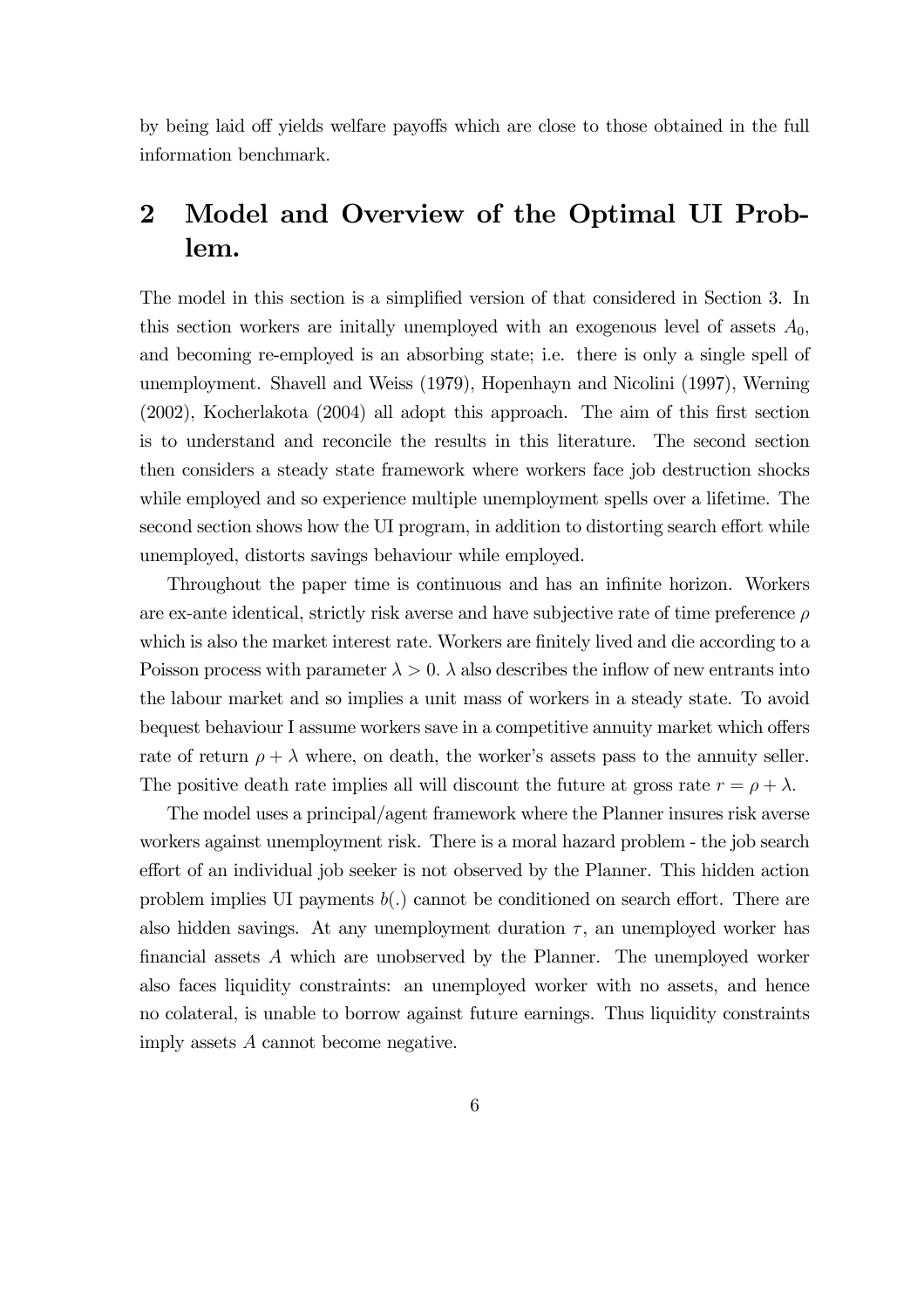by being laid off yields welfare payoffs which are close to those obtained in the full information benchmark.

## 2 Model and Overview of the Optimal UI Problem.

The model in this section is a simplified version of that considered in Section 3. In this section workers are initally unemployed with an exogenous level of assets $A_0$, and becoming re-employed is an absorbing state; i.e. there is only a single spell of unemployment. Shavell and Weiss (1979), Hopenhayn and Nicolini (1997), Werning (2002), Kocherlakota (2004) all adopt this approach. The aim of this first section is to understand and reconcile the results in this literature. The second section then considers a steady state framework where workers face job destruction shocks while employed and so experience multiple unemployment spells over a lifetime. The second section shows how the UI program, in addition to distorting search effort while unemployed, distorts savings behaviour while employed.

Throughout the paper time is continuous and has an infinite horizon. Workers are ex-ante identical, strictly risk averse and have subjective rate of time preference $\rho$ which is also the market interest rate. Workers are finitely lived and die according to a Poisson process with parameter $\lambda > 0$. $\lambda$ also describes the inflow of new entrants into the labour market and so implies a unit mass of workers in a steady state. To avoid bequest behaviour I assume workers save in a competitive annuity market which offers rate of return $\rho + \lambda$ where, on death, the worker's assets pass to the annuity seller. The positive death rate implies all will discount the future at gross rate $r = \rho + \lambda$.

The model uses a principal/agent framework where the Planner insures risk averse workers against unemployment risk. There is a moral hazard problem - the job search effort of an individual job seeker is not observed by the Planner. This hidden action problem implies UI payments $b(.)$ cannot be conditioned on search effort. There are also hidden savings. At any unemployment duration $\tau$, an unemployed worker has financial assets $A$ which are unobserved by the Planner. The unemployed worker also faces liquidity constraints: an unemployed worker with no assets, and hence no colateral, is unable to borrow against future earnings. Thus liquidity constraints imply assets $A$ cannot become negative.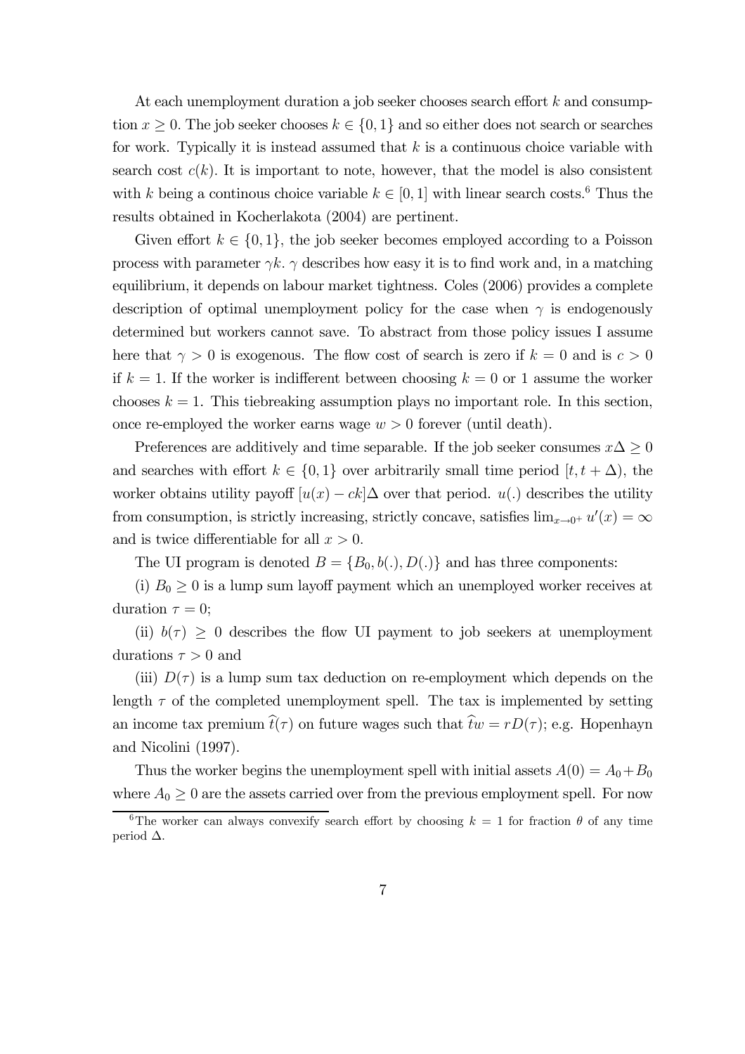At each unemployment duration a job seeker chooses search effort $k$ and consumption $x \geq 0$. The job seeker chooses $k \in \{0, 1\}$ and so either does not search or searches for work. Typically it is instead assumed that $k$ is a continuous choice variable with search cost $c(k)$. It is important to note, however, that the model is also consistent with $k$ being a continous choice variable $k \in [0, 1]$ with linear search costs.[6] Thus the results obtained in Kocherlakota (2004) are pertinent.

Given effort $k \in \{0, 1\}$, the job seeker becomes employed according to a Poisson process with parameter $\gamma k$. $\gamma$ describes how easy it is to find work and, in a matching equilibrium, it depends on labour market tightness. Coles (2006) provides a complete description of optimal unemployment policy for the case when $\gamma$ is endogenously determined but workers cannot save. To abstract from those policy issues I assume here that $\gamma > 0$ is exogenous. The flow cost of search is zero if $k = 0$ and is $c > 0$ if $k = 1$. If the worker is indifferent between choosing $k = 0$ or 1 assume the worker chooses $k = 1$. This tiebreaking assumption plays no important role. In this section, once re-employed the worker earns wage $w > 0$ forever (until death).

Preferences are additively and time separable. If the job seeker consumes $x\Delta \geq 0$ and searches with effort $k \in \{0, 1\}$ over arbitrarily small time period $[t, t + \Delta)$, the worker obtains utility payoff $[u(x) - ck]\Delta$ over that period. $u(.)$ describes the utility from consumption, is strictly increasing, strictly concave, satisfies $\lim_{x \to 0^+} u'(x) = \infty$ and is twice differentiable for all $x > 0$.

The UI program is denoted $B = \{B_0, b(.), D(.)\}$ and has three components:

(i) $B_0 \geq 0$ is a lump sum layoff payment which an unemployed worker receives at duration $\tau = 0$;

(ii) $b(\tau) \geq 0$ describes the flow UI payment to job seekers at unemployment durations $\tau > 0$ and

(iii) $D(\tau)$ is a lump sum tax deduction on re-employment which depends on the length $\tau$ of the completed unemployment spell. The tax is implemented by setting an income tax premium $\widehat{t}(\tau)$ on future wages such that $\widehat{t}w = rD(\tau)$; e.g. Hopenhayn and Nicolini (1997).

Thus the worker begins the unemployment spell with initial assets $A(0) = A_0 + B_0$ where $A_0 \geq 0$ are the assets carried over from the previous employment spell. For now

[6] The worker can always convexify search effort by choosing $k = 1$ for fraction $\theta$ of any time period $\Delta$.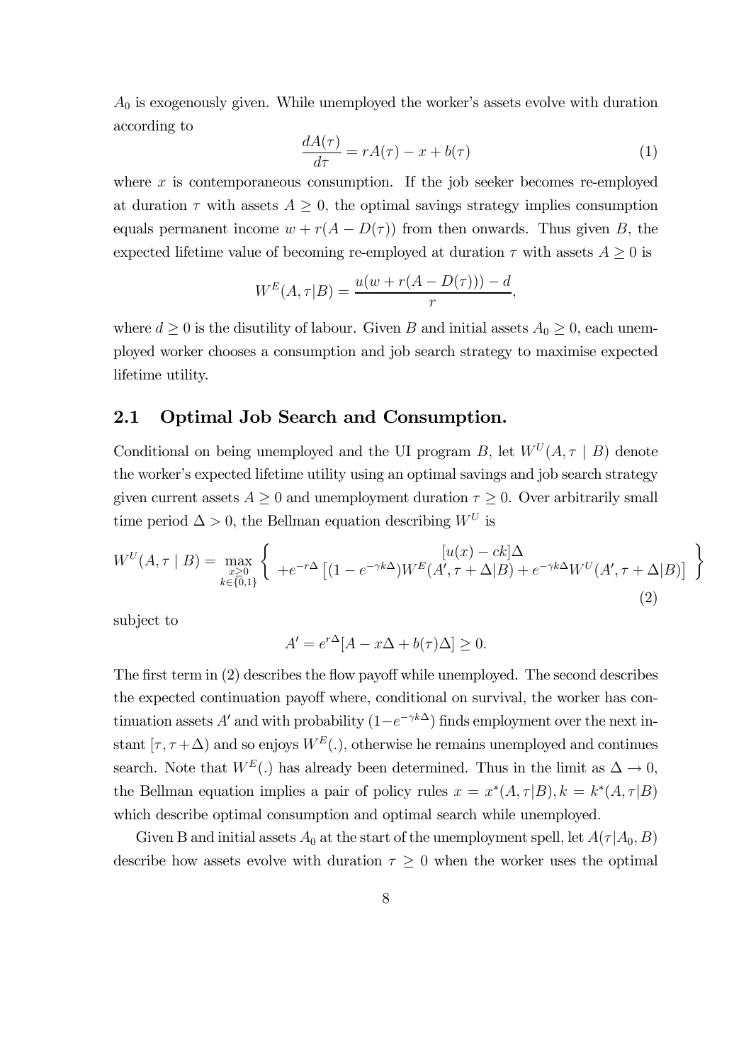$A_0$ is exogenously given. While unemployed the worker's assets evolve with duration according to

$$\frac{dA(\tau)}{d\tau} = rA(\tau) - x + b(\tau) \tag{1}$$

where $x$ is contemporaneous consumption. If the job seeker becomes re-employed at duration $\tau$ with assets $A \geq 0$, the optimal savings strategy implies consumption equals permanent income $w + r(A - D(\tau))$ from then onwards. Thus given $B$, the expected lifetime value of becoming re-employed at duration $\tau$ with assets $A \geq 0$ is

$$W^E(A, \tau | B) = \frac{u(w + r(A - D(\tau))) - d}{r},$$

where $d \geq 0$ is the disutility of labour. Given $B$ and initial assets $A_0 \geq 0$, each unemployed worker chooses a consumption and job search strategy to maximise expected lifetime utility.

## 2.1 Optimal Job Search and Consumption.

Conditional on being unemployed and the UI program $B$, let $W^U(A, \tau \mid B)$ denote the worker's expected lifetime utility using an optimal savings and job search strategy given current assets $A \geq 0$ and unemployment duration $\tau \geq 0$. Over arbitrarily small time period $\Delta > 0$, the Bellman equation describing $W^U$ is

$$W^U(A, \tau \mid B) = \max_{\substack{x \geq 0 \\ k \in \{0,1\}}} \left\{ \begin{array}{c} [u(x) - ck]\Delta \\ +e^{-r\Delta}\left[(1 - e^{-\gamma k \Delta}) W^E(A', \tau + \Delta | B) + e^{-\gamma k \Delta} W^U(A', \tau + \Delta | B)\right] \end{array} \right\} \tag{2}$$

subject to

$$A' = e^{r\Delta}[A - x\Delta + b(\tau)\Delta] \geq 0.$$

The first term in (2) describes the flow payoff while unemployed. The second describes the expected continuation payoff where, conditional on survival, the worker has continuation assets $A'$ and with probability $(1 - e^{-\gamma k \Delta})$ finds employment over the next instant $[\tau, \tau + \Delta)$ and so enjoys $W^E(.)$, otherwise he remains unemployed and continues search. Note that $W^E(.)$ has already been determined. Thus in the limit as $\Delta \rightarrow 0$, the Bellman equation implies a pair of policy rules $x = x^*(A, \tau | B), k = k^*(A, \tau | B)$ which describe optimal consumption and optimal search while unemployed.

Given B and initial assets $A_0$ at the start of the unemployment spell, let $A(\tau | A_0, B)$ describe how assets evolve with duration $\tau \geq 0$ when the worker uses the optimal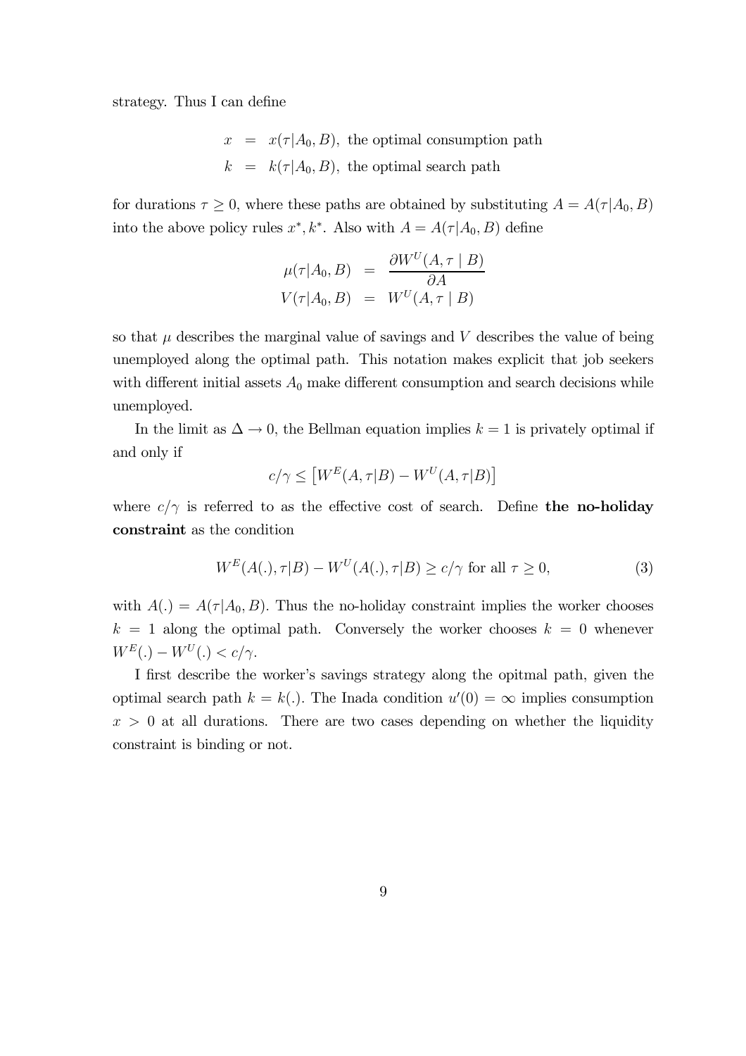strategy. Thus I can define

$$
\begin{aligned}
x &= x(\tau|A_0, B), \text{ the optimal consumption path} \\
k &= k(\tau|A_0, B), \text{ the optimal search path}
\end{aligned}
$$

for durations $\tau \geq 0$, where these paths are obtained by substituting $A = A(\tau|A_0, B)$ into the above policy rules $x^*, k^*$. Also with $A = A(\tau|A_0, B)$ define

$$
\begin{aligned}
\mu(\tau|A_0, B) &= \frac{\partial W^U(A, \tau \mid B)}{\partial A} \\
V(\tau|A_0, B) &= W^U(A, \tau \mid B)
\end{aligned}
$$

so that $\mu$ describes the marginal value of savings and $V$ describes the value of being unemployed along the optimal path. This notation makes explicit that job seekers with different initial assets $A_0$ make different consumption and search decisions while unemployed.

In the limit as $\Delta \to 0$, the Bellman equation implies $k = 1$ is privately optimal if and only if

$$
c/\gamma \leq \left[W^E(A, \tau|B) - W^U(A, \tau|B)\right]
$$

where $c/\gamma$ is referred to as the effective cost of search. Define **the no-holiday constraint** as the condition

$$
W^E(A(.), \tau|B) - W^U(A(.), \tau|B) \geq c/\gamma \text{ for all } \tau \geq 0, \tag{3}
$$

with $A(.) = A(\tau|A_0, B)$. Thus the no-holiday constraint implies the worker chooses $k = 1$ along the optimal path. Conversely the worker chooses $k = 0$ whenever $W^E(.) - W^U(.) < c/\gamma$.

I first describe the worker's savings strategy along the opitmal path, given the optimal search path $k = k(.)$. The Inada condition $u'(0) = \infty$ implies consumption $x > 0$ at all durations. There are two cases depending on whether the liquidity constraint is binding or not.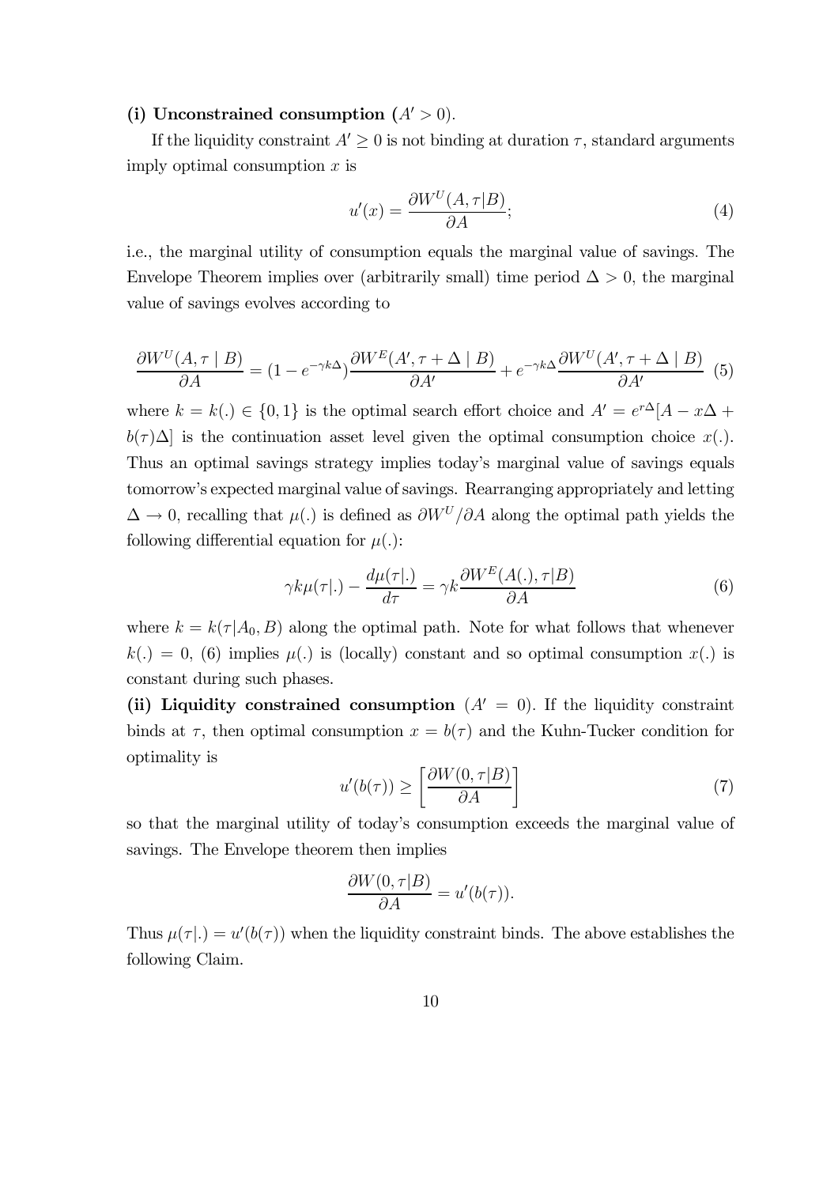**(i) Unconstrained consumption ($A' > 0$).**

If the liquidity constraint $A' \geq 0$ is not binding at duration $\tau$, standard arguments imply optimal consumption $x$ is

$$u'(x) = \frac{\partial W^U(A, \tau|B)}{\partial A}; \tag{4}$$

i.e., the marginal utility of consumption equals the marginal value of savings. The Envelope Theorem implies over (arbitrarily small) time period $\Delta > 0$, the marginal value of savings evolves according to

$$\frac{\partial W^U(A, \tau \mid B)}{\partial A} = (1 - e^{-\gamma k \Delta}) \frac{\partial W^E(A', \tau + \Delta \mid B)}{\partial A'} + e^{-\gamma k \Delta} \frac{\partial W^U(A', \tau + \Delta \mid B)}{\partial A'} \tag{5}$$

where $k = k(.) \in \{0, 1\}$ is the optimal search effort choice and $A' = e^{r\Delta}[A - x\Delta + b(\tau)\Delta]$ is the continuation asset level given the optimal consumption choice $x(.)$. Thus an optimal savings strategy implies today's marginal value of savings equals tomorrow's expected marginal value of savings. Rearranging appropriately and letting $\Delta \to 0$, recalling that $\mu(.)$ is defined as $\partial W^U / \partial A$ along the optimal path yields the following differential equation for $\mu(.)$:

$$\gamma k \mu(\tau|.) - \frac{d\mu(\tau|.)}{d\tau} = \gamma k \frac{\partial W^E(A(.), \tau|B)}{\partial A} \tag{6}$$

where $k = k(\tau|A_0, B)$ along the optimal path. Note for what follows that whenever $k(.) = 0$, (6) implies $\mu(.)$ is (locally) constant and so optimal consumption $x(.)$ is constant during such phases.

**(ii) Liquidity constrained consumption** ($A' = 0$). If the liquidity constraint binds at $\tau$, then optimal consumption $x = b(\tau)$ and the Kuhn-Tucker condition for optimality is

$$u'(b(\tau)) \geq \left[ \frac{\partial W(0, \tau|B)}{\partial A} \right] \tag{7}$$

so that the marginal utility of today's consumption exceeds the marginal value of savings. The Envelope theorem then implies

$$\frac{\partial W(0, \tau|B)}{\partial A} = u'(b(\tau)).$$

Thus $\mu(\tau|.) = u'(b(\tau))$ when the liquidity constraint binds. The above establishes the following Claim.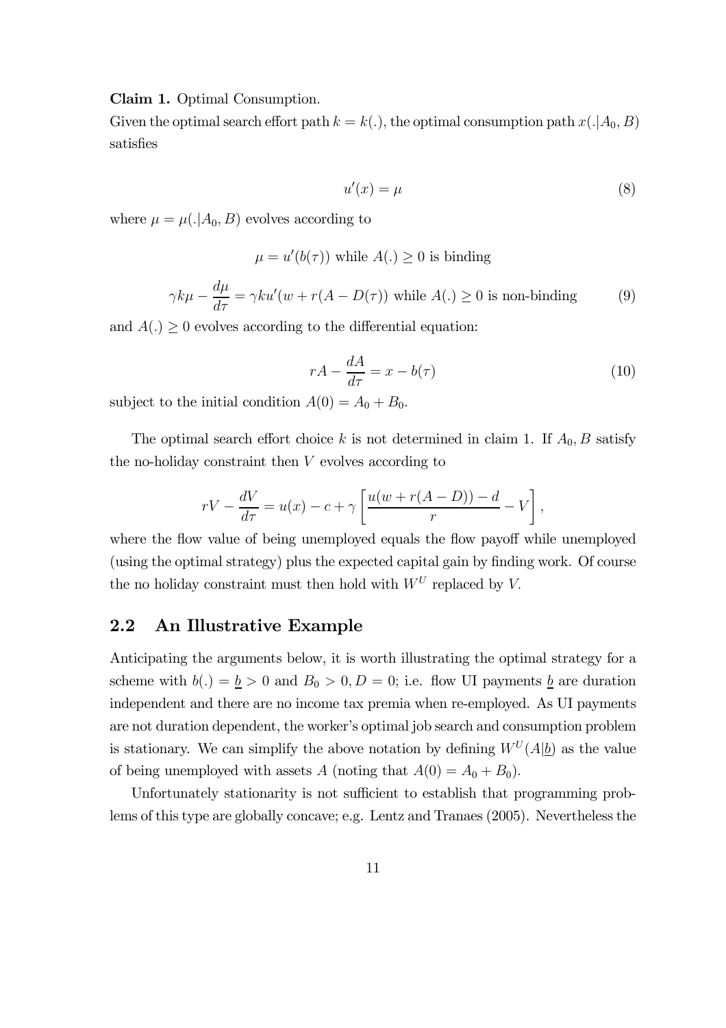**Claim 1.** Optimal Consumption.

Given the optimal search effort path $k = k(.)$, the optimal consumption path $x(.|A_0, B)$ satisfies

$$u'(x) = \mu \tag{8}$$

where $\mu = \mu(.|A_0, B)$ evolves according to

$$\mu = u'(b(\tau)) \text{ while } A(.) \geq 0 \text{ is binding}$$

$$\gamma k \mu - \frac{d\mu}{d\tau} = \gamma k u'(w + r(A - D(\tau)) \text{ while } A(.) \geq 0 \text{ is non-binding} \tag{9}$$

and $A(.) \geq 0$ evolves according to the differential equation:

$$rA - \frac{dA}{d\tau} = x - b(\tau) \tag{10}$$

subject to the initial condition $A(0) = A_0 + B_0$.

The optimal search effort choice $k$ is not determined in claim 1. If $A_0, B$ satisfy the no-holiday constraint then $V$ evolves according to

$$rV - \frac{dV}{d\tau} = u(x) - c + \gamma \left[ \frac{u(w + r(A - D)) - d}{r} - V \right],$$

where the flow value of being unemployed equals the flow payoff while unemployed (using the optimal strategy) plus the expected capital gain by finding work. Of course the no holiday constraint must then hold with $W^U$ replaced by $V$.

## 2.2 An Illustrative Example

Anticipating the arguments below, it is worth illustrating the optimal strategy for a scheme with $b(.) = \underline{b} > 0$ and $B_0 > 0, D = 0$; i.e. flow UI payments $\underline{b}$ are duration independent and there are no income tax premia when re-employed. As UI payments are not duration dependent, the worker's optimal job search and consumption problem is stationary. We can simplify the above notation by defining $W^U(A|\underline{b})$ as the value of being unemployed with assets $A$ (noting that $A(0) = A_0 + B_0$).

Unfortunately stationarity is not sufficient to establish that programming problems of this type are globally concave; e.g. Lentz and Tranaes (2005). Nevertheless the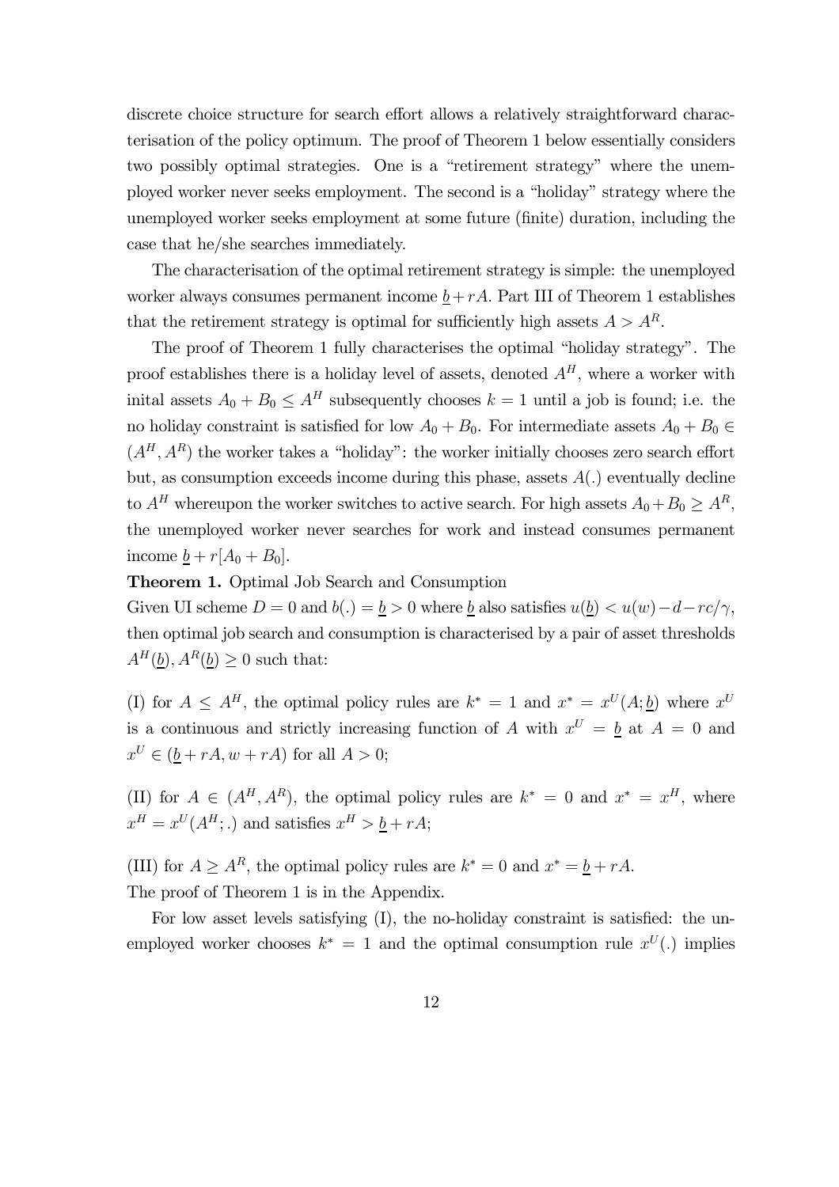discrete choice structure for search effort allows a relatively straightforward characterisation of the policy optimum. The proof of Theorem 1 below essentially considers two possibly optimal strategies. One is a "retirement strategy" where the unemployed worker never seeks employment. The second is a "holiday" strategy where the unemployed worker seeks employment at some future (finite) duration, including the case that he/she searches immediately.

The characterisation of the optimal retirement strategy is simple: the unemployed worker always consumes permanent income $\underline{b}+rA$. Part III of Theorem 1 establishes that the retirement strategy is optimal for sufficiently high assets $A > A^R$.

The proof of Theorem 1 fully characterises the optimal "holiday strategy". The proof establishes there is a holiday level of assets, denoted $A^H$, where a worker with inital assets $A_0 + B_0 \leq A^H$ subsequently chooses $k = 1$ until a job is found; i.e. the no holiday constraint is satisfied for low $A_0 + B_0$. For intermediate assets $A_0 + B_0 \in (A^H, A^R)$ the worker takes a "holiday": the worker initially chooses zero search effort but, as consumption exceeds income during this phase, assets $A(.)$ eventually decline to $A^H$ whereupon the worker switches to active search. For high assets $A_0+B_0 \geq A^R$, the unemployed worker never searches for work and instead consumes permanent income $\underline{b} + r[A_0 + B_0]$.

**Theorem 1.** Optimal Job Search and Consumption

Given UI scheme $D = 0$ and $b(.) = \underline{b} > 0$ where $\underline{b}$ also satisfies $u(\underline{b}) < u(w)-d-rc/\gamma$, then optimal job search and consumption is characterised by a pair of asset thresholds $A^H(\underline{b}), A^R(\underline{b}) \geq 0$ such that:

(I) for $A \leq A^H$, the optimal policy rules are $k^* = 1$ and $x^* = x^U(A; \underline{b})$ where $x^U$ is a continuous and strictly increasing function of $A$ with $x^U = \underline{b}$ at $A = 0$ and $x^U \in (\underline{b} + rA, w + rA)$ for all $A > 0$;

(II) for $A \in (A^H, A^R)$, the optimal policy rules are $k^* = 0$ and $x^* = x^H$, where $x^H = x^U(A^H; .)$ and satisfies $x^H > \underline{b} + rA$;

(III) for $A \geq A^R$, the optimal policy rules are $k^* = 0$ and $x^* = \underline{b} + rA$.

The proof of Theorem 1 is in the Appendix.

For low asset levels satisfying (I), the no-holiday constraint is satisfied: the unemployed worker chooses $k^* = 1$ and the optimal consumption rule $x^U(.)$ implies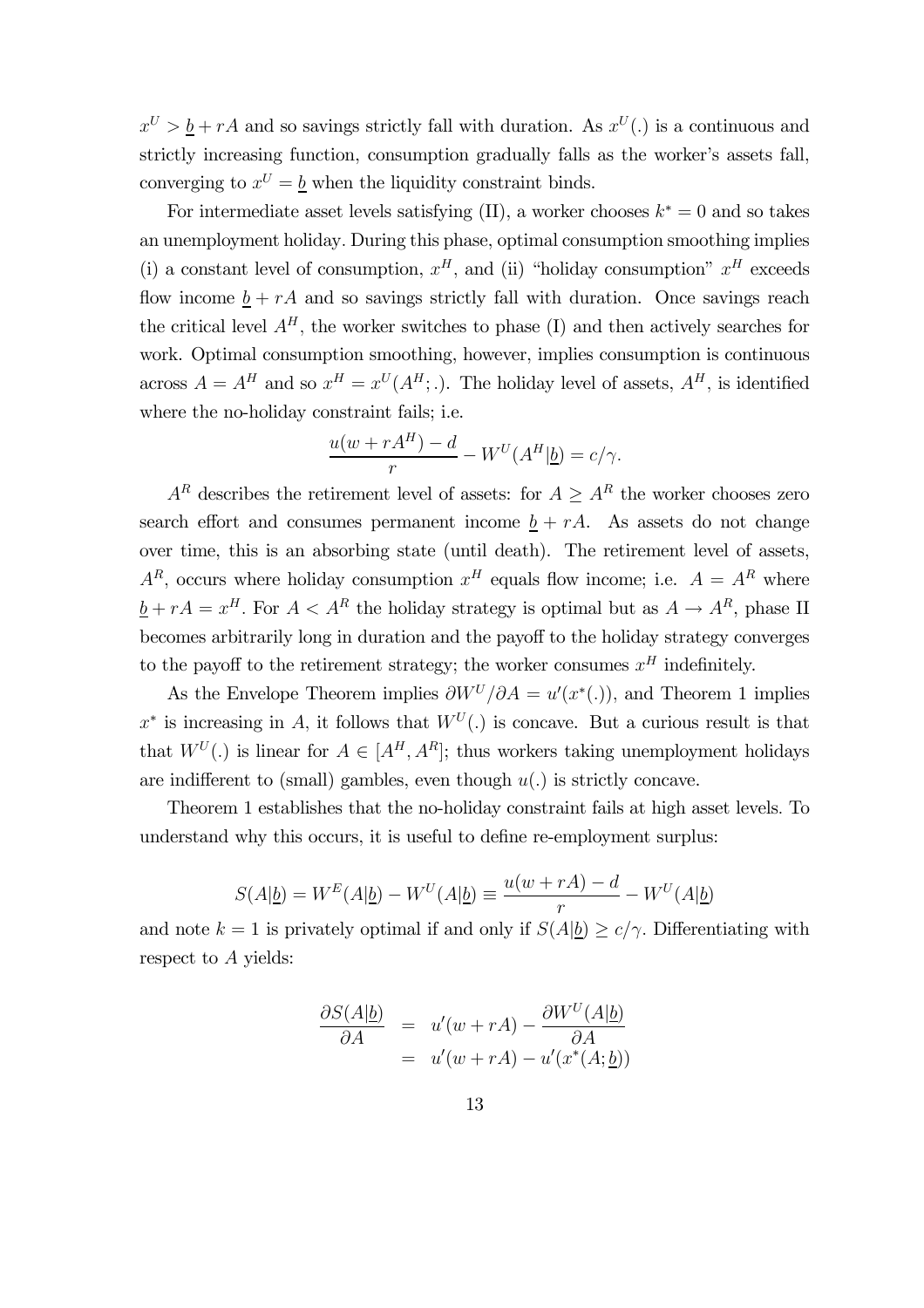$x^U > \underline{b} + rA$ and so savings strictly fall with duration. As $x^U(.)$ is a continuous and strictly increasing function, consumption gradually falls as the worker's assets fall, converging to $x^U = \underline{b}$ when the liquidity constraint binds.

For intermediate asset levels satisfying (II), a worker chooses $k^* = 0$ and so takes an unemployment holiday. During this phase, optimal consumption smoothing implies (i) a constant level of consumption, $x^H$, and (ii) "holiday consumption" $x^H$ exceeds flow income $\underline{b} + rA$ and so savings strictly fall with duration. Once savings reach the critical level $A^H$, the worker switches to phase (I) and then actively searches for work. Optimal consumption smoothing, however, implies consumption is continuous across $A = A^H$ and so $x^H = x^U(A^H;.)$. The holiday level of assets, $A^H$, is identified where the no-holiday constraint fails; i.e.

$$\frac{u(w + rA^H) - d}{r} - W^U(A^H|\underline{b}) = c/\gamma.$$

$A^R$ describes the retirement level of assets: for $A \geq A^R$ the worker chooses zero search effort and consumes permanent income $\underline{b} + rA$. As assets do not change over time, this is an absorbing state (until death). The retirement level of assets, $A^R$, occurs where holiday consumption $x^H$ equals flow income; i.e. $A = A^R$ where $\underline{b} + rA = x^H$. For $A < A^R$ the holiday strategy is optimal but as $A \to A^R$, phase II becomes arbitrarily long in duration and the payoff to the holiday strategy converges to the payoff to the retirement strategy; the worker consumes $x^H$ indefinitely.

As the Envelope Theorem implies $\partial W^U/\partial A = u'(x^*(.))$, and Theorem 1 implies $x^*$ is increasing in $A$, it follows that $W^U(.)$ is concave. But a curious result is that that $W^U(.)$ is linear for $A \in [A^H, A^R]$; thus workers taking unemployment holidays are indifferent to (small) gambles, even though $u(.)$ is strictly concave.

Theorem 1 establishes that the no-holiday constraint fails at high asset levels. To understand why this occurs, it is useful to define re-employment surplus:

$$S(A|\underline{b}) = W^E(A|\underline{b}) - W^U(A|\underline{b}) \equiv \frac{u(w + rA) - d}{r} - W^U(A|\underline{b})$$

and note $k = 1$ is privately optimal if and only if $S(A|\underline{b}) \geq c/\gamma$. Differentiating with respect to $A$ yields:

$$\begin{aligned}
\frac{\partial S(A|\underline{b})}{\partial A} &= u'(w + rA) - \frac{\partial W^U(A|\underline{b})}{\partial A} \\
&= u'(w + rA) - u'(x^*(A;\underline{b}))
\end{aligned}$$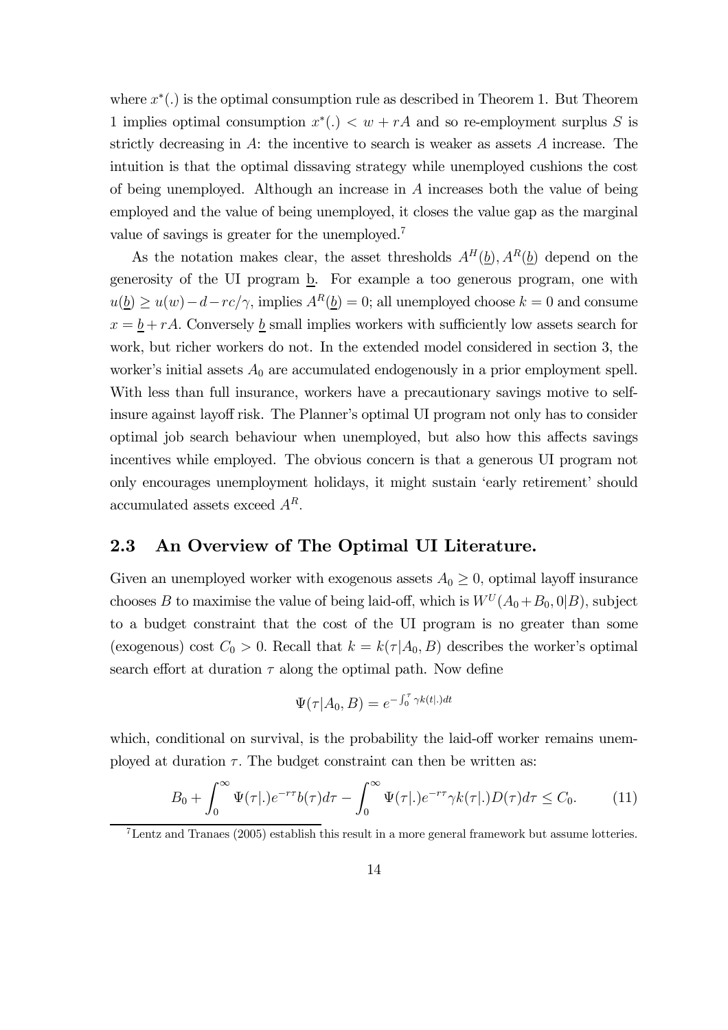where $x^*(.)$ is the optimal consumption rule as described in Theorem 1. But Theorem 1 implies optimal consumption $x^*(.) < w + rA$ and so re-employment surplus $S$ is strictly decreasing in $A$: the incentive to search is weaker as assets $A$ increase. The intuition is that the optimal dissaving strategy while unemployed cushions the cost of being unemployed. Although an increase in $A$ increases both the value of being employed and the value of being unemployed, it closes the value gap as the marginal value of savings is greater for the unemployed.[7]

As the notation makes clear, the asset thresholds $A^H(\underline{b}), A^R(\underline{b})$ depend on the generosity of the UI program $\underline{b}$. For example a too generous program, one with $u(\underline{b}) \geq u(w) - d - rc/\gamma$, implies $A^R(\underline{b}) = 0$; all unemployed choose $k = 0$ and consume $x = \underline{b} + rA$. Conversely $\underline{b}$ small implies workers with sufficiently low assets search for work, but richer workers do not. In the extended model considered in section 3, the worker's initial assets $A_0$ are accumulated endogenously in a prior employment spell. With less than full insurance, workers have a precautionary savings motive to self-insure against layoff risk. The Planner's optimal UI program not only has to consider optimal job search behaviour when unemployed, but also how this affects savings incentives while employed. The obvious concern is that a generous UI program not only encourages unemployment holidays, it might sustain 'early retirement' should accumulated assets exceed $A^R$.

## 2.3 An Overview of The Optimal UI Literature.

Given an unemployed worker with exogenous assets $A_0 \geq 0$, optimal layoff insurance chooses $B$ to maximise the value of being laid-off, which is $W^U(A_0 + B_0, 0|B)$, subject to a budget constraint that the cost of the UI program is no greater than some (exogenous) cost $C_0 > 0$. Recall that $k = k(\tau|A_0, B)$ describes the worker's optimal search effort at duration $\tau$ along the optimal path. Now define

$$\Psi(\tau|A_0, B) = e^{-\int_0^\tau \gamma k(t|.)dt}$$

which, conditional on survival, is the probability the laid-off worker remains unemployed at duration $\tau$. The budget constraint can then be written as:

$$B_0 + \int_0^\infty \Psi(\tau|.)e^{-r\tau}b(\tau)d\tau - \int_0^\infty \Psi(\tau|.)e^{-r\tau}\gamma k(\tau|.)D(\tau)d\tau \leq C_0. \qquad (11)$$

[7] Lentz and Tranaes (2005) establish this result in a more general framework but assume lotteries.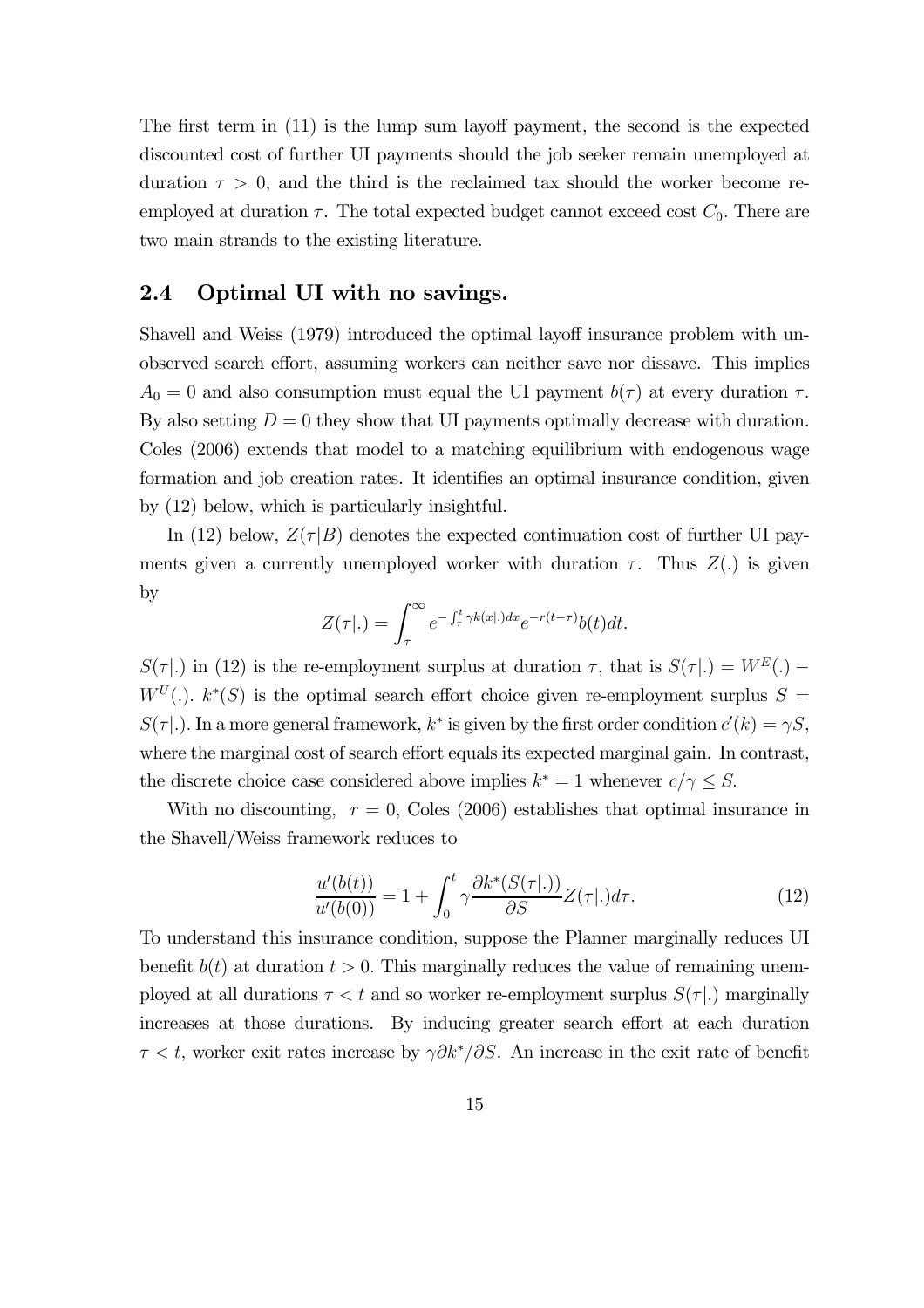The first term in (11) is the lump sum layoff payment, the second is the expected discounted cost of further UI payments should the job seeker remain unemployed at duration $\tau > 0$, and the third is the reclaimed tax should the worker become reemployed at duration $\tau$. The total expected budget cannot exceed cost $C_0$. There are two main strands to the existing literature.

## 2.4 Optimal UI with no savings.

Shavell and Weiss (1979) introduced the optimal layoff insurance problem with unobserved search effort, assuming workers can neither save nor dissave. This implies $A_0 = 0$ and also consumption must equal the UI payment $b(\tau)$ at every duration $\tau$. By also setting $D = 0$ they show that UI payments optimally decrease with duration. Coles (2006) extends that model to a matching equilibrium with endogenous wage formation and job creation rates. It identifies an optimal insurance condition, given by (12) below, which is particularly insightful.

In (12) below, $Z(\tau|B)$ denotes the expected continuation cost of further UI payments given a currently unemployed worker with duration $\tau$. Thus $Z(.)$ is given by

$$Z(\tau|.) = \int_{\tau}^{\infty} e^{-\int_{\tau}^{t} \gamma k(x|.)dx} e^{-r(t-\tau)} b(t) dt.$$

$S(\tau|.)$ in (12) is the re-employment surplus at duration $\tau$, that is $S(\tau|.) = W^E(.) - W^U(.)$. $k^*(S)$ is the optimal search effort choice given re-employment surplus $S = S(\tau|.)$. In a more general framework, $k^*$ is given by the first order condition $c'(k) = \gamma S$, where the marginal cost of search effort equals its expected marginal gain. In contrast, the discrete choice case considered above implies $k^* = 1$ whenever $c/\gamma \leq S$.

With no discounting, $r = 0$, Coles (2006) establishes that optimal insurance in the Shavell/Weiss framework reduces to

$$\frac{u'(b(t))}{u'(b(0))} = 1 + \int_0^t \gamma \frac{\partial k^*(S(\tau|.))}{\partial S} Z(\tau|.) d\tau. \tag{12}$$

To understand this insurance condition, suppose the Planner marginally reduces UI benefit $b(t)$ at duration $t > 0$. This marginally reduces the value of remaining unemployed at all durations $\tau < t$ and so worker re-employment surplus $S(\tau|.)$ marginally increases at those durations. By inducing greater search effort at each duration $\tau < t$, worker exit rates increase by $\gamma \partial k^* / \partial S$. An increase in the exit rate of benefit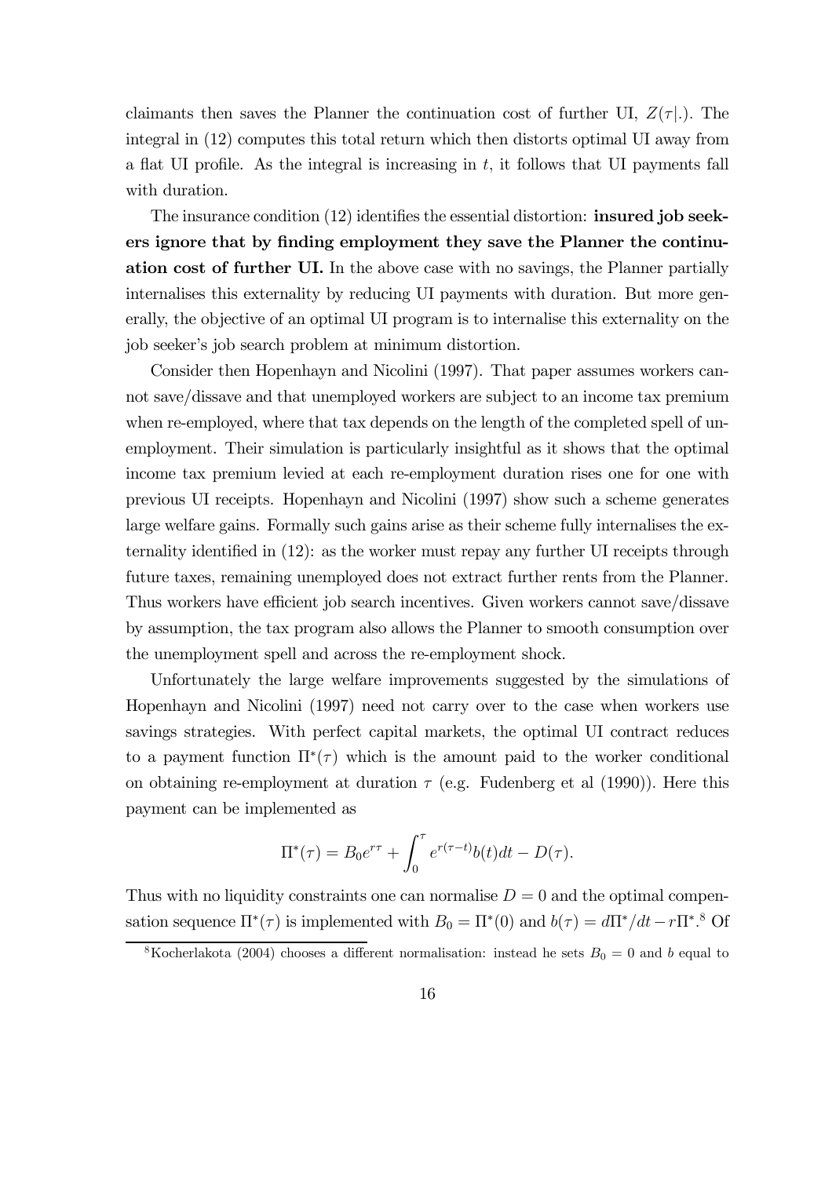claimants then saves the Planner the continuation cost of further UI, $Z(\tau|.)$. The integral in (12) computes this total return which then distorts optimal UI away from a flat UI profile. As the integral is increasing in $t$, it follows that UI payments fall with duration.

The insurance condition (12) identifies the essential distortion: **insured job seekers ignore that by finding employment they save the Planner the continuation cost of further UI.** In the above case with no savings, the Planner partially internalises this externality by reducing UI payments with duration. But more generally, the objective of an optimal UI program is to internalise this externality on the job seeker's job search problem at minimum distortion.

Consider then Hopenhayn and Nicolini (1997). That paper assumes workers cannot save/dissave and that unemployed workers are subject to an income tax premium when re-employed, where that tax depends on the length of the completed spell of unemployment. Their simulation is particularly insightful as it shows that the optimal income tax premium levied at each re-employment duration rises one for one with previous UI receipts. Hopenhayn and Nicolini (1997) show such a scheme generates large welfare gains. Formally such gains arise as their scheme fully internalises the externality identified in (12): as the worker must repay any further UI receipts through future taxes, remaining unemployed does not extract further rents from the Planner. Thus workers have efficient job search incentives. Given workers cannot save/dissave by assumption, the tax program also allows the Planner to smooth consumption over the unemployment spell and across the re-employment shock.

Unfortunately the large welfare improvements suggested by the simulations of Hopenhayn and Nicolini (1997) need not carry over to the case when workers use savings strategies. With perfect capital markets, the optimal UI contract reduces to a payment function $\Pi^*(\tau)$ which is the amount paid to the worker conditional on obtaining re-employment at duration $\tau$ (e.g. Fudenberg et al (1990)). Here this payment can be implemented as

$$\Pi^*(\tau) = B_0 e^{r\tau} + \int_0^{\tau} e^{r(\tau - t)} b(t) dt - D(\tau).$$

Thus with no liquidity constraints one can normalise $D = 0$ and the optimal compensation sequence $\Pi^*(\tau)$ is implemented with $B_0 = \Pi^*(0)$ and $b(\tau) = d\Pi^*/dt - r\Pi^*$.[8] Of

[8] Kocherlakota (2004) chooses a different normalisation: instead he sets $B_0 = 0$ and $b$ equal to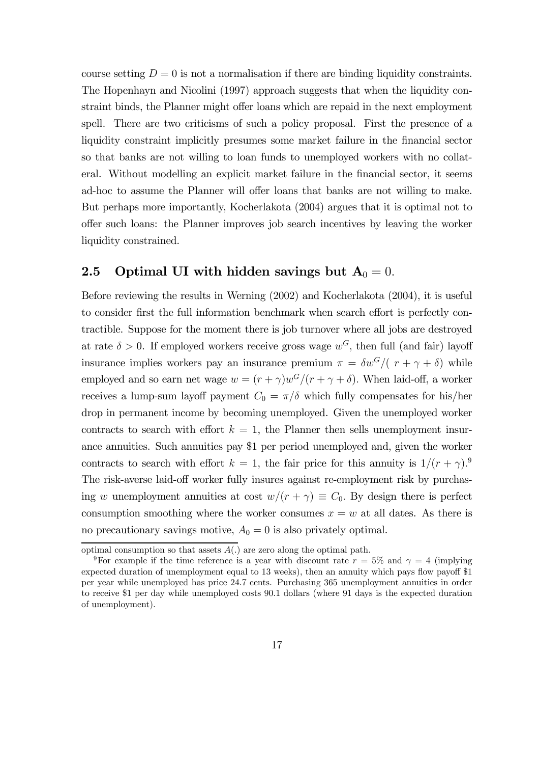course setting $D = 0$ is not a normalisation if there are binding liquidity constraints. The Hopenhayn and Nicolini (1997) approach suggests that when the liquidity constraint binds, the Planner might offer loans which are repaid in the next employment spell. There are two criticisms of such a policy proposal. First the presence of a liquidity constraint implicitly presumes some market failure in the financial sector so that banks are not willing to loan funds to unemployed workers with no collateral. Without modelling an explicit market failure in the financial sector, it seems ad-hoc to assume the Planner will offer loans that banks are not willing to make. But perhaps more importantly, Kocherlakota (2004) argues that it is optimal not to offer such loans: the Planner improves job search incentives by leaving the worker liquidity constrained.

## 2.5 Optimal UI with hidden savings but $\mathbf{A}_0 = 0$.

Before reviewing the results in Werning (2002) and Kocherlakota (2004), it is useful to consider first the full information benchmark when search effort is perfectly contractible. Suppose for the moment there is job turnover where all jobs are destroyed at rate $\delta > 0$. If employed workers receive gross wage $w^G$, then full (and fair) layoff insurance implies workers pay an insurance premium $\pi = \delta w^G / (r + \gamma + \delta)$ while employed and so earn net wage $w = (r + \gamma) w^G / (r + \gamma + \delta)$. When laid-off, a worker receives a lump-sum layoff payment $C_0 = \pi / \delta$ which fully compensates for his/her drop in permanent income by becoming unemployed. Given the unemployed worker contracts to search with effort $k = 1$, the Planner then sells unemployment insurance annuities. Such annuities pay \$1 per period unemployed and, given the worker contracts to search with effort $k = 1$, the fair price for this annuity is $1/(r + \gamma)$.[9] The risk-averse laid-off worker fully insures against re-employment risk by purchasing $w$ unemployment annuities at cost $w/(r + \gamma) \equiv C_0$. By design there is perfect consumption smoothing where the worker consumes $x = w$ at all dates. As there is no precautionary savings motive, $A_0 = 0$ is also privately optimal.

---

optimal consumption so that assets $A(.)$ are zero along the optimal path.

[9] For example if the time reference is a year with discount rate $r = 5\%$ and $\gamma = 4$ (implying expected duration of unemployment equal to 13 weeks), then an annuity which pays flow payoff \$1 per year while unemployed has price 24.7 cents. Purchasing 365 unemployment annuities in order to receive \$1 per day while unemployed costs 90.1 dollars (where 91 days is the expected duration of unemployment).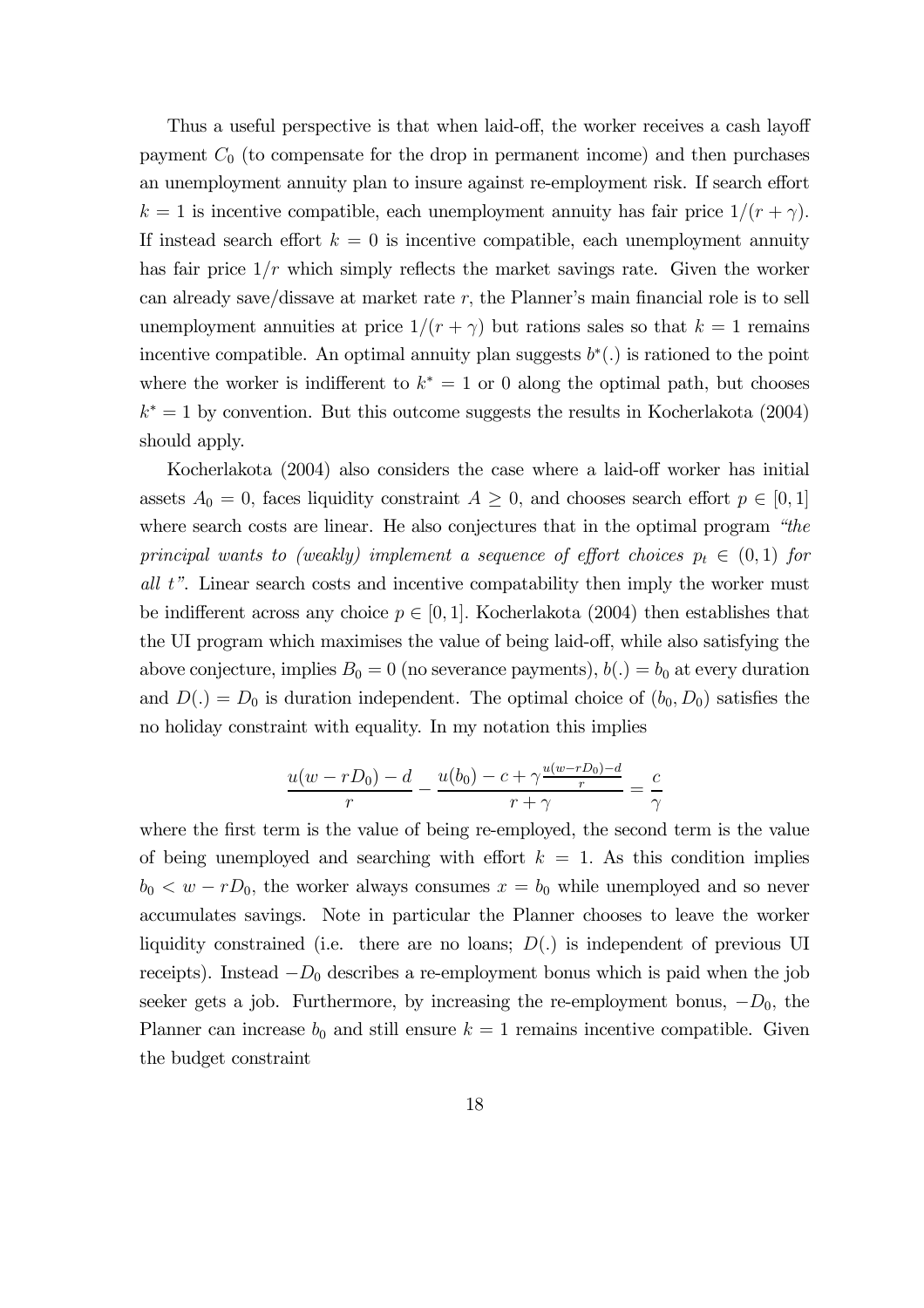Thus a useful perspective is that when laid-off, the worker receives a cash layoff payment $C_0$ (to compensate for the drop in permanent income) and then purchases an unemployment annuity plan to insure against re-employment risk. If search effort $k = 1$ is incentive compatible, each unemployment annuity has fair price $1/(r + \gamma)$. If instead search effort $k = 0$ is incentive compatible, each unemployment annuity has fair price $1/r$ which simply reflects the market savings rate. Given the worker can already save/dissave at market rate $r$, the Planner's main financial role is to sell unemployment annuities at price $1/(r + \gamma)$ but rations sales so that $k = 1$ remains incentive compatible. An optimal annuity plan suggests $b^*(.)$ is rationed to the point where the worker is indifferent to $k^* = 1$ or 0 along the optimal path, but chooses $k^* = 1$ by convention. But this outcome suggests the results in Kocherlakota (2004) should apply.

Kocherlakota (2004) also considers the case where a laid-off worker has initial assets $A_0 = 0$, faces liquidity constraint $A \geq 0$, and chooses search effort $p \in [0, 1]$ where search costs are linear. He also conjectures that in the optimal program *"the principal wants to (weakly) implement a sequence of effort choices $p_t \in (0, 1)$ for all $t$"*. Linear search costs and incentive compatability then imply the worker must be indifferent across any choice $p \in [0, 1]$. Kocherlakota (2004) then establishes that the UI program which maximises the value of being laid-off, while also satisfying the above conjecture, implies $B_0 = 0$ (no severance payments), $b(.) = b_0$ at every duration and $D(.) = D_0$ is duration independent. The optimal choice of $(b_0, D_0)$ satisfies the no holiday constraint with equality. In my notation this implies

$$\frac{u(w - rD_0) - d}{r} - \frac{u(b_0) - c + \gamma \frac{u(w - rD_0) - d}{r}}{r + \gamma} = \frac{c}{\gamma}$$

where the first term is the value of being re-employed, the second term is the value of being unemployed and searching with effort $k = 1$. As this condition implies $b_0 < w - rD_0$, the worker always consumes $x = b_0$ while unemployed and so never accumulates savings. Note in particular the Planner chooses to leave the worker liquidity constrained (i.e. there are no loans; $D(.)$ is independent of previous UI receipts). Instead $-D_0$ describes a re-employment bonus which is paid when the job seeker gets a job. Furthermore, by increasing the re-employment bonus, $-D_0$, the Planner can increase $b_0$ and still ensure $k = 1$ remains incentive compatible. Given the budget constraint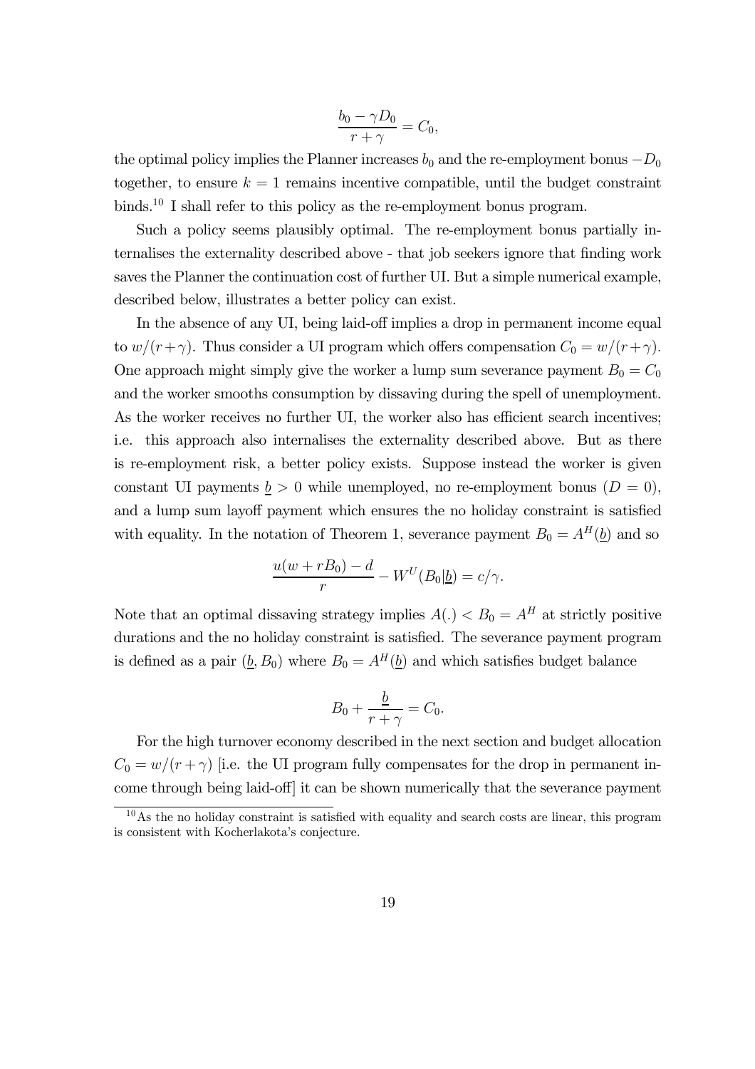$$\frac{b_0 - \gamma D_0}{r + \gamma} = C_0,$$

the optimal policy implies the Planner increases $b_0$ and the re-employment bonus $-D_0$ together, to ensure $k = 1$ remains incentive compatible, until the budget constraint binds.[10] I shall refer to this policy as the re-employment bonus program.

Such a policy seems plausibly optimal. The re-employment bonus partially internalises the externality described above - that job seekers ignore that finding work saves the Planner the continuation cost of further UI. But a simple numerical example, described below, illustrates a better policy can exist.

In the absence of any UI, being laid-off implies a drop in permanent income equal to $w/(r+\gamma)$. Thus consider a UI program which offers compensation $C_0 = w/(r+\gamma)$. One approach might simply give the worker a lump sum severance payment $B_0 = C_0$ and the worker smooths consumption by dissaving during the spell of unemployment. As the worker receives no further UI, the worker also has efficient search incentives; i.e. this approach also internalises the externality described above. But as there is re-employment risk, a better policy exists. Suppose instead the worker is given constant UI payments $\underline{b} > 0$ while unemployed, no re-employment bonus ($D = 0$), and a lump sum layoff payment which ensures the no holiday constraint is satisfied with equality. In the notation of Theorem 1, severance payment $B_0 = A^H(\underline{b})$ and so

$$\frac{u(w + rB_0) - d}{r} - W^U(B_0|\underline{b}) = c/\gamma.$$

Note that an optimal dissaving strategy implies $A(.) < B_0 = A^H$ at strictly positive durations and the no holiday constraint is satisfied. The severance payment program is defined as a pair $(\underline{b}, B_0)$ where $B_0 = A^H(\underline{b})$ and which satisfies budget balance

$$B_0 + \frac{\underline{b}}{r + \gamma} = C_0.$$

For the high turnover economy described in the next section and budget allocation $C_0 = w/(r+\gamma)$ [i.e. the UI program fully compensates for the drop in permanent income through being laid-off] it can be shown numerically that the severance payment

[10] As the no holiday constraint is satisfied with equality and search costs are linear, this program is consistent with Kocherlakota's conjecture.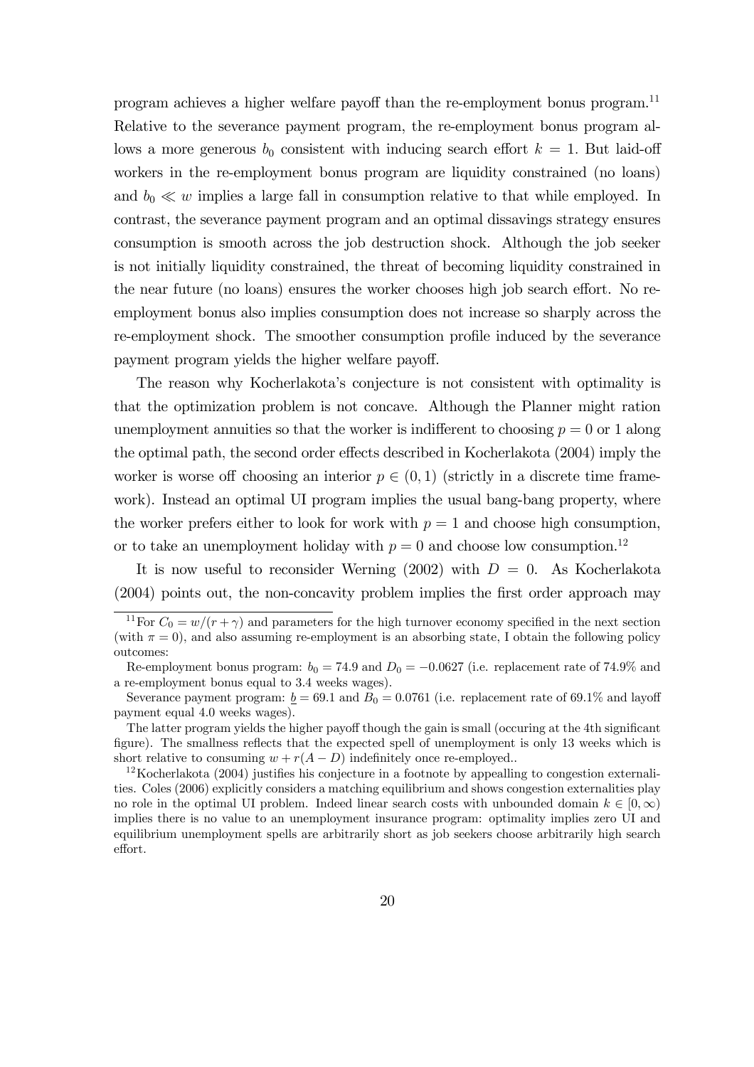program achieves a higher welfare payoff than the re-employment bonus program.[11] Relative to the severance payment program, the re-employment bonus program allows a more generous $b_0$ consistent with inducing search effort $k = 1$. But laid-off workers in the re-employment bonus program are liquidity constrained (no loans) and $b_0 \ll w$ implies a large fall in consumption relative to that while employed. In contrast, the severance payment program and an optimal dissavings strategy ensures consumption is smooth across the job destruction shock. Although the job seeker is not initially liquidity constrained, the threat of becoming liquidity constrained in the near future (no loans) ensures the worker chooses high job search effort. No re-employment bonus also implies consumption does not increase so sharply across the re-employment shock. The smoother consumption profile induced by the severance payment program yields the higher welfare payoff.

The reason why Kocherlakota's conjecture is not consistent with optimality is that the optimization problem is not concave. Although the Planner might ration unemployment annuities so that the worker is indifferent to choosing $p = 0$ or 1 along the optimal path, the second order effects described in Kocherlakota (2004) imply the worker is worse off choosing an interior $p \in (0, 1)$ (strictly in a discrete time framework). Instead an optimal UI program implies the usual bang-bang property, where the worker prefers either to look for work with $p = 1$ and choose high consumption, or to take an unemployment holiday with $p = 0$ and choose low consumption.[12]

It is now useful to reconsider Werning (2002) with $D = 0$. As Kocherlakota (2004) points out, the non-concavity problem implies the first order approach may

---

[11] For $C_0 = w/(r + \gamma)$ and parameters for the high turnover economy specified in the next section (with $\pi = 0$), and also assuming re-employment is an absorbing state, I obtain the following policy outcomes:

Re-employment bonus program: $b_0 = 74.9$ and $D_0 = -0.0627$ (i.e. replacement rate of 74.9% and a re-employment bonus equal to 3.4 weeks wages).

Severance payment program: $\underline{b} = 69.1$ and $B_0 = 0.0761$ (i.e. replacement rate of 69.1% and layoff payment equal 4.0 weeks wages).

The latter program yields the higher payoff though the gain is small (occuring at the 4th significant figure). The smallness reflects that the expected spell of unemployment is only 13 weeks which is short relative to consuming $w + r(A - D)$ indefinitely once re-employed..

[12] Kocherlakota (2004) justifies his conjecture in a footnote by appealling to congestion externalities. Coles (2006) explicitly considers a matching equilibrium and shows congestion externalities play no role in the optimal UI problem. Indeed linear search costs with unbounded domain $k \in [0, \infty)$ implies there is no value to an unemployment insurance program: optimality implies zero UI and equilibrium unemployment spells are arbitrarily short as job seekers choose arbitrarily high search effort.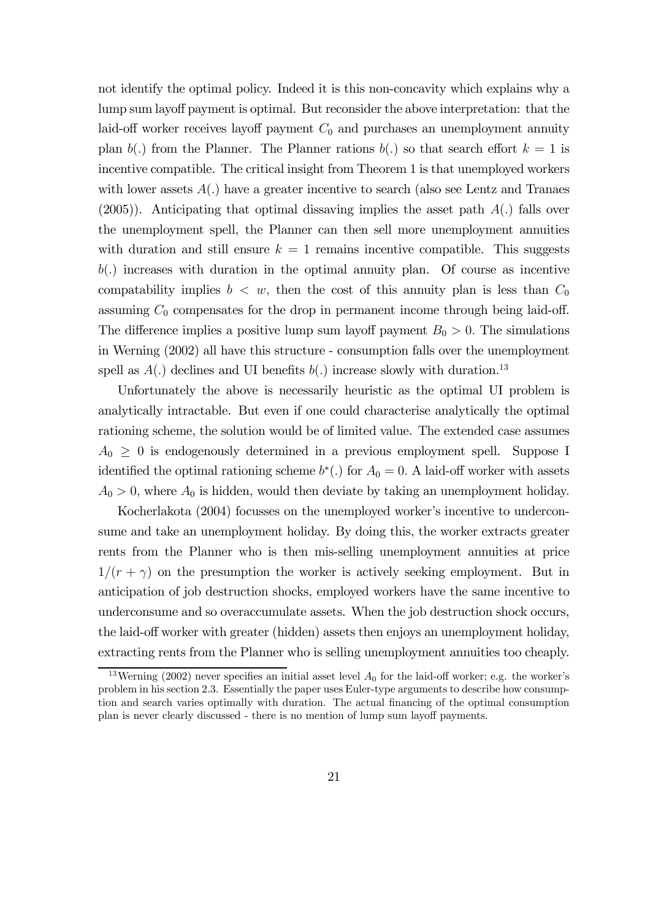not identify the optimal policy. Indeed it is this non-concavity which explains why a lump sum layoff payment is optimal. But reconsider the above interpretation: that the laid-off worker receives layoff payment $C_0$ and purchases an unemployment annuity plan $b(.)$ from the Planner. The Planner rations $b(.)$ so that search effort $k = 1$ is incentive compatible. The critical insight from Theorem 1 is that unemployed workers with lower assets $A(.)$ have a greater incentive to search (also see Lentz and Tranaes (2005)). Anticipating that optimal dissaving implies the asset path $A(.)$ falls over the unemployment spell, the Planner can then sell more unemployment annuities with duration and still ensure $k = 1$ remains incentive compatible. This suggests $b(.)$ increases with duration in the optimal annuity plan. Of course as incentive compatability implies $b < w$, then the cost of this annuity plan is less than $C_0$ assuming $C_0$ compensates for the drop in permanent income through being laid-off. The difference implies a positive lump sum layoff payment $B_0 > 0$. The simulations in Werning (2002) all have this structure - consumption falls over the unemployment spell as $A(.)$ declines and UI benefits $b(.)$ increase slowly with duration.[13]

Unfortunately the above is necessarily heuristic as the optimal UI problem is analytically intractable. But even if one could characterise analytically the optimal rationing scheme, the solution would be of limited value. The extended case assumes $A_0 \geq 0$ is endogenously determined in a previous employment spell. Suppose I identified the optimal rationing scheme $b^*(.)$ for $A_0 = 0$. A laid-off worker with assets $A_0 > 0$, where $A_0$ is hidden, would then deviate by taking an unemployment holiday.

Kocherlakota (2004) focusses on the unemployed worker's incentive to underconsume and take an unemployment holiday. By doing this, the worker extracts greater rents from the Planner who is then mis-selling unemployment annuities at price $1/(r + \gamma)$ on the presumption the worker is actively seeking employment. But in anticipation of job destruction shocks, employed workers have the same incentive to underconsume and so overaccumulate assets. When the job destruction shock occurs, the laid-off worker with greater (hidden) assets then enjoys an unemployment holiday, extracting rents from the Planner who is selling unemployment annuities too cheaply.

[13] Werning (2002) never specifies an initial asset level $A_0$ for the laid-off worker; e.g. the worker's problem in his section 2.3. Essentially the paper uses Euler-type arguments to describe how consumption and search varies optimally with duration. The actual financing of the optimal consumption plan is never clearly discussed - there is no mention of lump sum layoff payments.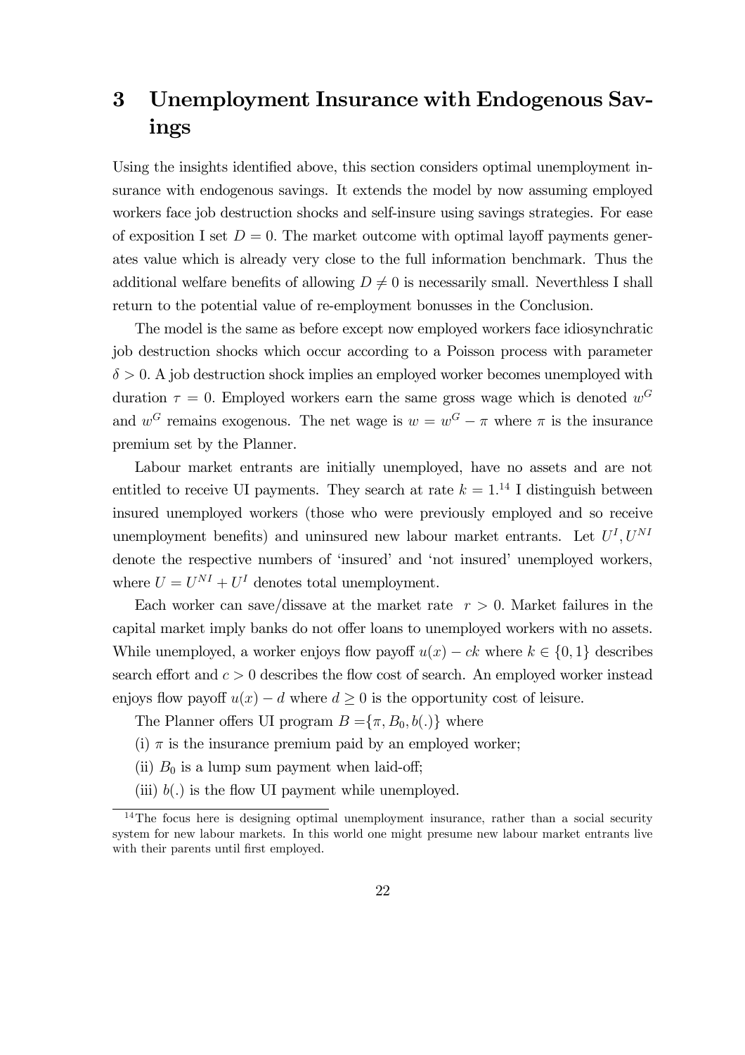# 3 Unemployment Insurance with Endogenous Savings

Using the insights identified above, this section considers optimal unemployment insurance with endogenous savings. It extends the model by now assuming employed workers face job destruction shocks and self-insure using savings strategies. For ease of exposition I set $D = 0$. The market outcome with optimal layoff payments generates value which is already very close to the full information benchmark. Thus the additional welfare benefits of allowing $D \neq 0$ is necessarily small. Neverthless I shall return to the potential value of re-employment bonusses in the Conclusion.

The model is the same as before except now employed workers face idiosynchratic job destruction shocks which occur according to a Poisson process with parameter $\delta > 0$. A job destruction shock implies an employed worker becomes unemployed with duration $\tau = 0$. Employed workers earn the same gross wage which is denoted $w^G$ and $w^G$ remains exogenous. The net wage is $w = w^G - \pi$ where $\pi$ is the insurance premium set by the Planner.

Labour market entrants are initially unemployed, have no assets and are not entitled to receive UI payments. They search at rate $k = 1$.[14] I distinguish between insured unemployed workers (those who were previously employed and so receive unemployment benefits) and uninsured new labour market entrants. Let $U^I, U^{NI}$ denote the respective numbers of 'insured' and 'not insured' unemployed workers, where $U = U^{NI} + U^I$ denotes total unemployment.

Each worker can save/dissave at the market rate $r > 0$. Market failures in the capital market imply banks do not offer loans to unemployed workers with no assets. While unemployed, a worker enjoys flow payoff $u(x) - ck$ where $k \in \{0, 1\}$ describes search effort and $c > 0$ describes the flow cost of search. An employed worker instead enjoys flow payoff $u(x) - d$ where $d \geq 0$ is the opportunity cost of leisure.

The Planner offers UI program $B = \{\pi, B_0, b(.)\}$ where

(i) $\pi$ is the insurance premium paid by an employed worker;

(ii) $B_0$ is a lump sum payment when laid-off;

(iii) $b(.)$ is the flow UI payment while unemployed.

[14] The focus here is designing optimal unemployment insurance, rather than a social security system for new labour markets. In this world one might presume new labour market entrants live with their parents until first employed.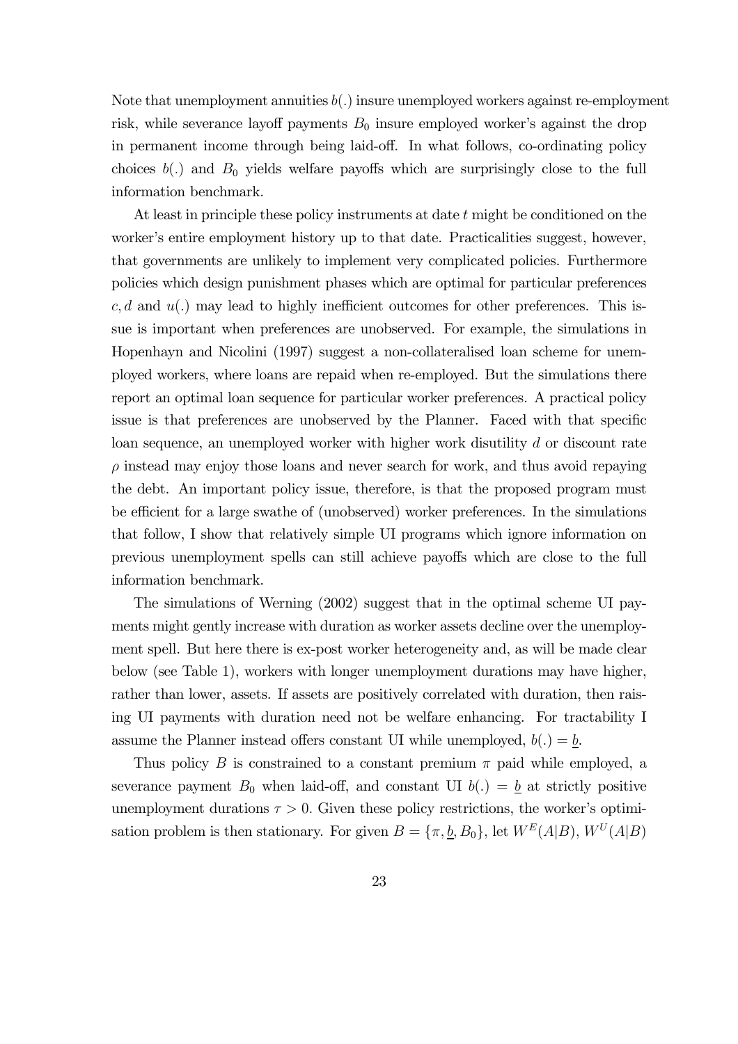Note that unemployment annuities $b(.)$ insure unemployed workers against re-employment risk, while severance layoff payments $B_0$ insure employed worker's against the drop in permanent income through being laid-off. In what follows, co-ordinating policy choices $b(.)$ and $B_0$ yields welfare payoffs which are surprisingly close to the full information benchmark.

At least in principle these policy instruments at date $t$ might be conditioned on the worker's entire employment history up to that date. Practicalities suggest, however, that governments are unlikely to implement very complicated policies. Furthermore policies which design punishment phases which are optimal for particular preferences $c, d$ and $u(.)$ may lead to highly inefficient outcomes for other preferences. This issue is important when preferences are unobserved. For example, the simulations in Hopenhayn and Nicolini (1997) suggest a non-collateralised loan scheme for unemployed workers, where loans are repaid when re-employed. But the simulations there report an optimal loan sequence for particular worker preferences. A practical policy issue is that preferences are unobserved by the Planner. Faced with that specific loan sequence, an unemployed worker with higher work disutility $d$ or discount rate $\rho$ instead may enjoy those loans and never search for work, and thus avoid repaying the debt. An important policy issue, therefore, is that the proposed program must be efficient for a large swathe of (unobserved) worker preferences. In the simulations that follow, I show that relatively simple UI programs which ignore information on previous unemployment spells can still achieve payoffs which are close to the full information benchmark.

The simulations of Werning (2002) suggest that in the optimal scheme UI payments might gently increase with duration as worker assets decline over the unemployment spell. But here there is ex-post worker heterogeneity and, as will be made clear below (see Table 1), workers with longer unemployment durations may have higher, rather than lower, assets. If assets are positively correlated with duration, then raising UI payments with duration need not be welfare enhancing. For tractability I assume the Planner instead offers constant UI while unemployed, $b(.) = \underline{b}$.

Thus policy $B$ is constrained to a constant premium $\pi$ paid while employed, a severance payment $B_0$ when laid-off, and constant UI $b(.) = \underline{b}$ at strictly positive unemployment durations $\tau > 0$. Given these policy restrictions, the worker's optimisation problem is then stationary. For given $B = \{\pi, \underline{b}, B_0\}$, let $W^E(A|B)$, $W^U(A|B)$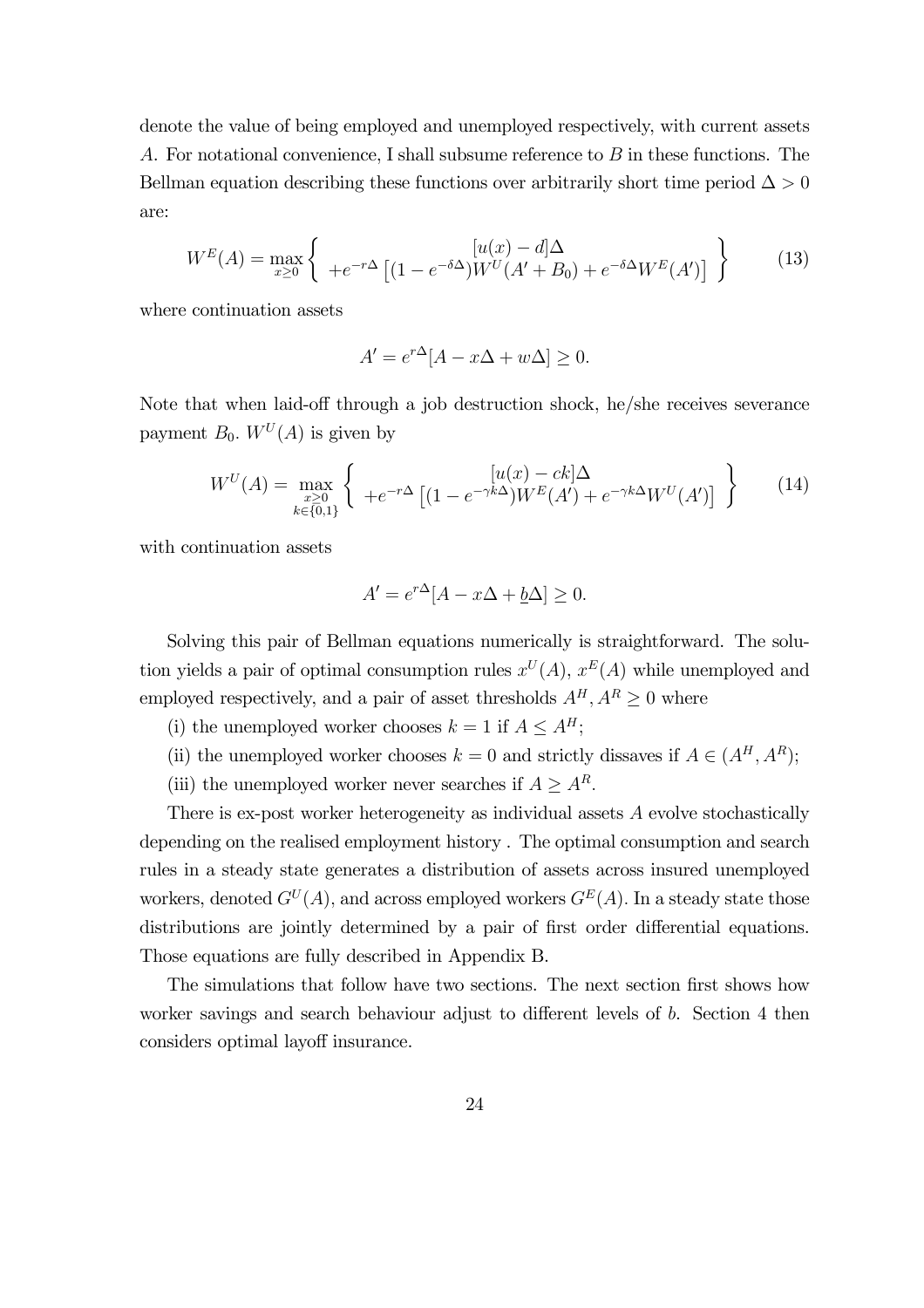denote the value of being employed and unemployed respectively, with current assets $A$. For notational convenience, I shall subsume reference to $B$ in these functions. The Bellman equation describing these functions over arbitrarily short time period $\Delta > 0$ are:

$$W^E(A) = \max_{x \geq 0} \left\{ \begin{array}{c} [u(x) - d]\Delta \\ +e^{-r\Delta}\left[(1 - e^{-\delta\Delta})W^U(A' + B_0) + e^{-\delta\Delta}W^E(A')\right] \end{array} \right\} \tag{13}$$

where continuation assets

$$A' = e^{r\Delta}[A - x\Delta + w\Delta] \geq 0.$$

Note that when laid-off through a job destruction shock, he/she receives severance payment $B_0$. $W^U(A)$ is given by

$$W^U(A) = \max_{\substack{x \geq 0 \\ k \in \{0,1\}}} \left\{ \begin{array}{c} [u(x) - ck]\Delta \\ +e^{-r\Delta}\left[(1 - e^{-\gamma k\Delta})W^E(A') + e^{-\gamma k\Delta}W^U(A')\right] \end{array} \right\} \tag{14}$$

with continuation assets

$$A' = e^{r\Delta}[A - x\Delta + \underline{b}\Delta] \geq 0.$$

Solving this pair of Bellman equations numerically is straightforward. The solution yields a pair of optimal consumption rules $x^U(A)$, $x^E(A)$ while unemployed and employed respectively, and a pair of asset thresholds $A^H, A^R \geq 0$ where

(i) the unemployed worker chooses $k = 1$ if $A \leq A^H$;

(ii) the unemployed worker chooses $k = 0$ and strictly dissaves if $A \in (A^H, A^R)$;

(iii) the unemployed worker never searches if $A \geq A^R$.

There is ex-post worker heterogeneity as individual assets $A$ evolve stochastically depending on the realised employment history . The optimal consumption and search rules in a steady state generates a distribution of assets across insured unemployed workers, denoted $G^U(A)$, and across employed workers $G^E(A)$. In a steady state those distributions are jointly determined by a pair of first order differential equations. Those equations are fully described in Appendix B.

The simulations that follow have two sections. The next section first shows how worker savings and search behaviour adjust to different levels of $b$. Section 4 then considers optimal layoff insurance.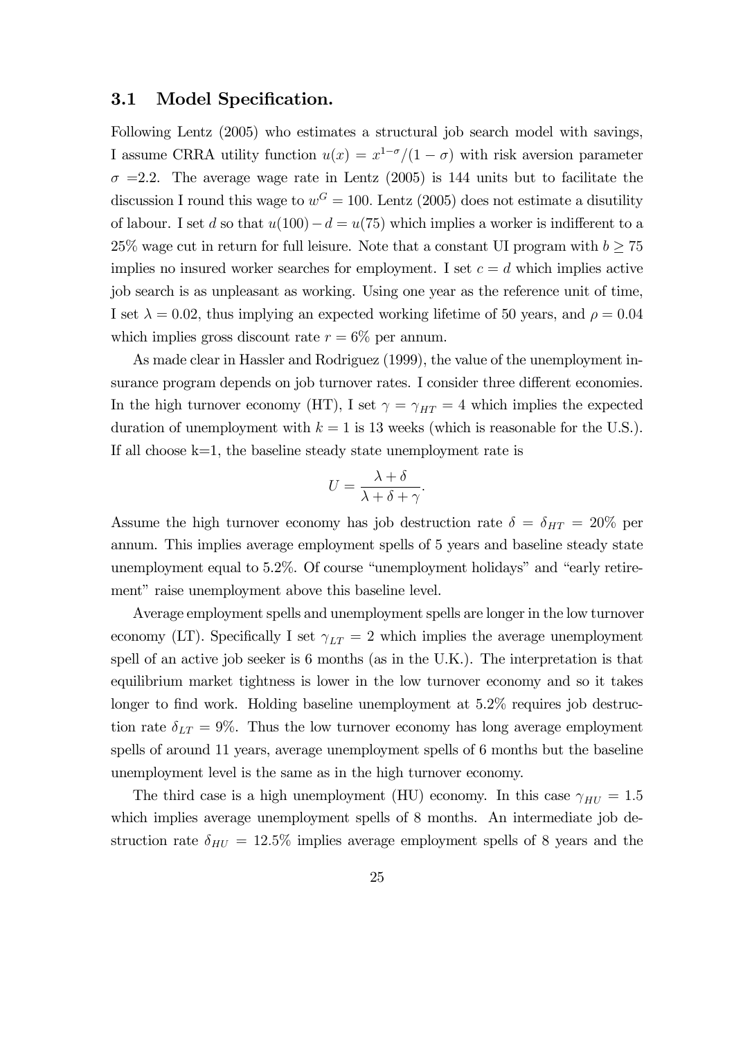### 3.1 Model Specification.

Following Lentz (2005) who estimates a structural job search model with savings, I assume CRRA utility function $u(x) = x^{1-\sigma}/(1-\sigma)$ with risk aversion parameter $\sigma$ =2.2. The average wage rate in Lentz (2005) is 144 units but to facilitate the discussion I round this wage to $w^G = 100$. Lentz (2005) does not estimate a disutility of labour. I set $d$ so that $u(100) - d = u(75)$ which implies a worker is indifferent to a 25% wage cut in return for full leisure. Note that a constant UI program with $b \geq 75$ implies no insured worker searches for employment. I set $c = d$ which implies active job search is as unpleasant as working. Using one year as the reference unit of time, I set $\lambda = 0.02$, thus implying an expected working lifetime of 50 years, and $\rho = 0.04$ which implies gross discount rate $r = 6\%$ per annum.

As made clear in Hassler and Rodriguez (1999), the value of the unemployment insurance program depends on job turnover rates. I consider three different economies. In the high turnover economy (HT), I set $\gamma = \gamma_{HT} = 4$ which implies the expected duration of unemployment with $k = 1$ is 13 weeks (which is reasonable for the U.S.). If all choose k=1, the baseline steady state unemployment rate is

$$U = \frac{\lambda + \delta}{\lambda + \delta + \gamma}.$$

Assume the high turnover economy has job destruction rate $\delta = \delta_{HT} = 20\%$ per annum. This implies average employment spells of 5 years and baseline steady state unemployment equal to 5.2%. Of course "unemployment holidays" and "early retirement" raise unemployment above this baseline level.

Average employment spells and unemployment spells are longer in the low turnover economy (LT). Specifically I set $\gamma_{LT} = 2$ which implies the average unemployment spell of an active job seeker is 6 months (as in the U.K.). The interpretation is that equilibrium market tightness is lower in the low turnover economy and so it takes longer to find work. Holding baseline unemployment at 5.2% requires job destruction rate $\delta_{LT} = 9\%$. Thus the low turnover economy has long average employment spells of around 11 years, average unemployment spells of 6 months but the baseline unemployment level is the same as in the high turnover economy.

The third case is a high unemployment (HU) economy. In this case $\gamma_{HU} = 1.5$ which implies average unemployment spells of 8 months. An intermediate job destruction rate $\delta_{HU} = 12.5\%$ implies average employment spells of 8 years and the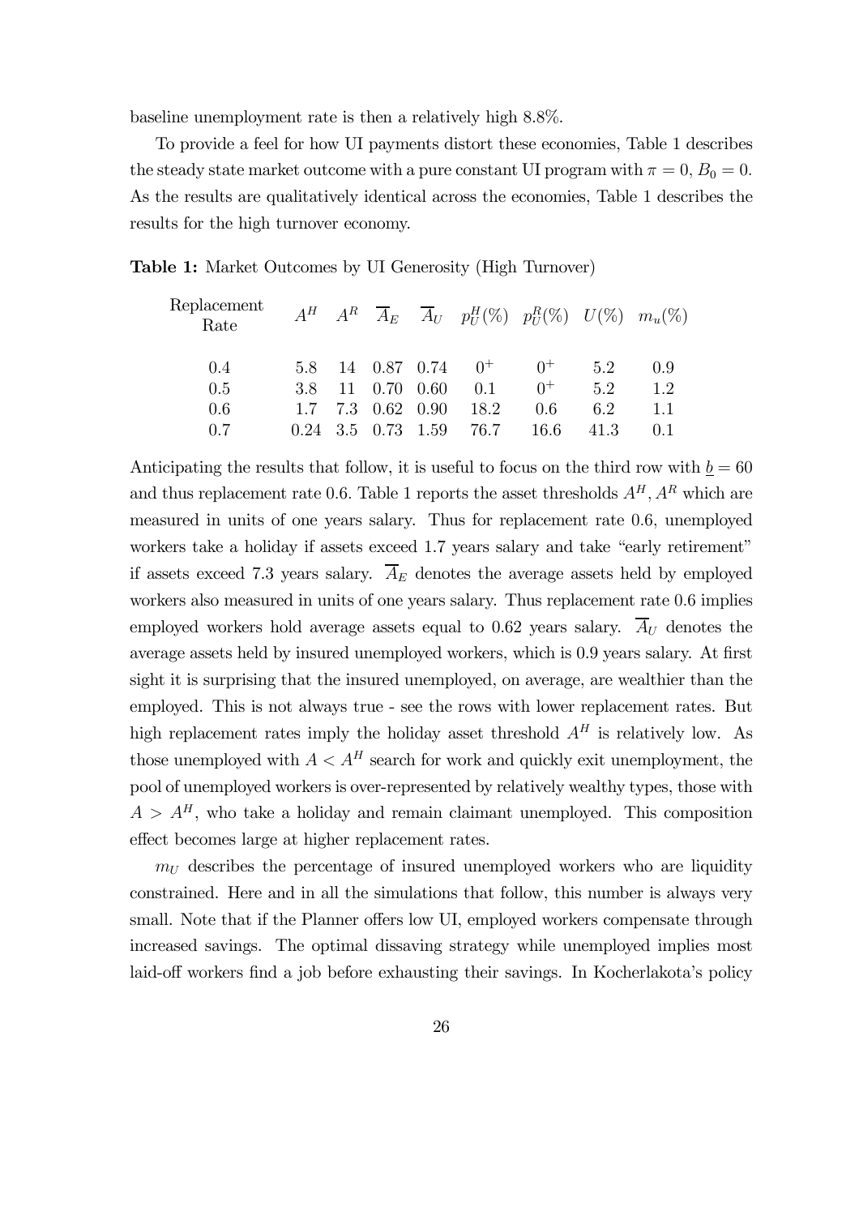baseline unemployment rate is then a relatively high 8.8%.

To provide a feel for how UI payments distort these economies, Table 1 describes the steady state market outcome with a pure constant UI program with $\pi = 0$, $B_0 = 0$. As the results are qualitatively identical across the economies, Table 1 describes the results for the high turnover economy.

**Table 1:** Market Outcomes by UI Generosity (High Turnover)

| Replacement Rate | $A^H$ | $A^R$ | $\overline{A}_E$ | $\overline{A}_U$ | $p_U^H(\%)$ | $p_U^R(\%)$ | $U(\%)$ | $m_u(\%)$ |
|---|---|---|---|---|---|---|---|---|
| 0.4 | 5.8 | 14 | 0.87 | 0.74 | $0^+$ | $0^+$ | 5.2 | 0.9 |
| 0.5 | 3.8 | 11 | 0.70 | 0.60 | 0.1 | $0^+$ | 5.2 | 1.2 |
| 0.6 | 1.7 | 7.3 | 0.62 | 0.90 | 18.2 | 0.6 | 6.2 | 1.1 |
| 0.7 | 0.24 | 3.5 | 0.73 | 1.59 | 76.7 | 16.6 | 41.3 | 0.1 |

Anticipating the results that follow, it is useful to focus on the third row with $\underline{b} = 60$ and thus replacement rate 0.6. Table 1 reports the asset thresholds $A^H, A^R$ which are measured in units of one years salary. Thus for replacement rate 0.6, unemployed workers take a holiday if assets exceed 1.7 years salary and take "early retirement" if assets exceed 7.3 years salary. $\overline{A}_E$ denotes the average assets held by employed workers also measured in units of one years salary. Thus replacement rate 0.6 implies employed workers hold average assets equal to 0.62 years salary. $\overline{A}_U$ denotes the average assets held by insured unemployed workers, which is 0.9 years salary. At first sight it is surprising that the insured unemployed, on average, are wealthier than the employed. This is not always true - see the rows with lower replacement rates. But high replacement rates imply the holiday asset threshold $A^H$ is relatively low. As those unemployed with $A < A^H$ search for work and quickly exit unemployment, the pool of unemployed workers is over-represented by relatively wealthy types, those with $A > A^H$, who take a holiday and remain claimant unemployed. This composition effect becomes large at higher replacement rates.

$m_U$ describes the percentage of insured unemployed workers who are liquidity constrained. Here and in all the simulations that follow, this number is always very small. Note that if the Planner offers low UI, employed workers compensate through increased savings. The optimal dissaving strategy while unemployed implies most laid-off workers find a job before exhausting their savings. In Kocherlakota's policy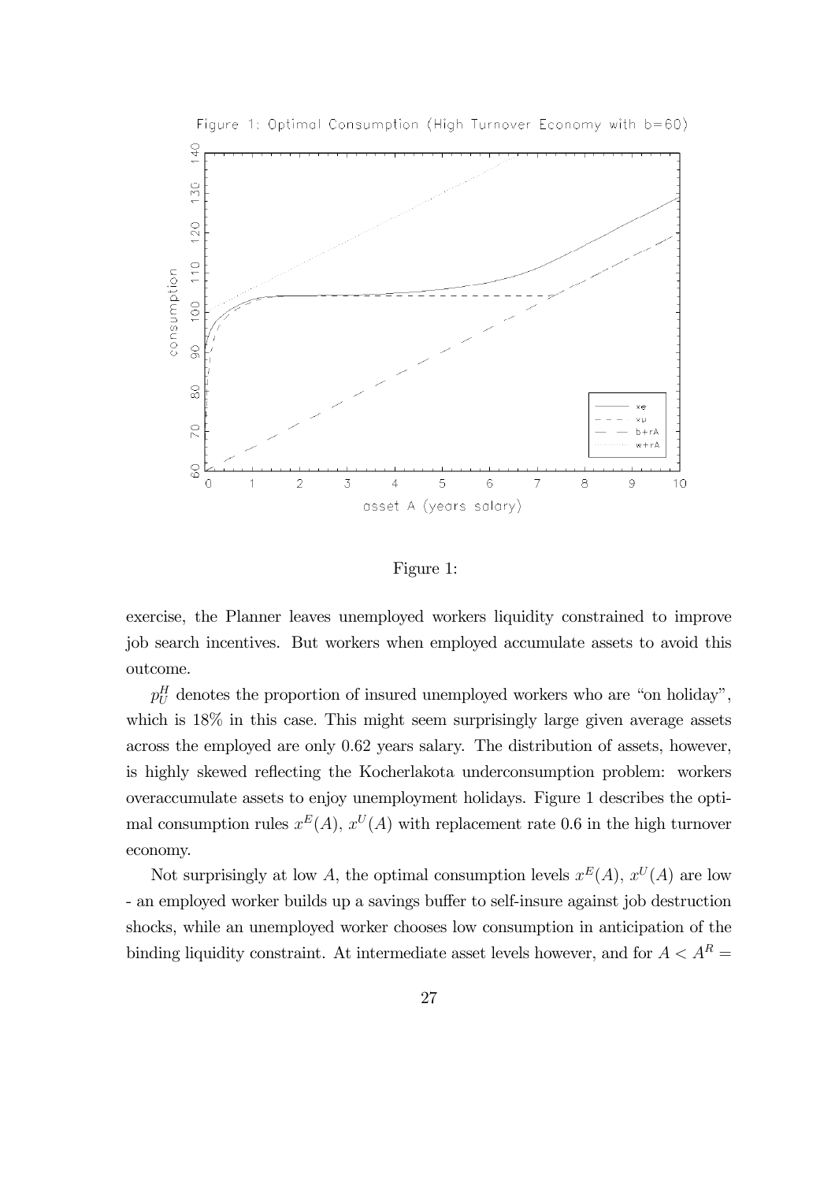Figure 1:

exercise, the Planner leaves unemployed workers liquidity constrained to improve job search incentives. But workers when employed accumulate assets to avoid this outcome.

$p_U^H$ denotes the proportion of insured unemployed workers who are "on holiday", which is 18% in this case. This might seem surprisingly large given average assets across the employed are only 0.62 years salary. The distribution of assets, however, is highly skewed reflecting the Kocherlakota underconsumption problem: workers overaccumulate assets to enjoy unemployment holidays. Figure 1 describes the optimal consumption rules $x^E(A)$, $x^U(A)$ with replacement rate 0.6 in the high turnover economy.

Not surprisingly at low $A$, the optimal consumption levels $x^E(A)$, $x^U(A)$ are low - an employed worker builds up a savings buffer to self-insure against job destruction shocks, while an unemployed worker chooses low consumption in anticipation of the binding liquidity constraint. At intermediate asset levels however, and for $A < A^R =$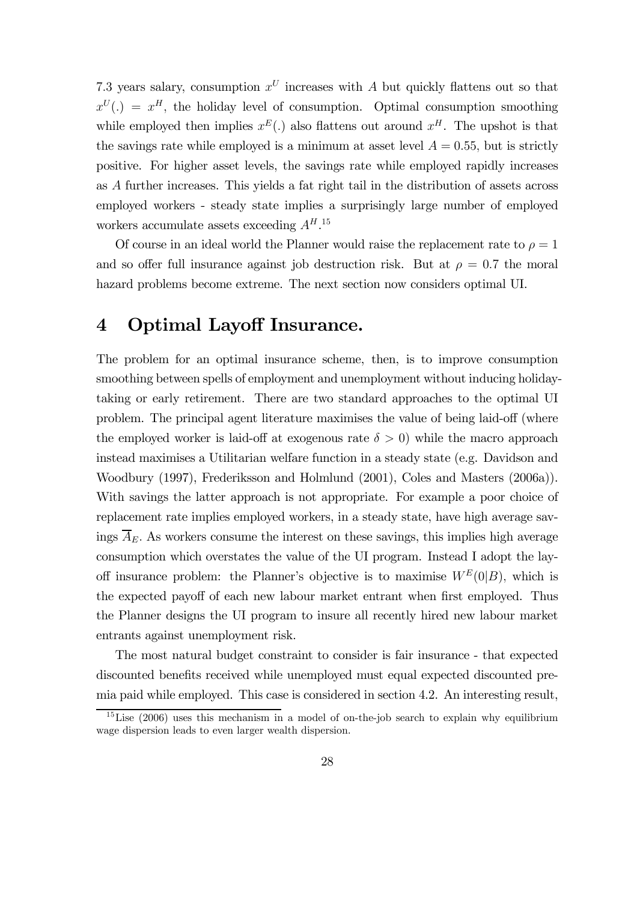7.3 years salary, consumption $x^U$ increases with $A$ but quickly flattens out so that $x^U(.) = x^H$, the holiday level of consumption. Optimal consumption smoothing while employed then implies $x^E(.)$ also flattens out around $x^H$. The upshot is that the savings rate while employed is a minimum at asset level $A = 0.55$, but is strictly positive. For higher asset levels, the savings rate while employed rapidly increases as $A$ further increases. This yields a fat right tail in the distribution of assets across employed workers - steady state implies a surprisingly large number of employed workers accumulate assets exceeding $A^H$.[15]

Of course in an ideal world the Planner would raise the replacement rate to $\rho = 1$ and so offer full insurance against job destruction risk. But at $\rho = 0.7$ the moral hazard problems become extreme. The next section now considers optimal UI.

# 4 Optimal Layoff Insurance.

The problem for an optimal insurance scheme, then, is to improve consumption smoothing between spells of employment and unemployment without inducing holiday-taking or early retirement. There are two standard approaches to the optimal UI problem. The principal agent literature maximises the value of being laid-off (where the employed worker is laid-off at exogenous rate $\delta > 0$) while the macro approach instead maximises a Utilitarian welfare function in a steady state (e.g. Davidson and Woodbury (1997), Frederiksson and Holmlund (2001), Coles and Masters (2006a)). With savings the latter approach is not appropriate. For example a poor choice of replacement rate implies employed workers, in a steady state, have high average savings $\overline{A}_E$. As workers consume the interest on these savings, this implies high average consumption which overstates the value of the UI program. Instead I adopt the layoff insurance problem: the Planner's objective is to maximise $W^E(0|B)$, which is the expected payoff of each new labour market entrant when first employed. Thus the Planner designs the UI program to insure all recently hired new labour market entrants against unemployment risk.

The most natural budget constraint to consider is fair insurance - that expected discounted benefits received while unemployed must equal expected discounted premia paid while employed. This case is considered in section 4.2. An interesting result,

[15] Lise (2006) uses this mechanism in a model of on-the-job search to explain why equilibrium wage dispersion leads to even larger wealth dispersion.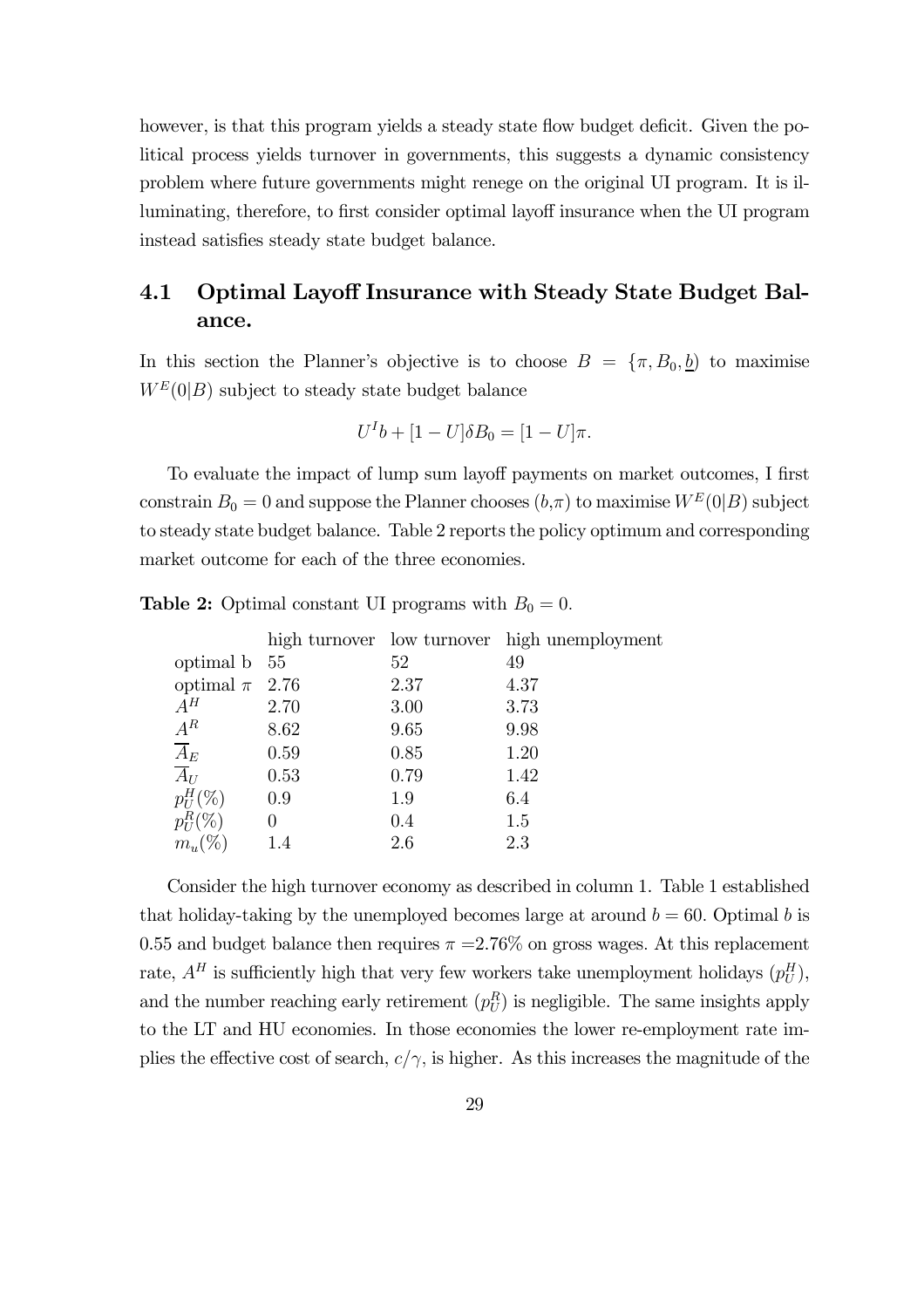however, is that this program yields a steady state flow budget deficit. Given the political process yields turnover in governments, this suggests a dynamic consistency problem where future governments might renege on the original UI program. It is illuminating, therefore, to first consider optimal layoff insurance when the UI program instead satisfies steady state budget balance.

## 4.1 Optimal Layoff Insurance with Steady State Budget Balance.

In this section the Planner's objective is to choose $B = \{\pi, B_0, \underline{b})$ to maximise $W^E(0|B)$ subject to steady state budget balance

$$U^I b + [1 - U]\delta B_0 = [1 - U]\pi.$$

To evaluate the impact of lump sum layoff payments on market outcomes, I first constrain $B_0 = 0$ and suppose the Planner chooses $(b,\pi)$ to maximise $W^E(0|B)$ subject to steady state budget balance. Table 2 reports the policy optimum and corresponding market outcome for each of the three economies.

**Table 2:** Optimal constant UI programs with $B_0 = 0$.

| | high turnover | low turnover | high unemployment |
|---|---|---|---|
| optimal b | 55 | 52 | 49 |
| optimal $\pi$ | 2.76 | 2.37 | 4.37 |
| $A^H$ | 2.70 | 3.00 | 3.73 |
| $A^R$ | 8.62 | 9.65 | 9.98 |
| $\overline{A}_E$ | 0.59 | 0.85 | 1.20 |
| $\overline{A}_U$ | 0.53 | 0.79 | 1.42 |
| $p_U^H(\%)$ | 0.9 | 1.9 | 6.4 |
| $p_U^R(\%)$ | 0 | 0.4 | 1.5 |
| $m_u(\%)$ | 1.4 | 2.6 | 2.3 |

Consider the high turnover economy as described in column 1. Table 1 established that holiday-taking by the unemployed becomes large at around $b = 60$. Optimal $b$ is 0.55 and budget balance then requires $\pi$ =2.76% on gross wages. At this replacement rate, $A^H$ is sufficiently high that very few workers take unemployment holidays ($p_U^H$), and the number reaching early retirement ($p_U^R$) is negligible. The same insights apply to the LT and HU economies. In those economies the lower re-employment rate implies the effective cost of search, $c/\gamma$, is higher. As this increases the magnitude of the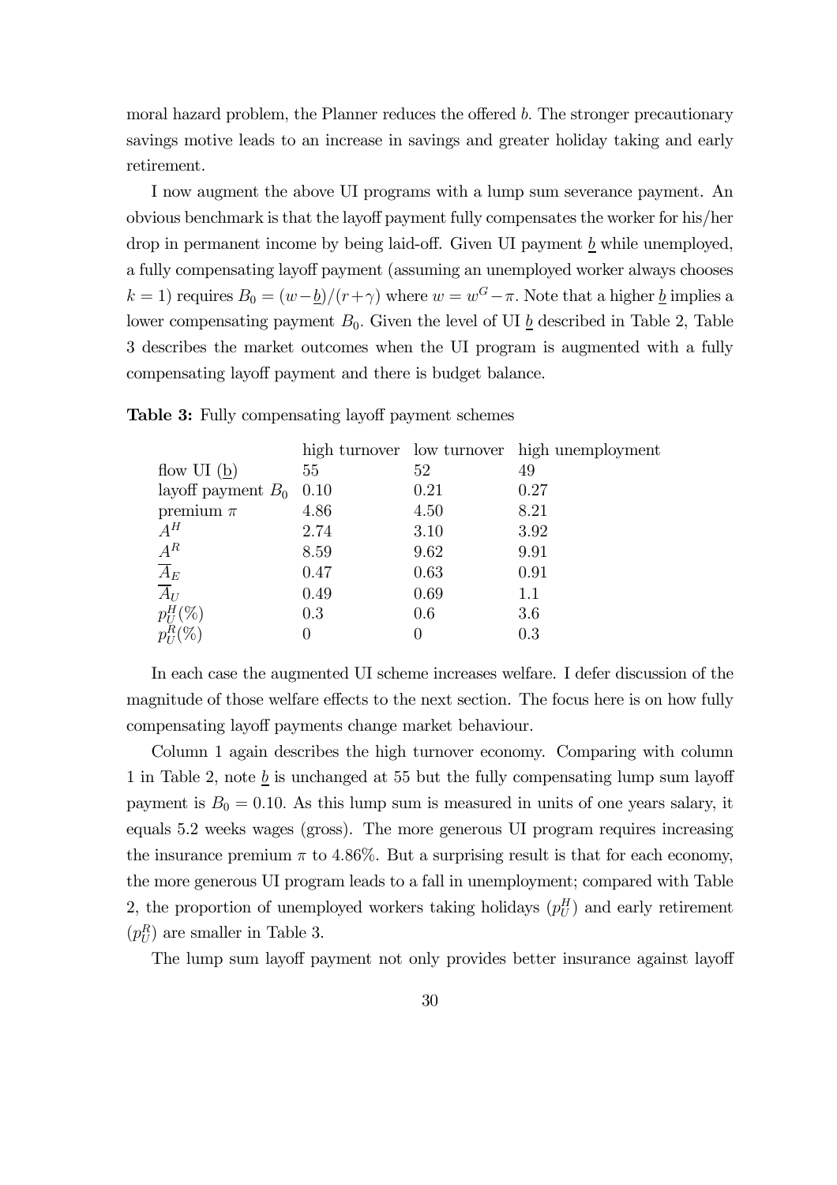moral hazard problem, the Planner reduces the offered $b$. The stronger precautionary savings motive leads to an increase in savings and greater holiday taking and early retirement.

I now augment the above UI programs with a lump sum severance payment. An obvious benchmark is that the layoff payment fully compensates the worker for his/her drop in permanent income by being laid-off. Given UI payment $\underline{b}$ while unemployed, a fully compensating layoff payment (assuming an unemployed worker always chooses $k = 1$) requires $B_0 = (w - \underline{b})/(r + \gamma)$ where $w = w^G - \pi$. Note that a higher $\underline{b}$ implies a lower compensating payment $B_0$. Given the level of UI $\underline{b}$ described in Table 2, Table 3 describes the market outcomes when the UI program is augmented with a fully compensating layoff payment and there is budget balance.

**Table 3:** Fully compensating layoff payment schemes

| | high turnover | low turnover | high unemployment |
|---|---|---|---|
| flow UI ($\underline{b}$) | 55 | 52 | 49 |
| layoff payment $B_0$ | 0.10 | 0.21 | 0.27 |
| premium $\pi$ | 4.86 | 4.50 | 8.21 |
| $A^H$ | 2.74 | 3.10 | 3.92 |
| $A^R$ | 8.59 | 9.62 | 9.91 |
| $\overline{A}_E$ | 0.47 | 0.63 | 0.91 |
| $\overline{A}_U$ | 0.49 | 0.69 | 1.1 |
| $p_U^H(\%)$ | 0.3 | 0.6 | 3.6 |
| $p_U^R(\%)$ | 0 | 0 | 0.3 |

In each case the augmented UI scheme increases welfare. I defer discussion of the magnitude of those welfare effects to the next section. The focus here is on how fully compensating layoff payments change market behaviour.

Column 1 again describes the high turnover economy. Comparing with column 1 in Table 2, note $\underline{b}$ is unchanged at 55 but the fully compensating lump sum layoff payment is $B_0 = 0.10$. As this lump sum is measured in units of one years salary, it equals 5.2 weeks wages (gross). The more generous UI program requires increasing the insurance premium $\pi$ to 4.86%. But a surprising result is that for each economy, the more generous UI program leads to a fall in unemployment; compared with Table 2, the proportion of unemployed workers taking holidays ($p_U^H$) and early retirement ($p_U^R$) are smaller in Table 3.

The lump sum layoff payment not only provides better insurance against layoff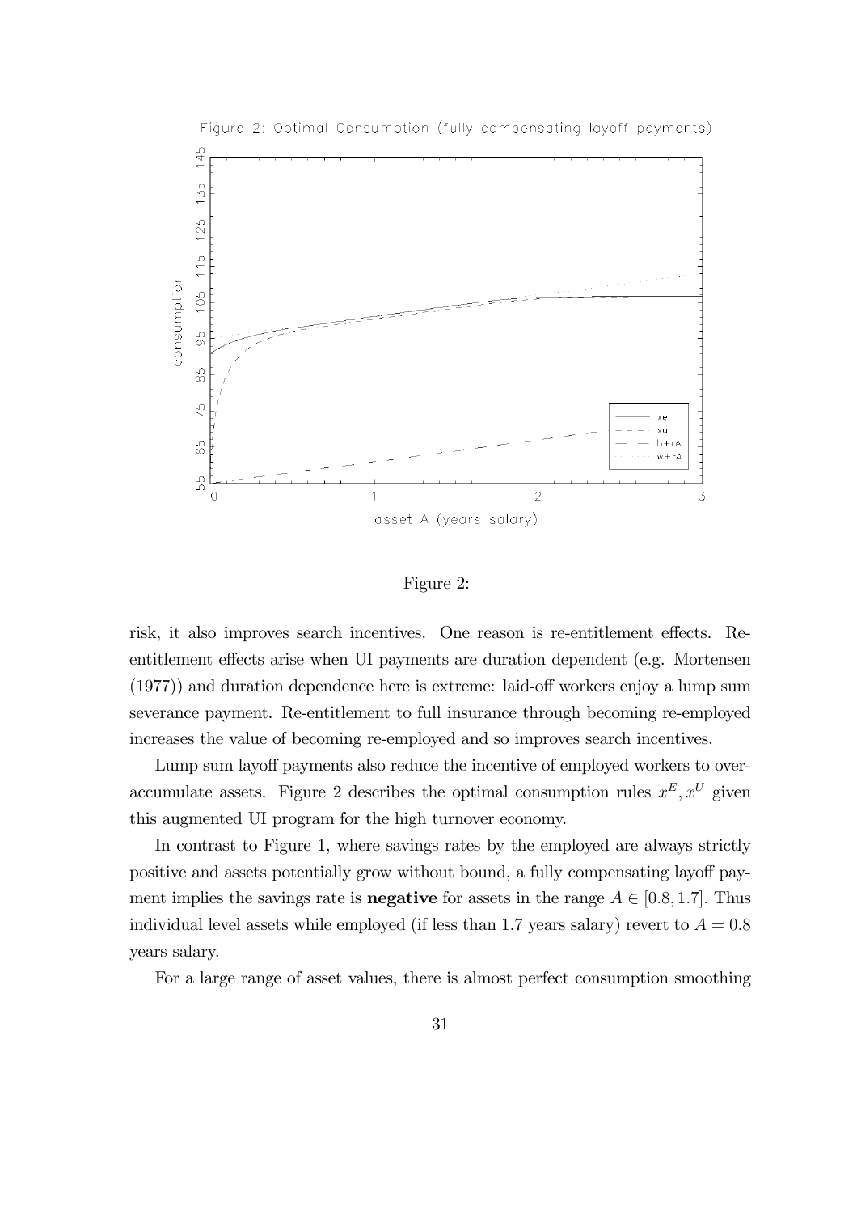Figure 2:

risk, it also improves search incentives. One reason is re-entitlement effects. Re-entitlement effects arise when UI payments are duration dependent (e.g. Mortensen (1977)) and duration dependence here is extreme: laid-off workers enjoy a lump sum severance payment. Re-entitlement to full insurance through becoming re-employed increases the value of becoming re-employed and so improves search incentives.

Lump sum layoff payments also reduce the incentive of employed workers to over-accumulate assets. Figure 2 describes the optimal consumption rules $x^E, x^U$ given this augmented UI program for the high turnover economy.

In contrast to Figure 1, where savings rates by the employed are always strictly positive and assets potentially grow without bound, a fully compensating layoff payment implies the savings rate is **negative** for assets in the range $A \in [0.8, 1.7]$. Thus individual level assets while employed (if less than 1.7 years salary) revert to $A = 0.8$ years salary.

For a large range of asset values, there is almost perfect consumption smoothing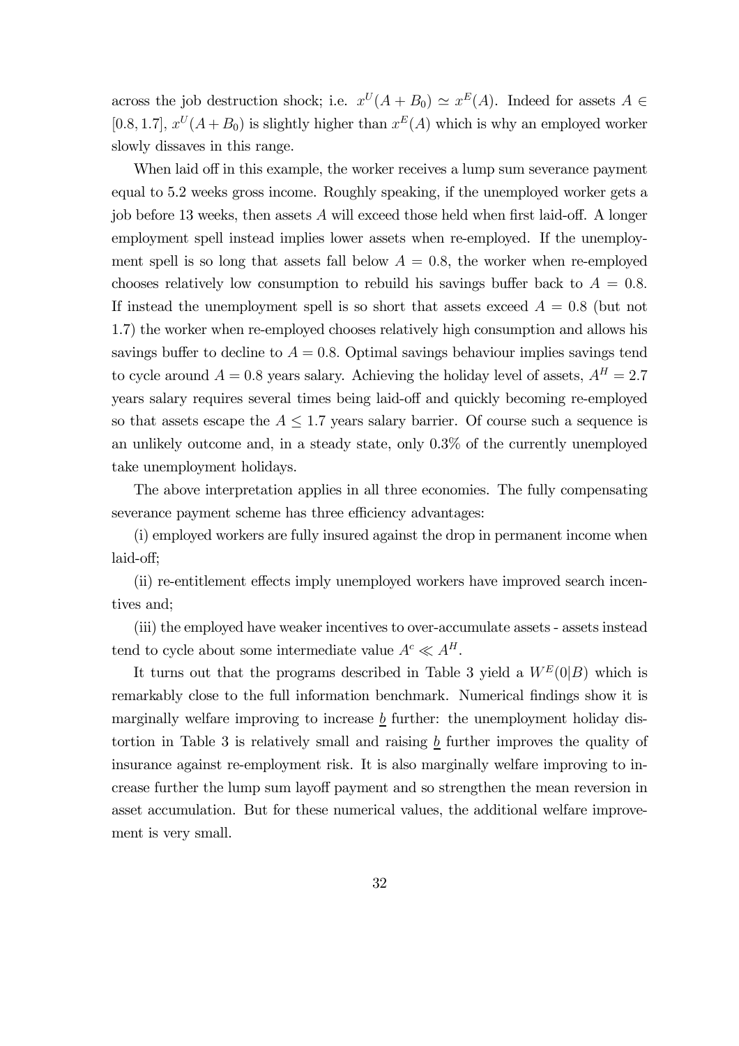across the job destruction shock; i.e. $x^U(A + B_0) \simeq x^E(A)$. Indeed for assets $A \in [0.8, 1.7]$, $x^U(A + B_0)$ is slightly higher than $x^E(A)$ which is why an employed worker slowly dissaves in this range.

When laid off in this example, the worker receives a lump sum severance payment equal to 5.2 weeks gross income. Roughly speaking, if the unemployed worker gets a job before 13 weeks, then assets $A$ will exceed those held when first laid-off. A longer employment spell instead implies lower assets when re-employed. If the unemployment spell is so long that assets fall below $A = 0.8$, the worker when re-employed chooses relatively low consumption to rebuild his savings buffer back to $A = 0.8$. If instead the unemployment spell is so short that assets exceed $A = 0.8$ (but not 1.7) the worker when re-employed chooses relatively high consumption and allows his savings buffer to decline to $A = 0.8$. Optimal savings behaviour implies savings tend to cycle around $A = 0.8$ years salary. Achieving the holiday level of assets, $A^H = 2.7$ years salary requires several times being laid-off and quickly becoming re-employed so that assets escape the $A \leq 1.7$ years salary barrier. Of course such a sequence is an unlikely outcome and, in a steady state, only 0.3% of the currently unemployed take unemployment holidays.

The above interpretation applies in all three economies. The fully compensating severance payment scheme has three efficiency advantages:

(i) employed workers are fully insured against the drop in permanent income when laid-off;

(ii) re-entitlement effects imply unemployed workers have improved search incentives and;

(iii) the employed have weaker incentives to over-accumulate assets - assets instead tend to cycle about some intermediate value $A^c \ll A^H$.

It turns out that the programs described in Table 3 yield a $W^E(0|B)$ which is remarkably close to the full information benchmark. Numerical findings show it is marginally welfare improving to increase $\underline{b}$ further: the unemployment holiday distortion in Table 3 is relatively small and raising $\underline{b}$ further improves the quality of insurance against re-employment risk. It is also marginally welfare improving to increase further the lump sum layoff payment and so strengthen the mean reversion in asset accumulation. But for these numerical values, the additional welfare improvement is very small.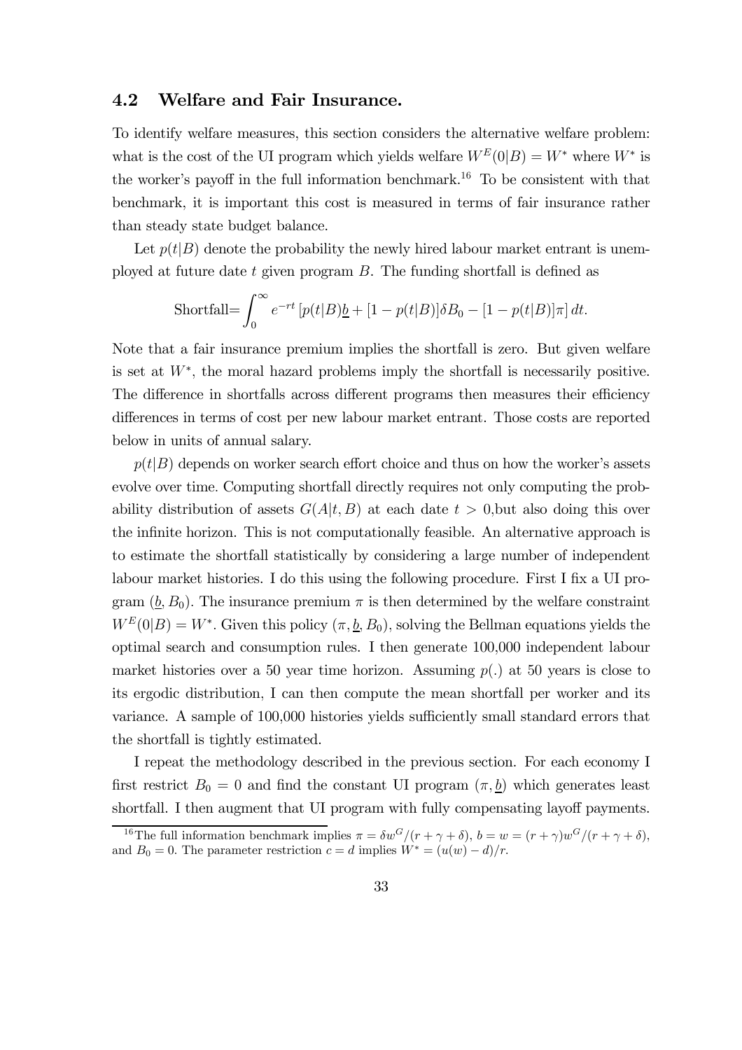## 4.2 Welfare and Fair Insurance.

To identify welfare measures, this section considers the alternative welfare problem: what is the cost of the UI program which yields welfare $W^E(0|B) = W^*$ where $W^*$ is the worker's payoff in the full information benchmark.[16] To be consistent with that benchmark, it is important this cost is measured in terms of fair insurance rather than steady state budget balance.

Let $p(t|B)$ denote the probability the newly hired labour market entrant is unemployed at future date $t$ given program $B$. The funding shortfall is defined as

$$\text{Shortfall}=\int_0^\infty e^{-rt}\left[p(t|B)\underline{b} + [1-p(t|B)]\delta B_0 - [1-p(t|B)]\pi\right]dt.$$

Note that a fair insurance premium implies the shortfall is zero. But given welfare is set at $W^*$, the moral hazard problems imply the shortfall is necessarily positive. The difference in shortfalls across different programs then measures their efficiency differences in terms of cost per new labour market entrant. Those costs are reported below in units of annual salary.

$p(t|B)$ depends on worker search effort choice and thus on how the worker's assets evolve over time. Computing shortfall directly requires not only computing the probability distribution of assets $G(A|t, B)$ at each date $t > 0$,but also doing this over the infinite horizon. This is not computationally feasible. An alternative approach is to estimate the shortfall statistically by considering a large number of independent labour market histories. I do this using the following procedure. First I fix a UI program $(\underline{b}, B_0)$. The insurance premium $\pi$ is then determined by the welfare constraint $W^E(0|B) = W^*$. Given this policy $(\pi, \underline{b}, B_0)$, solving the Bellman equations yields the optimal search and consumption rules. I then generate 100,000 independent labour market histories over a 50 year time horizon. Assuming $p(.)$ at 50 years is close to its ergodic distribution, I can then compute the mean shortfall per worker and its variance. A sample of 100,000 histories yields sufficiently small standard errors that the shortfall is tightly estimated.

I repeat the methodology described in the previous section. For each economy I first restrict $B_0 = 0$ and find the constant UI program $(\pi, \underline{b})$ which generates least shortfall. I then augment that UI program with fully compensating layoff payments.

[16] The full information benchmark implies $\pi = \delta w^G/(r + \gamma + \delta)$, $b = w = (r + \gamma)w^G/(r + \gamma + \delta)$, and $B_0 = 0$. The parameter restriction $c = d$ implies $W^* = (u(w) - d)/r$.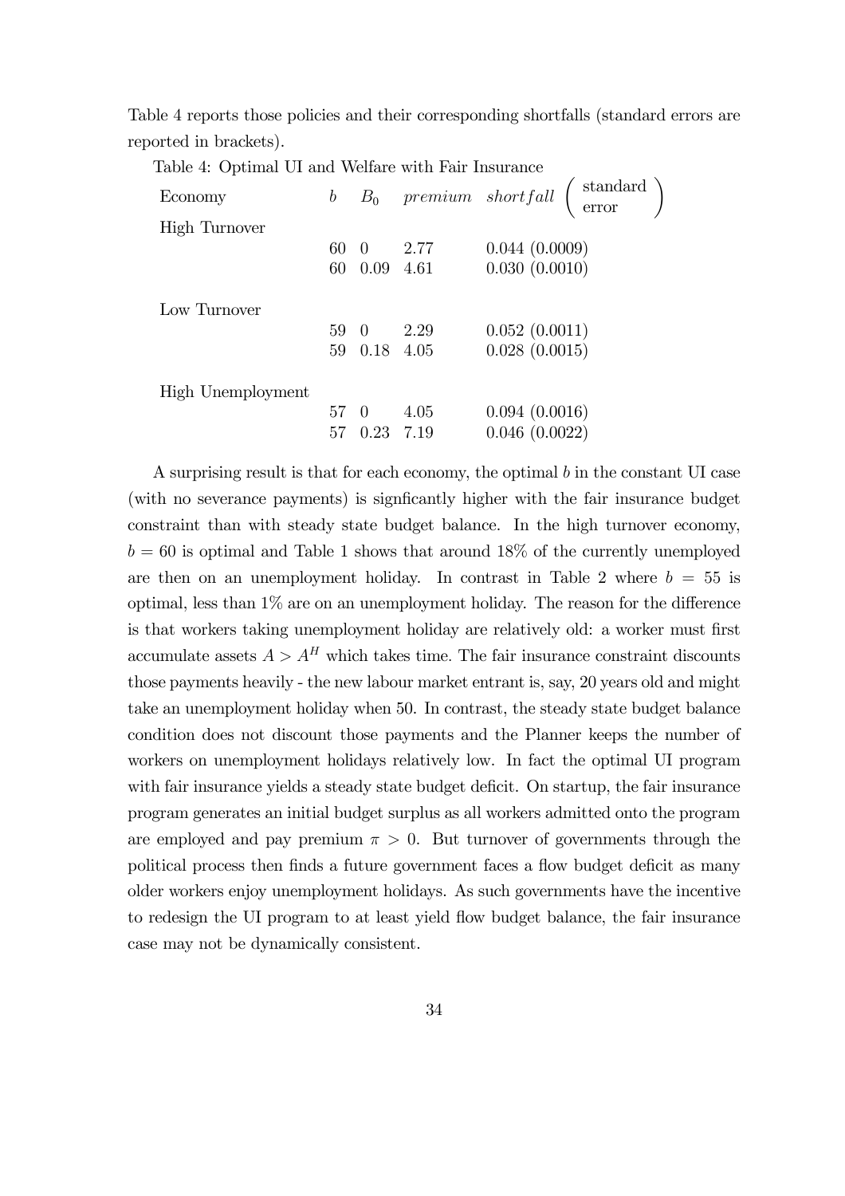Table 4 reports those policies and their corresponding shortfalls (standard errors are reported in brackets).

Table 4: Optimal UI and Welfare with Fair Insurance

| Economy | $b$ | $B_0$ | *premium* | *shortfall* (standard error) |
|---|---|---|---|---|
| High Turnover | | | | |
| | 60 | 0 | 2.77 | 0.044 (0.0009) |
| | 60 | 0.09 | 4.61 | 0.030 (0.0010) |
| Low Turnover | | | | |
| | 59 | 0 | 2.29 | 0.052 (0.0011) |
| | 59 | 0.18 | 4.05 | 0.028 (0.0015) |
| High Unemployment | | | | |
| | 57 | 0 | 4.05 | 0.094 (0.0016) |
| | 57 | 0.23 | 7.19 | 0.046 (0.0022) |

A surprising result is that for each economy, the optimal $b$ in the constant UI case (with no severance payments) is signficantly higher with the fair insurance budget constraint than with steady state budget balance. In the high turnover economy, $b = 60$ is optimal and Table 1 shows that around 18% of the currently unemployed are then on an unemployment holiday. In contrast in Table 2 where $b = 55$ is optimal, less than 1% are on an unemployment holiday. The reason for the difference is that workers taking unemployment holiday are relatively old: a worker must first accumulate assets $A > A^H$ which takes time. The fair insurance constraint discounts those payments heavily - the new labour market entrant is, say, 20 years old and might take an unemployment holiday when 50. In contrast, the steady state budget balance condition does not discount those payments and the Planner keeps the number of workers on unemployment holidays relatively low. In fact the optimal UI program with fair insurance yields a steady state budget deficit. On startup, the fair insurance program generates an initial budget surplus as all workers admitted onto the program are employed and pay premium $\pi > 0$. But turnover of governments through the political process then finds a future government faces a flow budget deficit as many older workers enjoy unemployment holidays. As such governments have the incentive to redesign the UI program to at least yield flow budget balance, the fair insurance case may not be dynamically consistent.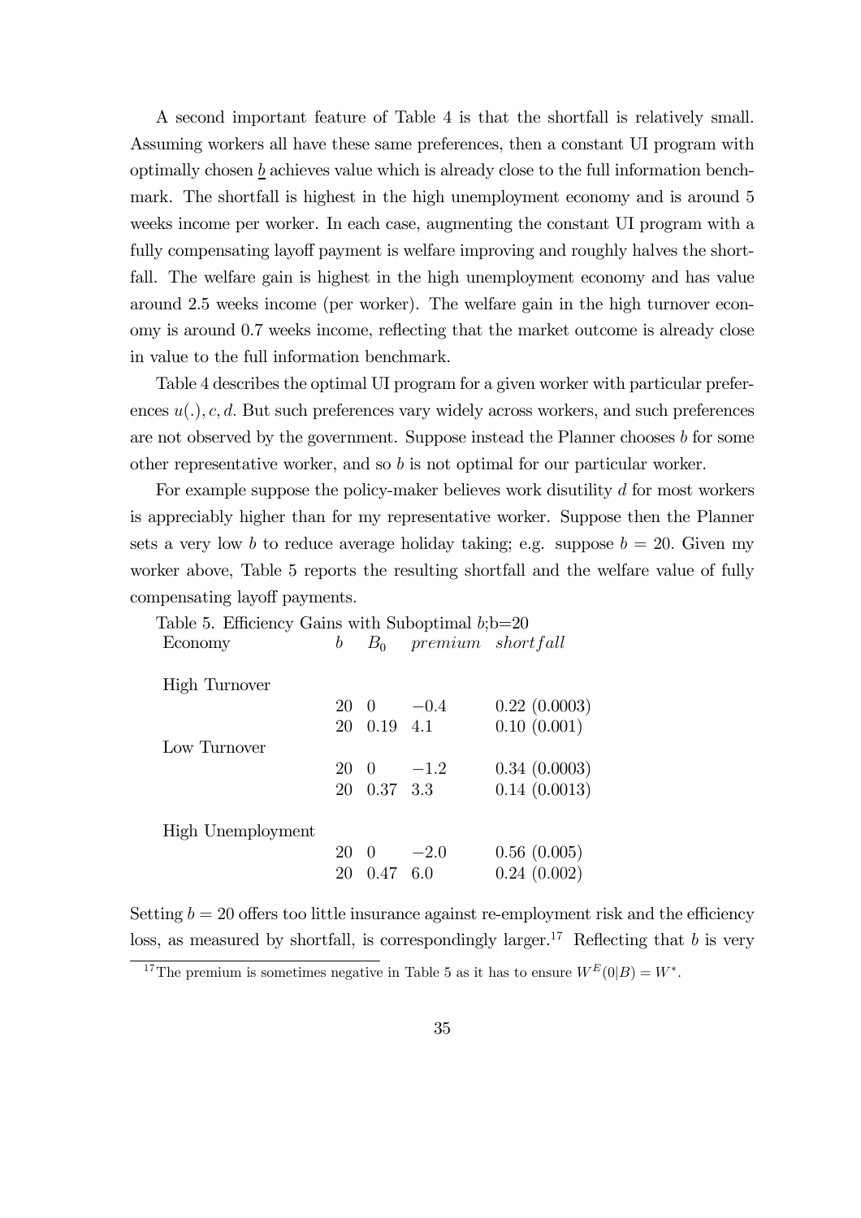A second important feature of Table 4 is that the shortfall is relatively small. Assuming workers all have these same preferences, then a constant UI program with optimally chosen $\underline{b}$ achieves value which is already close to the full information benchmark. The shortfall is highest in the high unemployment economy and is around 5 weeks income per worker. In each case, augmenting the constant UI program with a fully compensating layoff payment is welfare improving and roughly halves the shortfall. The welfare gain is highest in the high unemployment economy and has value around 2.5 weeks income (per worker). The welfare gain in the high turnover economy is around 0.7 weeks income, reflecting that the market outcome is already close in value to the full information benchmark.

Table 4 describes the optimal UI program for a given worker with particular preferences $u(.), c, d$. But such preferences vary widely across workers, and such preferences are not observed by the government. Suppose instead the Planner chooses $b$ for some other representative worker, and so $b$ is not optimal for our particular worker.

For example suppose the policy-maker believes work disutility $d$ for most workers is appreciably higher than for my representative worker. Suppose then the Planner sets a very low $b$ to reduce average holiday taking; e.g. suppose $b = 20$. Given my worker above, Table 5 reports the resulting shortfall and the welfare value of fully compensating layoff payments.

Table 5. Efficiency Gains with Suboptimal $b$;b=20

| Economy | $b$ | $B_0$ | *premium* | *shortfall* |
|---|---|---|---|---|
| High Turnover | | | | |
| | 20 | 0 | $-0.4$ | 0.22 (0.0003) |
| | 20 | 0.19 | 4.1 | 0.10 (0.001) |
| Low Turnover | | | | |
| | 20 | 0 | $-1.2$ | 0.34 (0.0003) |
| | 20 | 0.37 | 3.3 | 0.14 (0.0013) |
| High Unemployment | | | | |
| | 20 | 0 | $-2.0$ | 0.56 (0.005) |
| | 20 | 0.47 | 6.0 | 0.24 (0.002) |

Setting $b = 20$ offers too little insurance against re-employment risk and the efficiency loss, as measured by shortfall, is correspondingly larger.[17] Reflecting that $b$ is very

[17] The premium is sometimes negative in Table 5 as it has to ensure $W^E(0|B) = W^*$.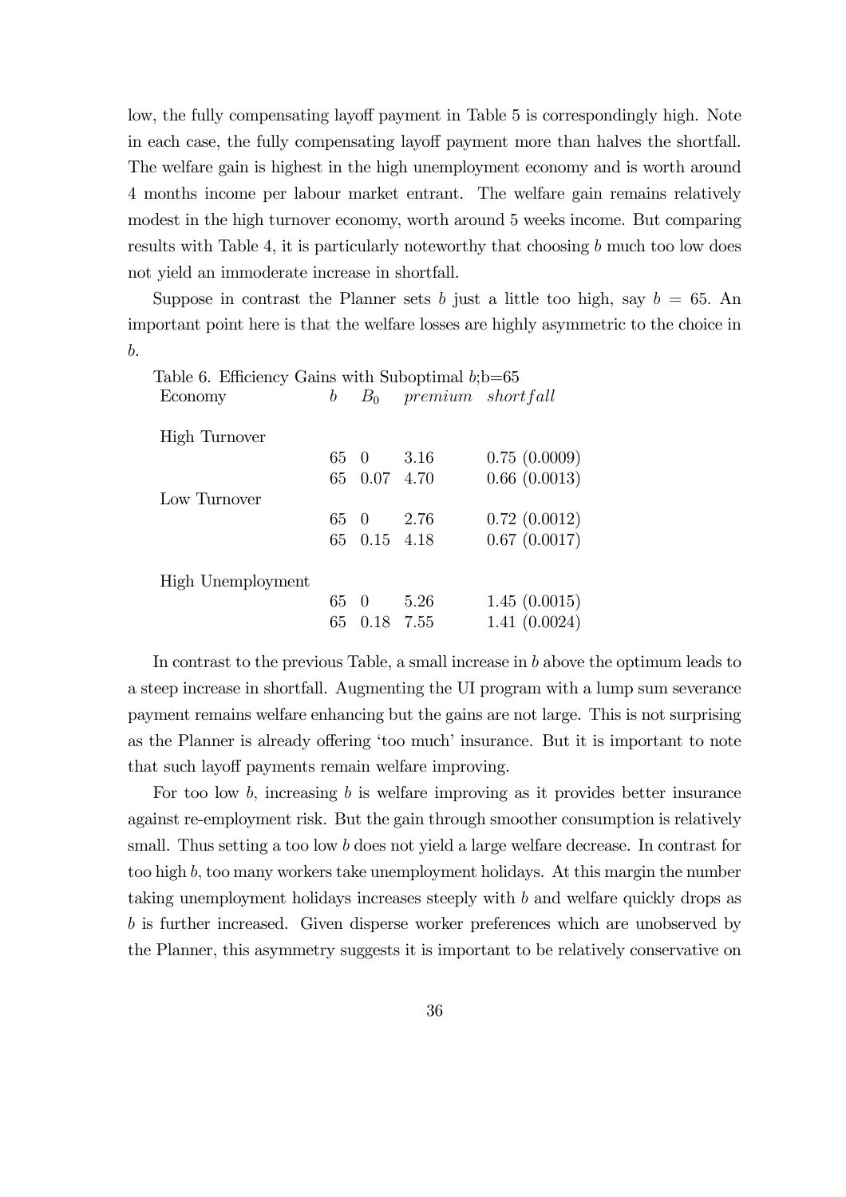low, the fully compensating layoff payment in Table 5 is correspondingly high. Note in each case, the fully compensating layoff payment more than halves the shortfall. The welfare gain is highest in the high unemployment economy and is worth around 4 months income per labour market entrant. The welfare gain remains relatively modest in the high turnover economy, worth around 5 weeks income. But comparing results with Table 4, it is particularly noteworthy that choosing $b$ much too low does not yield an immoderate increase in shortfall.

Suppose in contrast the Planner sets $b$ just a little too high, say $b = 65$. An important point here is that the welfare losses are highly asymmetric to the choice in $b$.

Table 6. Efficiency Gains with Suboptimal $b$;b=65

| Economy | $b$ | $B_0$ | *premium* | *shortfall* |
|---|---|---|---|---|
| High Turnover | | | | |
| | 65 | 0 | 3.16 | 0.75 (0.0009) |
| | 65 | 0.07 | 4.70 | 0.66 (0.0013) |
| Low Turnover | | | | |
| | 65 | 0 | 2.76 | 0.72 (0.0012) |
| | 65 | 0.15 | 4.18 | 0.67 (0.0017) |
| High Unemployment | | | | |
| | 65 | 0 | 5.26 | 1.45 (0.0015) |
| | 65 | 0.18 | 7.55 | 1.41 (0.0024) |

In contrast to the previous Table, a small increase in $b$ above the optimum leads to a steep increase in shortfall. Augmenting the UI program with a lump sum severance payment remains welfare enhancing but the gains are not large. This is not surprising as the Planner is already offering 'too much' insurance. But it is important to note that such layoff payments remain welfare improving.

For too low $b$, increasing $b$ is welfare improving as it provides better insurance against re-employment risk. But the gain through smoother consumption is relatively small. Thus setting a too low $b$ does not yield a large welfare decrease. In contrast for too high $b$, too many workers take unemployment holidays. At this margin the number taking unemployment holidays increases steeply with $b$ and welfare quickly drops as $b$ is further increased. Given disperse worker preferences which are unobserved by the Planner, this asymmetry suggests it is important to be relatively conservative on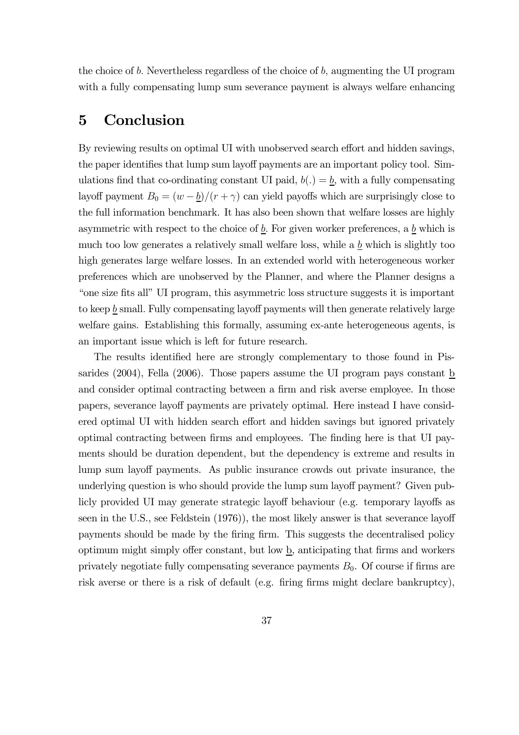the choice of $b$. Nevertheless regardless of the choice of $b$, augmenting the UI program with a fully compensating lump sum severance payment is always welfare enhancing

# 5 Conclusion

By reviewing results on optimal UI with unobserved search effort and hidden savings, the paper identifies that lump sum layoff payments are an important policy tool. Simulations find that co-ordinating constant UI paid, $b(.) = \underline{b}$, with a fully compensating layoff payment $B_0 = (w - \underline{b})/(r + \gamma)$ can yield payoffs which are surprisingly close to the full information benchmark. It has also been shown that welfare losses are highly asymmetric with respect to the choice of $\underline{b}$. For given worker preferences, a $\underline{b}$ which is much too low generates a relatively small welfare loss, while a $\underline{b}$ which is slightly too high generates large welfare losses. In an extended world with heterogeneous worker preferences which are unobserved by the Planner, and where the Planner designs a "one size fits all" UI program, this asymmetric loss structure suggests it is important to keep $\underline{b}$ small. Fully compensating layoff payments will then generate relatively large welfare gains. Establishing this formally, assuming ex-ante heterogeneous agents, is an important issue which is left for future research.

The results identified here are strongly complementary to those found in Pissarides (2004), Fella (2006). Those papers assume the UI program pays constant $\underline{\mathrm{b}}$ and consider optimal contracting between a firm and risk averse employee. In those papers, severance layoff payments are privately optimal. Here instead I have considered optimal UI with hidden search effort and hidden savings but ignored privately optimal contracting between firms and employees. The finding here is that UI payments should be duration dependent, but the dependency is extreme and results in lump sum layoff payments. As public insurance crowds out private insurance, the underlying question is who should provide the lump sum layoff payment? Given publicly provided UI may generate strategic layoff behaviour (e.g. temporary layoffs as seen in the U.S., see Feldstein (1976)), the most likely answer is that severance layoff payments should be made by the firing firm. This suggests the decentralised policy optimum might simply offer constant, but low $\underline{\mathrm{b}}$, anticipating that firms and workers privately negotiate fully compensating severance payments $B_0$. Of course if firms are risk averse or there is a risk of default (e.g. firing firms might declare bankruptcy),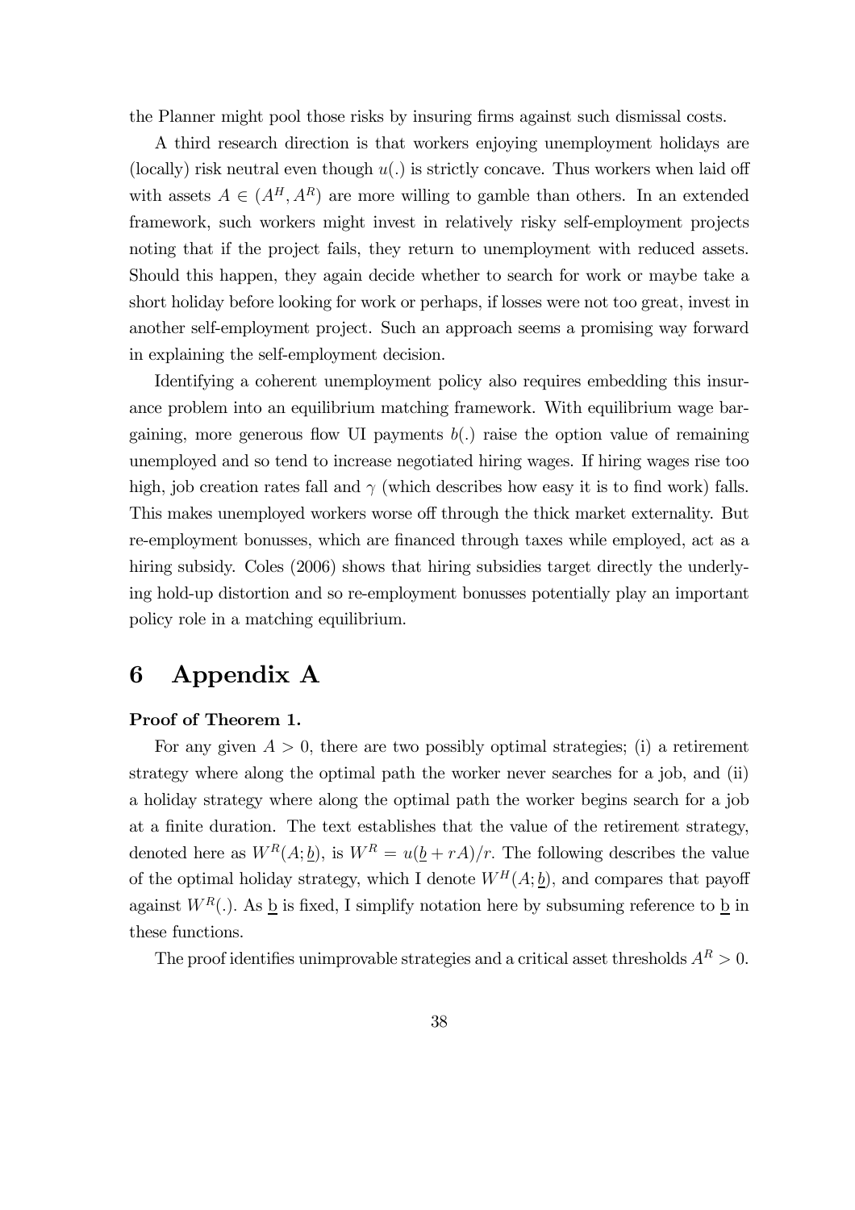the Planner might pool those risks by insuring firms against such dismissal costs.

A third research direction is that workers enjoying unemployment holidays are (locally) risk neutral even though $u(.)$ is strictly concave. Thus workers when laid off with assets $A \in (A^H, A^R)$ are more willing to gamble than others. In an extended framework, such workers might invest in relatively risky self-employment projects noting that if the project fails, they return to unemployment with reduced assets. Should this happen, they again decide whether to search for work or maybe take a short holiday before looking for work or perhaps, if losses were not too great, invest in another self-employment project. Such an approach seems a promising way forward in explaining the self-employment decision.

Identifying a coherent unemployment policy also requires embedding this insurance problem into an equilibrium matching framework. With equilibrium wage bargaining, more generous flow UI payments $b(.)$ raise the option value of remaining unemployed and so tend to increase negotiated hiring wages. If hiring wages rise too high, job creation rates fall and $\gamma$ (which describes how easy it is to find work) falls. This makes unemployed workers worse off through the thick market externality. But re-employment bonusses, which are financed through taxes while employed, act as a hiring subsidy. Coles (2006) shows that hiring subsidies target directly the underlying hold-up distortion and so re-employment bonusses potentially play an important policy role in a matching equilibrium.

# 6 Appendix A

**Proof of Theorem 1.**

For any given $A > 0$, there are two possibly optimal strategies; (i) a retirement strategy where along the optimal path the worker never searches for a job, and (ii) a holiday strategy where along the optimal path the worker begins search for a job at a finite duration. The text establishes that the value of the retirement strategy, denoted here as $W^R(A; \underline{b})$, is $W^R = u(\underline{b} + rA)/r$. The following describes the value of the optimal holiday strategy, which I denote $W^H(A; \underline{b})$, and compares that payoff against $W^R(.)$. As $\underline{\text{b}}$ is fixed, I simplify notation here by subsuming reference to $\underline{\text{b}}$ in these functions.

The proof identifies unimprovable strategies and a critical asset thresholds $A^R > 0$.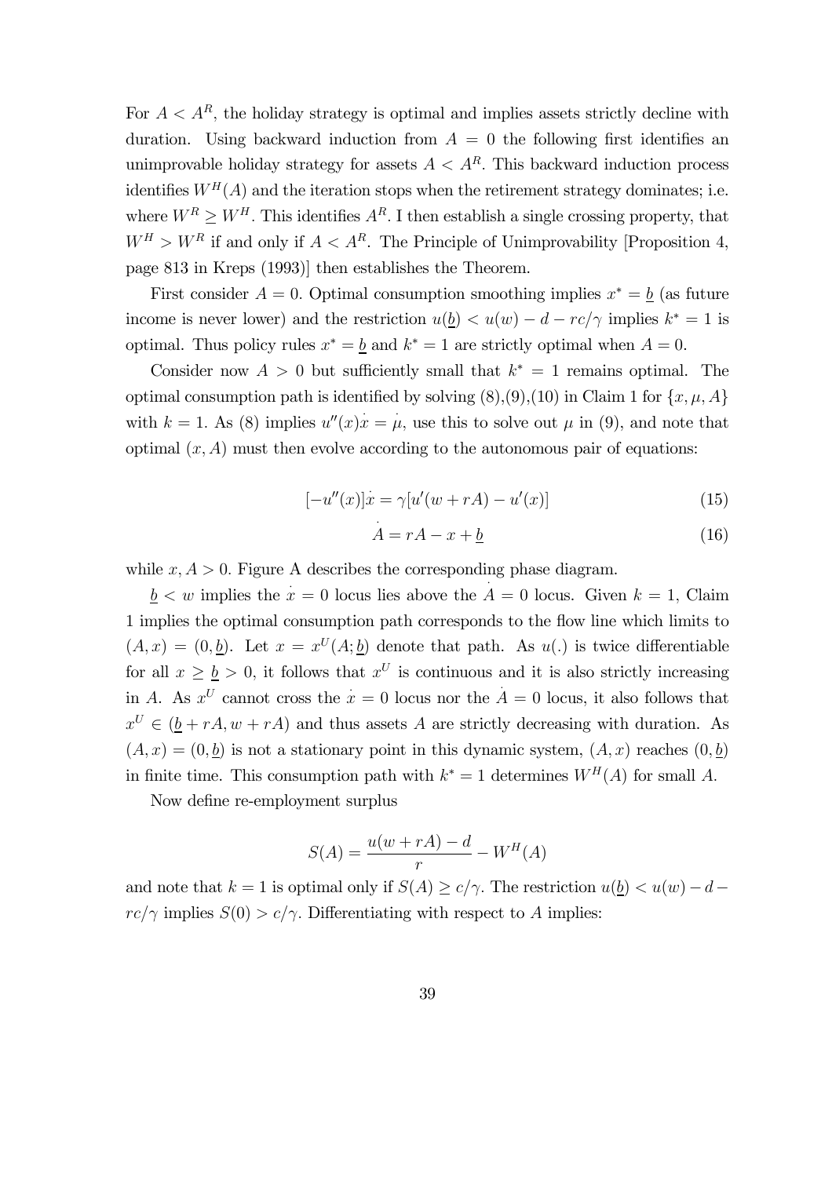For $A < A^R$, the holiday strategy is optimal and implies assets strictly decline with duration. Using backward induction from $A = 0$ the following first identifies an unimprovable holiday strategy for assets $A < A^R$. This backward induction process identifies $W^H(A)$ and the iteration stops when the retirement strategy dominates; i.e. where $W^R \geq W^H$. This identifies $A^R$. I then establish a single crossing property, that $W^H > W^R$ if and only if $A < A^R$. The Principle of Unimprovability [Proposition 4, page 813 in Kreps (1993)] then establishes the Theorem.

First consider $A = 0$. Optimal consumption smoothing implies $x^* = \underline{b}$ (as future income is never lower) and the restriction $u(\underline{b}) < u(w) - d - rc/\gamma$ implies $k^* = 1$ is optimal. Thus policy rules $x^* = \underline{b}$ and $k^* = 1$ are strictly optimal when $A = 0$.

Consider now $A > 0$ but sufficiently small that $k^* = 1$ remains optimal. The optimal consumption path is identified by solving (8),(9),(10) in Claim 1 for $\{x, \mu, A\}$ with $k = 1$. As (8) implies $u''(x)\dot{x} = \dot{\mu}$, use this to solve out $\mu$ in (9), and note that optimal $(x, A)$ must then evolve according to the autonomous pair of equations:

$$[-u''(x)]\dot{x} = \gamma[u'(w + rA) - u'(x)] \tag{15}$$

$$\dot{A} = rA - x + \underline{b} \tag{16}$$

while $x, A > 0$. Figure A describes the corresponding phase diagram.

$\underline{b} < w$ implies the $\dot{x} = 0$ locus lies above the $\dot{A} = 0$ locus. Given $k = 1$, Claim 1 implies the optimal consumption path corresponds to the flow line which limits to $(A, x) = (0, \underline{b})$. Let $x = x^U(A; \underline{b})$ denote that path. As $u(.)$ is twice differentiable for all $x \geq \underline{b} > 0$, it follows that $x^U$ is continuous and it is also strictly increasing in $A$. As $x^U$ cannot cross the $\dot{x} = 0$ locus nor the $\dot{A} = 0$ locus, it also follows that $x^U \in (\underline{b} + rA, w + rA)$ and thus assets $A$ are strictly decreasing with duration. As $(A, x) = (0, \underline{b})$ is not a stationary point in this dynamic system, $(A, x)$ reaches $(0, \underline{b})$ in finite time. This consumption path with $k^* = 1$ determines $W^H(A)$ for small $A$.

Now define re-employment surplus

$$S(A) = \frac{u(w + rA) - d}{r} - W^H(A)$$

and note that $k = 1$ is optimal only if $S(A) \geq c/\gamma$. The restriction $u(\underline{b}) < u(w) - d - rc/\gamma$ implies $S(0) > c/\gamma$. Differentiating with respect to $A$ implies: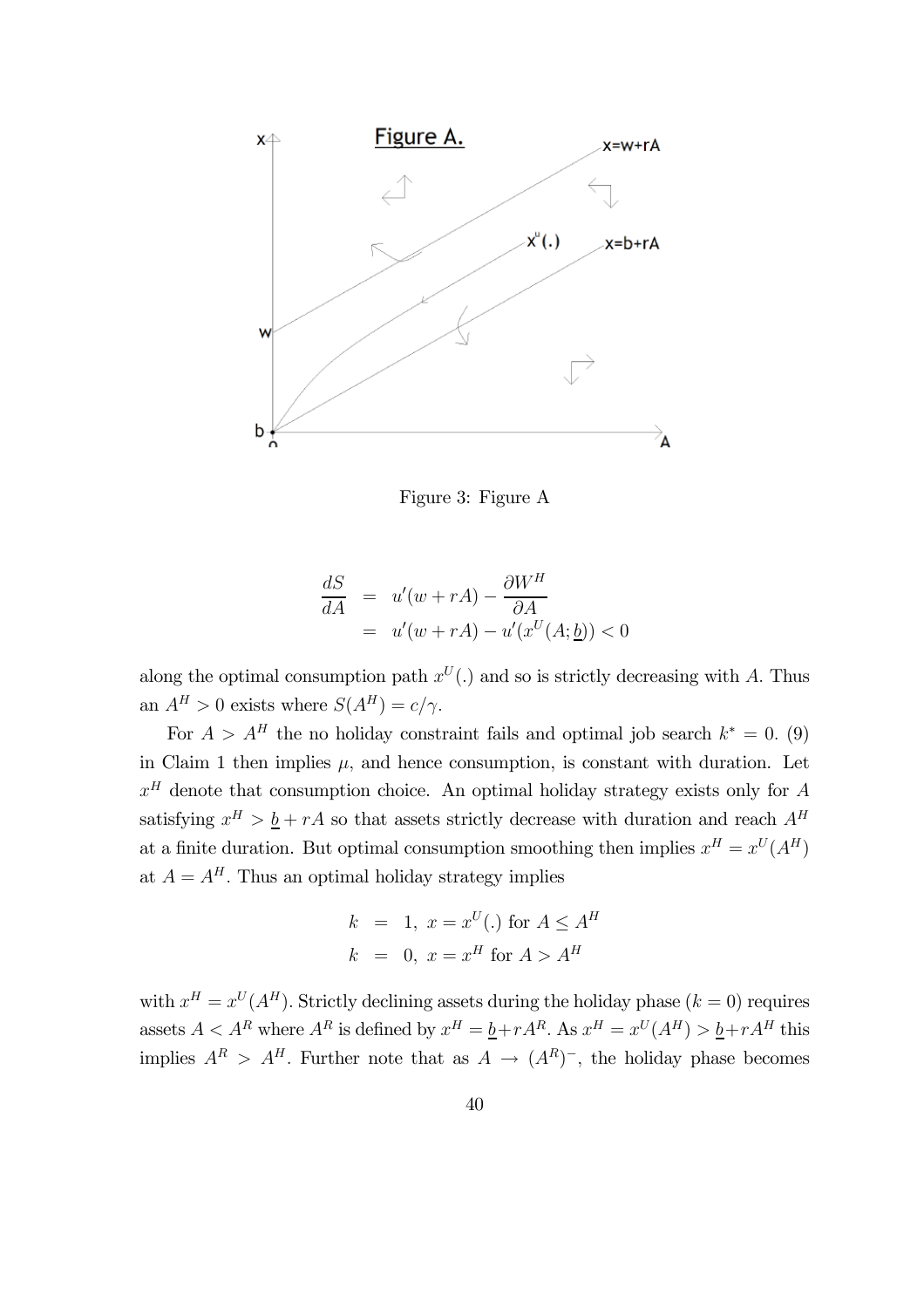Figure 3: Figure A

$$
\begin{aligned}
\frac{dS}{dA} &= u'(w+rA) - \frac{\partial W^H}{\partial A} \\
&= u'(w+rA) - u'(x^U(A;\underline{b})) < 0
\end{aligned}
$$

along the optimal consumption path $x^U(.)$ and so is strictly decreasing with $A$. Thus an $A^H > 0$ exists where $S(A^H) = c/\gamma$.

For $A > A^H$ the no holiday constraint fails and optimal job search $k^* = 0$. (9) in Claim 1 then implies $\mu$, and hence consumption, is constant with duration. Let $x^H$ denote that consumption choice. An optimal holiday strategy exists only for $A$ satisfying $x^H > \underline{b} + rA$ so that assets strictly decrease with duration and reach $A^H$ at a finite duration. But optimal consumption smoothing then implies $x^H = x^U(A^H)$ at $A = A^H$. Thus an optimal holiday strategy implies

$$
\begin{aligned}
k &= 1, \; x = x^U(.) \text{ for } A \leq A^H \\
k &= 0, \; x = x^H \text{ for } A > A^H
\end{aligned}
$$

with $x^H = x^U(A^H)$. Strictly declining assets during the holiday phase ($k = 0$) requires assets $A < A^R$ where $A^R$ is defined by $x^H = \underline{b} + rA^R$. As $x^H = x^U(A^H) > \underline{b} + rA^H$ this implies $A^R > A^H$. Further note that as $A \to (A^R)^-$, the holiday phase becomes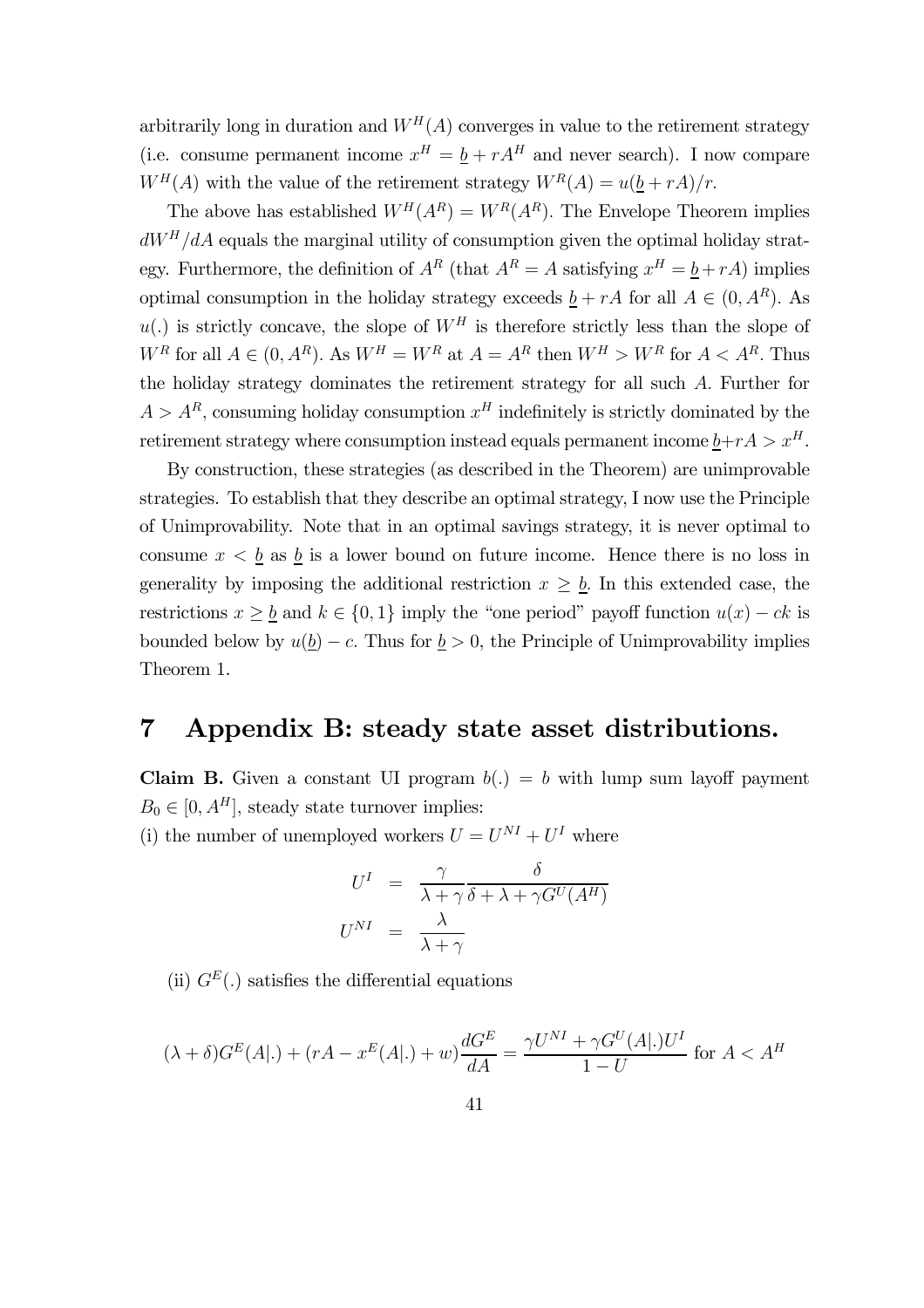arbitrarily long in duration and $W^H(A)$ converges in value to the retirement strategy (i.e. consume permanent income $x^H = \underline{b} + rA^H$ and never search). I now compare $W^H(A)$ with the value of the retirement strategy $W^R(A) = u(\underline{b} + rA)/r$.

The above has established $W^H(A^R) = W^R(A^R)$. The Envelope Theorem implies $dW^H/dA$ equals the marginal utility of consumption given the optimal holiday strategy. Furthermore, the definition of $A^R$ (that $A^R = A$ satisfying $x^H = \underline{b} + rA$) implies optimal consumption in the holiday strategy exceeds $\underline{b} + rA$ for all $A \in (0, A^R)$. As $u(.)$ is strictly concave, the slope of $W^H$ is therefore strictly less than the slope of $W^R$ for all $A \in (0, A^R)$. As $W^H = W^R$ at $A = A^R$ then $W^H > W^R$ for $A < A^R$. Thus the holiday strategy dominates the retirement strategy for all such $A$. Further for $A > A^R$, consuming holiday consumption $x^H$ indefinitely is strictly dominated by the retirement strategy where consumption instead equals permanent income $\underline{b}+rA > x^H$.

By construction, these strategies (as described in the Theorem) are unimprovable strategies. To establish that they describe an optimal strategy, I now use the Principle of Unimprovability. Note that in an optimal savings strategy, it is never optimal to consume $x < \underline{b}$ as $\underline{b}$ is a lower bound on future income. Hence there is no loss in generality by imposing the additional restriction $x \geq \underline{b}$. In this extended case, the restrictions $x \geq \underline{b}$ and $k \in \{0, 1\}$ imply the "one period" payoff function $u(x) - ck$ is bounded below by $u(\underline{b}) - c$. Thus for $\underline{b} > 0$, the Principle of Unimprovability implies Theorem 1.

# 7 Appendix B: steady state asset distributions.

**Claim B.** Given a constant UI program $b(.) = b$ with lump sum layoff payment $B_0 \in [0, A^H]$, steady state turnover implies:

(i) the number of unemployed workers $U = U^{NI} + U^I$ where

$$U^I = \frac{\gamma}{\lambda + \gamma} \frac{\delta}{\delta + \lambda + \gamma G^U(A^H)}$$

$$U^{NI} = \frac{\lambda}{\lambda + \gamma}$$

(ii) $G^E(.)$ satisfies the differential equations

$$(\lambda + \delta) G^E(A|.) + (rA - x^E(A|.) + w) \frac{dG^E}{dA} = \frac{\gamma U^{NI} + \gamma G^U(A|.) U^I}{1 - U} \text{ for } A < A^H$$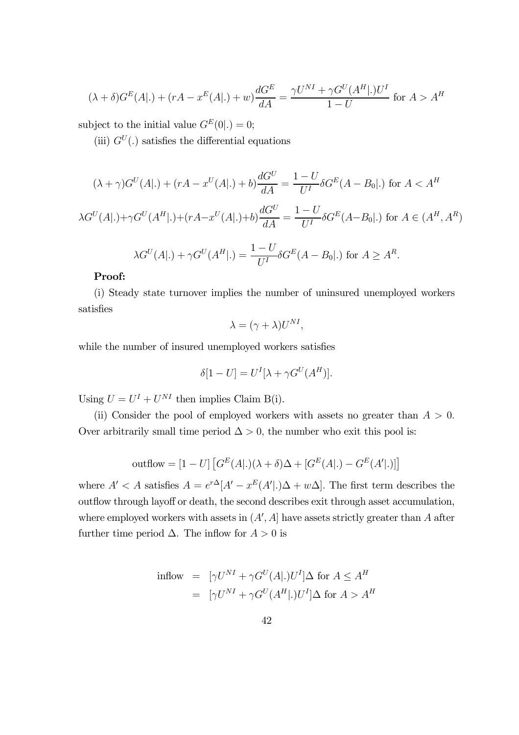$$(\lambda + \delta)G^E(A|.) + (rA - x^E(A|.) + w)\frac{dG^E}{dA} = \frac{\gamma U^{NI} + \gamma G^U(A^H|.)U^I}{1-U} \text{ for } A > A^H$$

subject to the initial value $G^E(0|.) = 0$;

(iii) $G^U(.)$ satisfies the differential equations

$$(\lambda + \gamma)G^U(A|.) + (rA - x^U(A|.) + b)\frac{dG^U}{dA} = \frac{1-U}{U^I}\delta G^E(A - B_0|.) \text{ for } A < A^H$$

$$\lambda G^U(A|.) + \gamma G^U(A^H|.) + (rA - x^U(A|.) + b)\frac{dG^U}{dA} = \frac{1-U}{U^I}\delta G^E(A - B_0|.) \text{ for } A \in (A^H, A^R)$$

$$\lambda G^U(A|.) + \gamma G^U(A^H|.) = \frac{1-U}{U^I}\delta G^E(A - B_0|.) \text{ for } A \geq A^R.$$

**Proof:**

(i) Steady state turnover implies the number of uninsured unemployed workers satisfies

$$\lambda = (\gamma + \lambda)U^{NI},$$

while the number of insured unemployed workers satisfies

$$\delta[1 - U] = U^I[\lambda + \gamma G^U(A^H)].$$

Using $U = U^I + U^{NI}$ then implies Claim B(i).

(ii) Consider the pool of employed workers with assets no greater than $A > 0$. Over arbitrarily small time period $\Delta > 0$, the number who exit this pool is:

$$\text{outflow} = [1 - U]\left[G^E(A|.)(\lambda + \delta)\Delta + [G^E(A|.) - G^E(A'|.)]\right]$$

where $A' < A$ satisfies $A = e^{r\Delta}[A' - x^E(A'|.)\Delta + w\Delta]$. The first term describes the outflow through layoff or death, the second describes exit through asset accumulation, where employed workers with assets in $(A', A]$ have assets strictly greater than $A$ after further time period $\Delta$. The inflow for $A > 0$ is

$$\begin{aligned}
\text{inflow} &= [\gamma U^{NI} + \gamma G^U(A|.)U^I]\Delta \text{ for } A \leq A^H \\
&= [\gamma U^{NI} + \gamma G^U(A^H|.)U^I]\Delta \text{ for } A > A^H
\end{aligned}$$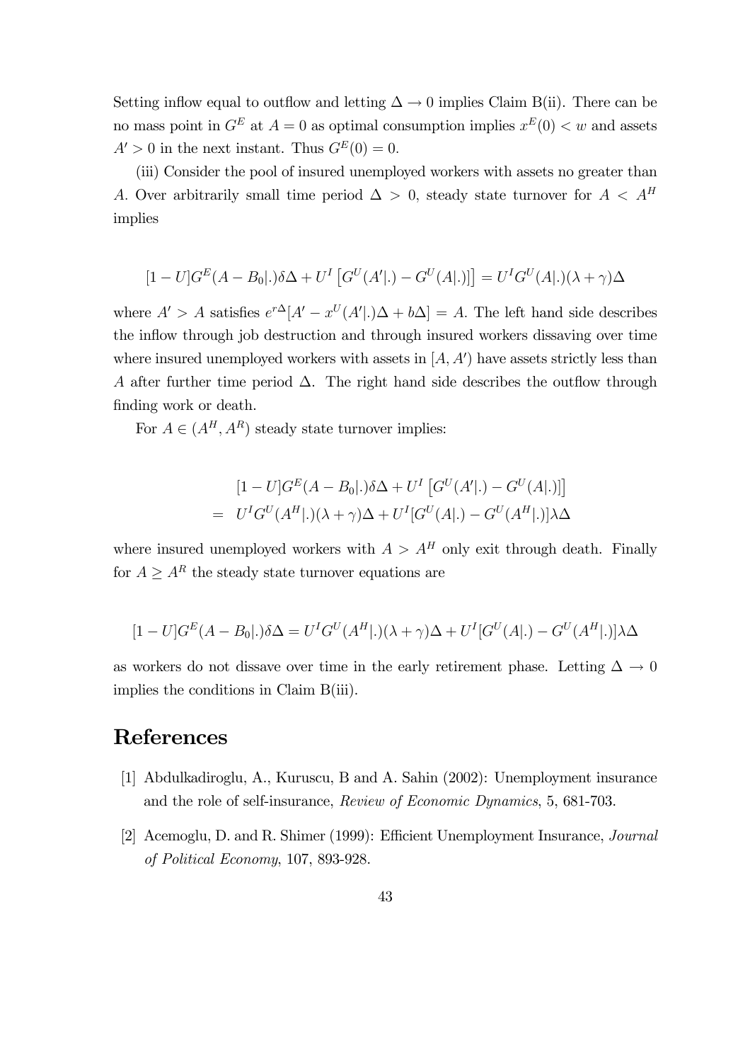Setting inflow equal to outflow and letting $\Delta \to 0$ implies Claim B(ii). There can be no mass point in $G^E$ at $A = 0$ as optimal consumption implies $x^E(0) < w$ and assets $A' > 0$ in the next instant. Thus $G^E(0) = 0$.

(iii) Consider the pool of insured unemployed workers with assets no greater than $A$. Over arbitrarily small time period $\Delta > 0$, steady state turnover for $A < A^H$ implies

$$[1 - U]G^E(A - B_0|.)\delta\Delta + U^I \left[G^U(A'|.) - G^U(A|.)\right] = U^I G^U(A|.)(\lambda + \gamma)\Delta$$

where $A' > A$ satisfies $e^{r\Delta}[A' - x^U(A'|.)\Delta + b\Delta] = A$. The left hand side describes the inflow through job destruction and through insured workers dissaving over time where insured unemployed workers with assets in $[A, A')$ have assets strictly less than $A$ after further time period $\Delta$. The right hand side describes the outflow through finding work or death.

For $A \in (A^H, A^R)$ steady state turnover implies:

$$\begin{aligned} &[1 - U]G^E(A - B_0|.)\delta\Delta + U^I \left[G^U(A'|.) - G^U(A|.)\right] \\ = \;& U^I G^U(A^H|.)(\lambda + \gamma)\Delta + U^I[G^U(A|.) - G^U(A^H|.)]\lambda\Delta \end{aligned}$$

where insured unemployed workers with $A > A^H$ only exit through death. Finally for $A \geq A^R$ the steady state turnover equations are

$$[1 - U]G^E(A - B_0|.)\delta\Delta = U^I G^U(A^H|.)(\lambda + \gamma)\Delta + U^I[G^U(A|.) - G^U(A^H|.)]\lambda\Delta$$

as workers do not dissave over time in the early retirement phase. Letting $\Delta \to 0$ implies the conditions in Claim B(iii).

# References

[1] Abdulkadiroglu, A., Kuruscu, B and A. Sahin (2002): Unemployment insurance and the role of self-insurance, *Review of Economic Dynamics*, 5, 681-703.

[2] Acemoglu, D. and R. Shimer (1999): Efficient Unemployment Insurance, *Journal of Political Economy*, 107, 893-928.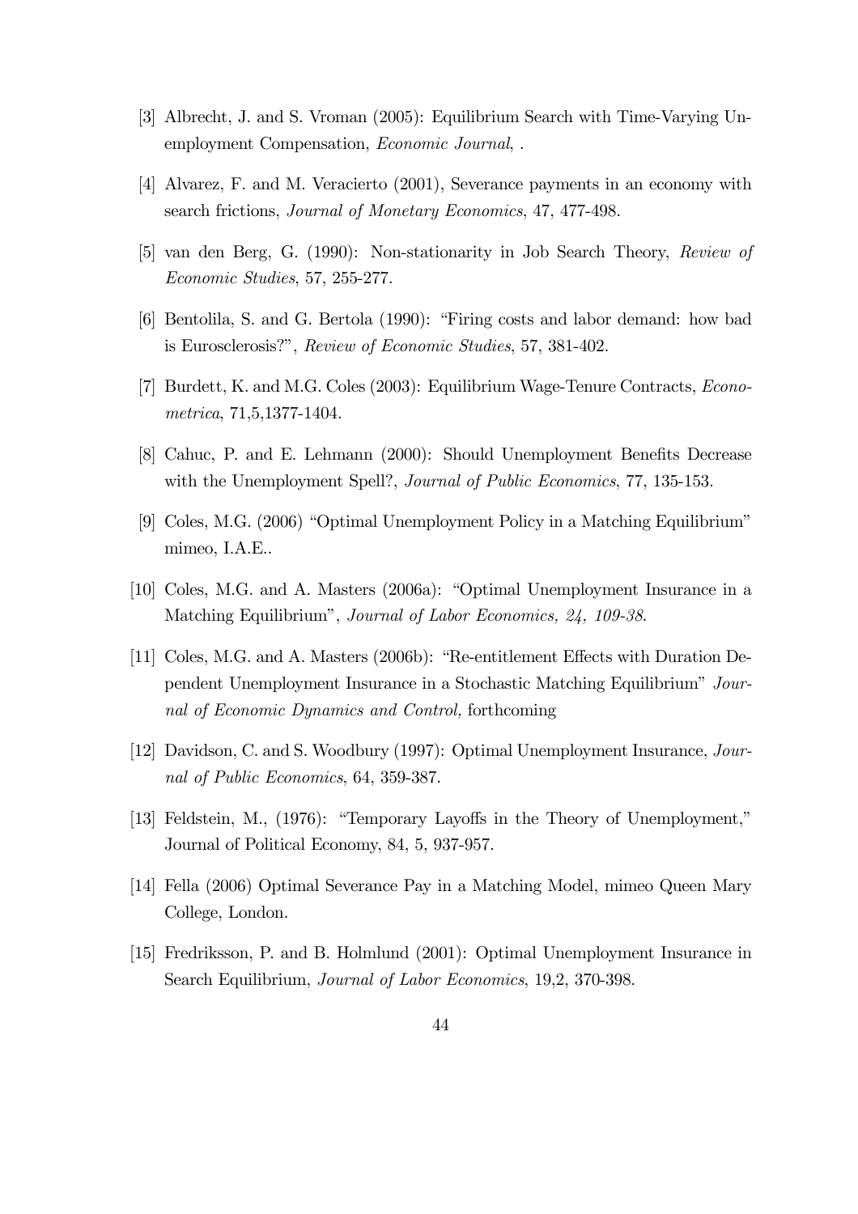[3] Albrecht, J. and S. Vroman (2005): Equilibrium Search with Time-Varying Unemployment Compensation, *Economic Journal*, .

[4] Alvarez, F. and M. Veracierto (2001), Severance payments in an economy with search frictions, *Journal of Monetary Economics*, 47, 477-498.

[5] van den Berg, G. (1990): Non-stationarity in Job Search Theory, *Review of Economic Studies*, 57, 255-277.

[6] Bentolila, S. and G. Bertola (1990): "Firing costs and labor demand: how bad is Eurosclerosis?", *Review of Economic Studies*, 57, 381-402.

[7] Burdett, K. and M.G. Coles (2003): Equilibrium Wage-Tenure Contracts, *Econometrica*, 71,5,1377-1404.

[8] Cahuc, P. and E. Lehmann (2000): Should Unemployment Benefits Decrease with the Unemployment Spell?, *Journal of Public Economics*, 77, 135-153.

[9] Coles, M.G. (2006) "Optimal Unemployment Policy in a Matching Equilibrium" mimeo, I.A.E..

[10] Coles, M.G. and A. Masters (2006a): "Optimal Unemployment Insurance in a Matching Equilibrium", *Journal of Labor Economics, 24, 109-38.*

[11] Coles, M.G. and A. Masters (2006b): "Re-entitlement Effects with Duration Dependent Unemployment Insurance in a Stochastic Matching Equilibrium" *Journal of Economic Dynamics and Control,* forthcoming

[12] Davidson, C. and S. Woodbury (1997): Optimal Unemployment Insurance, *Journal of Public Economics*, 64, 359-387.

[13] Feldstein, M., (1976): "Temporary Layoffs in the Theory of Unemployment," Journal of Political Economy, 84, 5, 937-957.

[14] Fella (2006) Optimal Severance Pay in a Matching Model, mimeo Queen Mary College, London.

[15] Fredriksson, P. and B. Holmlund (2001): Optimal Unemployment Insurance in Search Equilibrium, *Journal of Labor Economics*, 19,2, 370-398.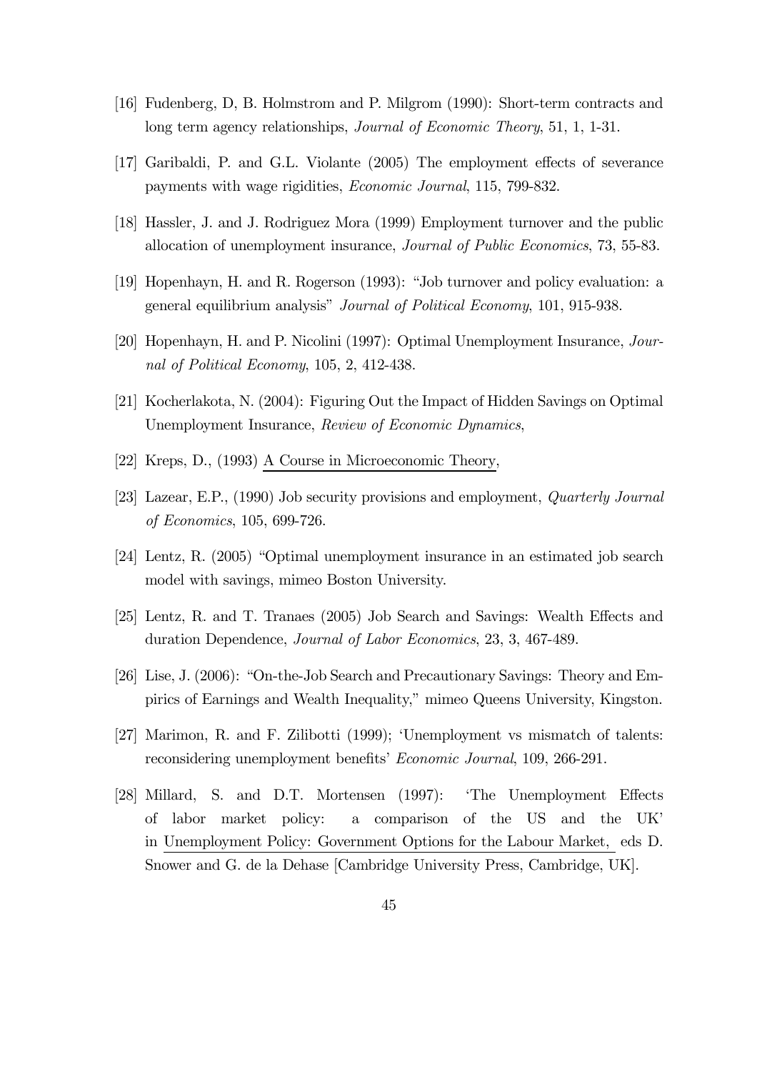[16] Fudenberg, D, B. Holmstrom and P. Milgrom (1990): Short-term contracts and long term agency relationships, *Journal of Economic Theory*, 51, 1, 1-31.

[17] Garibaldi, P. and G.L. Violante (2005) The employment effects of severance payments with wage rigidities, *Economic Journal*, 115, 799-832.

[18] Hassler, J. and J. Rodriguez Mora (1999) Employment turnover and the public allocation of unemployment insurance, *Journal of Public Economics*, 73, 55-83.

[19] Hopenhayn, H. and R. Rogerson (1993): "Job turnover and policy evaluation: a general equilibrium analysis" *Journal of Political Economy*, 101, 915-938.

[20] Hopenhayn, H. and P. Nicolini (1997): Optimal Unemployment Insurance, *Journal of Political Economy*, 105, 2, 412-438.

[21] Kocherlakota, N. (2004): Figuring Out the Impact of Hidden Savings on Optimal Unemployment Insurance, *Review of Economic Dynamics*,

[22] Kreps, D., (1993) A Course in Microeconomic Theory,

[23] Lazear, E.P., (1990) Job security provisions and employment, *Quarterly Journal of Economics*, 105, 699-726.

[24] Lentz, R. (2005) "Optimal unemployment insurance in an estimated job search model with savings, mimeo Boston University.

[25] Lentz, R. and T. Tranaes (2005) Job Search and Savings: Wealth Effects and duration Dependence, *Journal of Labor Economics*, 23, 3, 467-489.

[26] Lise, J. (2006): "On-the-Job Search and Precautionary Savings: Theory and Empirics of Earnings and Wealth Inequality," mimeo Queens University, Kingston.

[27] Marimon, R. and F. Zilibotti (1999); 'Unemployment vs mismatch of talents: reconsidering unemployment benefits' *Economic Journal*, 109, 266-291.

[28] Millard, S. and D.T. Mortensen (1997): 'The Unemployment Effects of labor market policy: a comparison of the US and the UK' in Unemployment Policy: Government Options for the Labour Market, eds D. Snower and G. de la Dehase [Cambridge University Press, Cambridge, UK].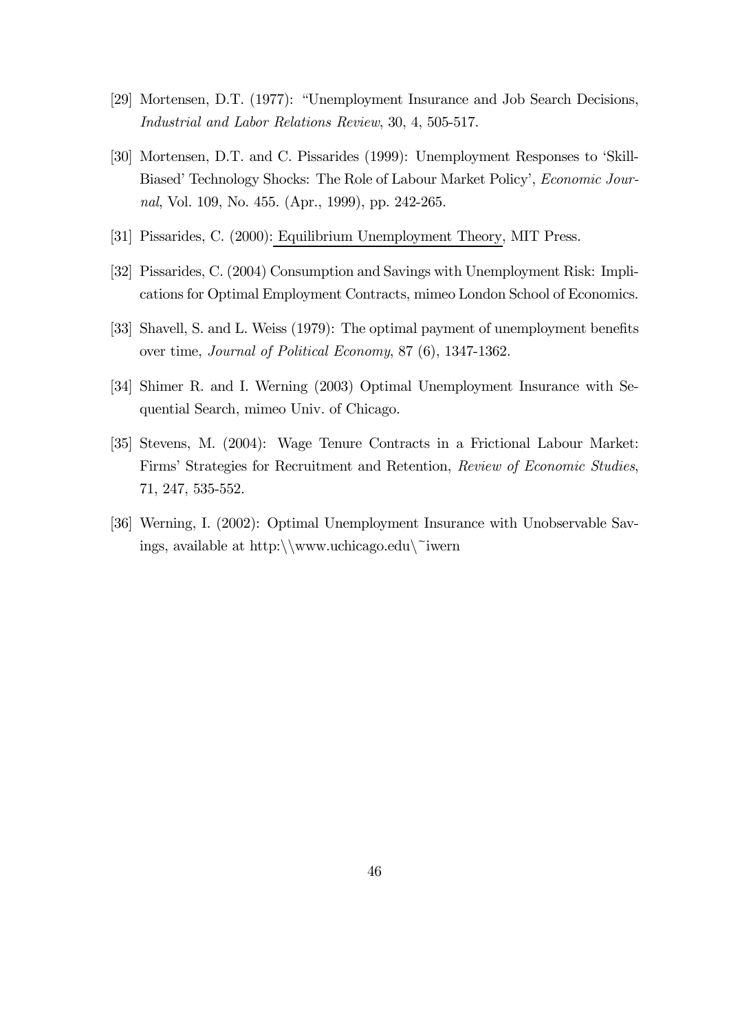[29] Mortensen, D.T. (1977): "Unemployment Insurance and Job Search Decisions, *Industrial and Labor Relations Review*, 30, 4, 505-517.

[30] Mortensen, D.T. and C. Pissarides (1999): Unemployment Responses to 'Skill-Biased' Technology Shocks: The Role of Labour Market Policy', *Economic Journal*, Vol. 109, No. 455. (Apr., 1999), pp. 242-265.

[31] Pissarides, C. (2000): Equilibrium Unemployment Theory, MIT Press.

[32] Pissarides, C. (2004) Consumption and Savings with Unemployment Risk: Implications for Optimal Employment Contracts, mimeo London School of Economics.

[33] Shavell, S. and L. Weiss (1979): The optimal payment of unemployment benefits over time, *Journal of Political Economy*, 87 (6), 1347-1362.

[34] Shimer R. and I. Werning (2003) Optimal Unemployment Insurance with Sequential Search, mimeo Univ. of Chicago.

[35] Stevens, M. (2004): Wage Tenure Contracts in a Frictional Labour Market: Firms' Strategies for Recruitment and Retention, *Review of Economic Studies*, 71, 247, 535-552.

[36] Werning, I. (2002): Optimal Unemployment Insurance with Unobservable Savings, available at http:\\www.uchicago.edu\~iwern